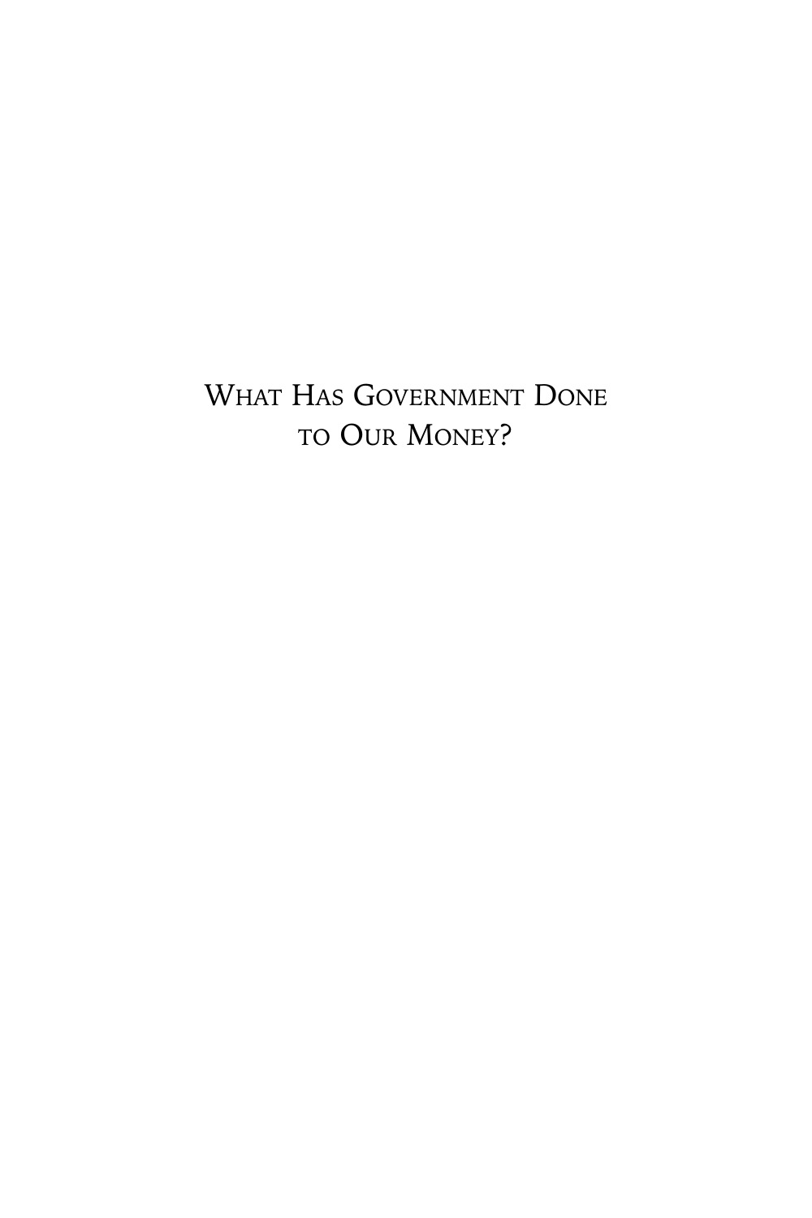# What Has Government Done to Our Money?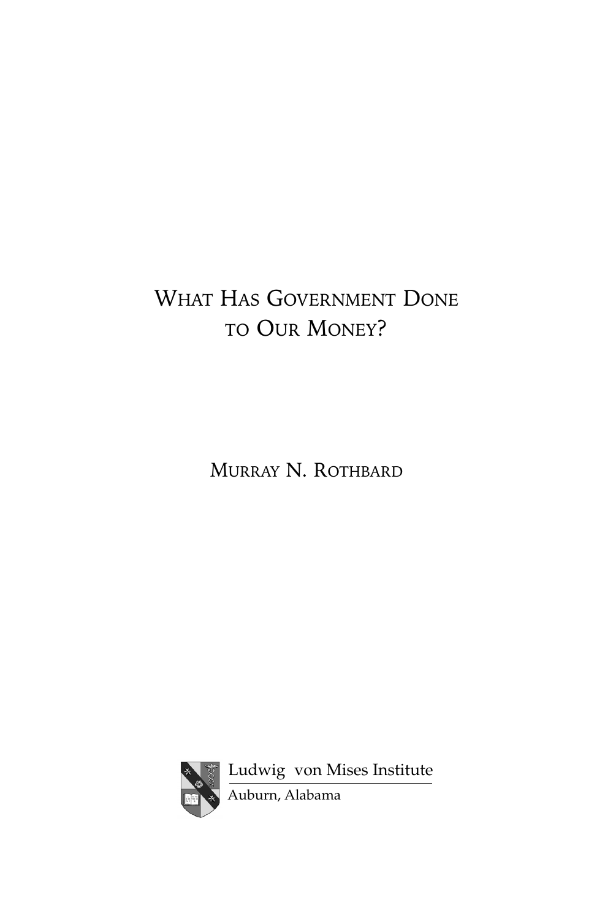# What Has Government Done to Our Money?

Murray N. Rothbard

Ludwig von Mises Institute

Auburn, Alabama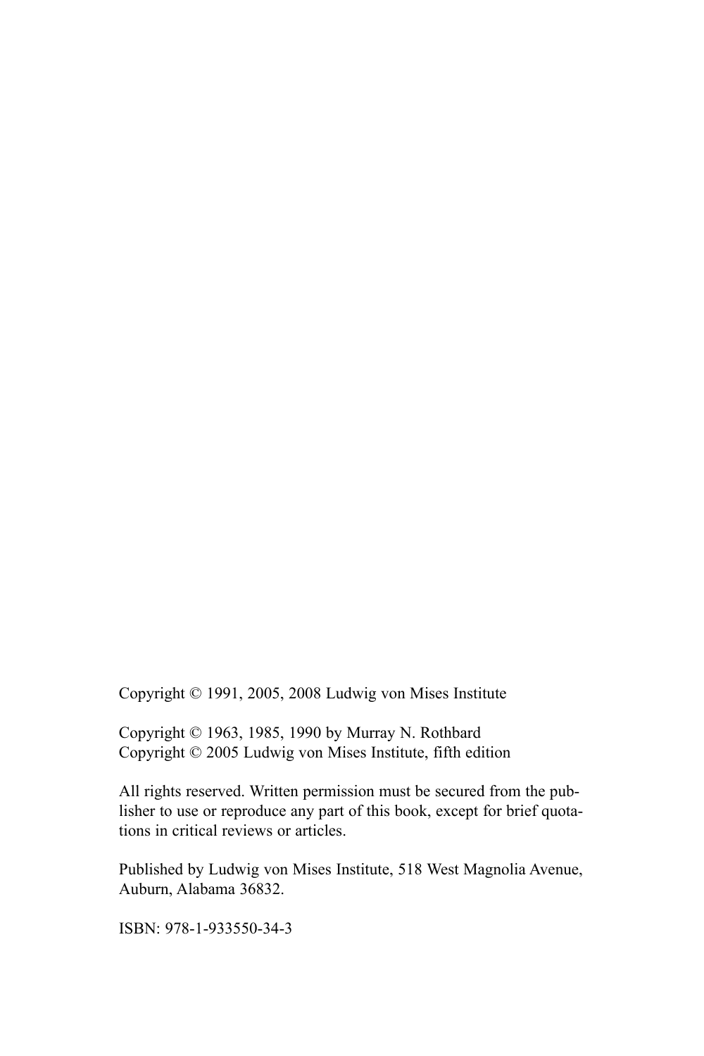Copyright © 1991, 2005, 2008 Ludwig von Mises Institute

Copyright © 1963, 1985, 1990 by Murray N. Rothbard
Copyright © 2005 Ludwig von Mises Institute, fifth edition

All rights reserved. Written permission must be secured from the publisher to use or reproduce any part of this book, except for brief quotations in critical reviews or articles.

Published by Ludwig von Mises Institute, 518 West Magnolia Avenue, Auburn, Alabama 36832.

ISBN: 978-1-933550-34-3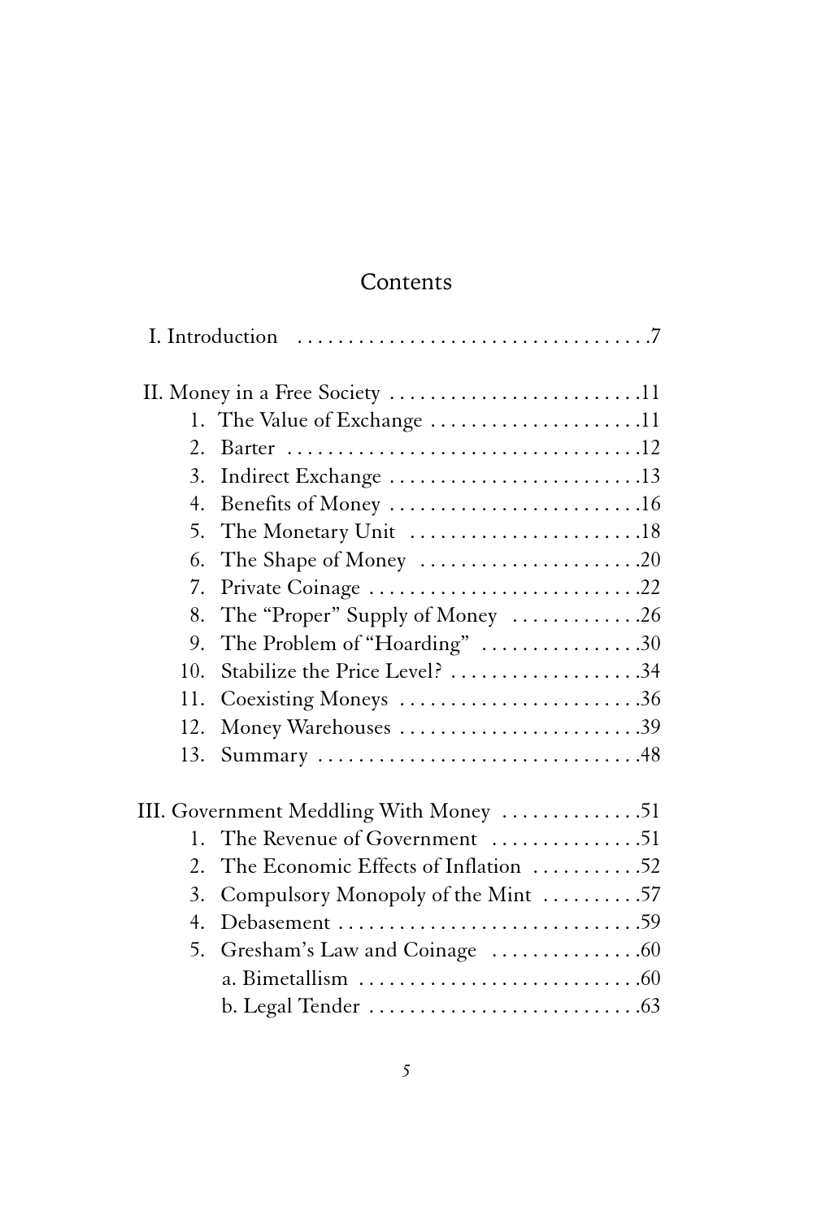# Contents

I. Introduction ....................................7

II. Money in a Free Society ..........................11

1. The Value of Exchange .....................11
2. Barter ...................................12
3. Indirect Exchange .........................13
4. Benefits of Money .........................16
5. The Monetary Unit .......................18
6. The Shape of Money ......................20
7. Private Coinage ...........................22
8. The "Proper" Supply of Money .............26
9. The Problem of "Hoarding" ................30
10. Stabilize the Price Level? ...................34
11. Coexisting Moneys ........................36
12. Money Warehouses ........................39
13. Summary ................................48

III. Government Meddling With Money ..............51

1. The Revenue of Government ...............51
2. The Economic Effects of Inflation ...........52
3. Compulsory Monopoly of the Mint ..........57
4. Debasement ..............................59
5. Gresham's Law and Coinage ...............60
   - a. Bimetallism ............................60
   - b. Legal Tender ...........................63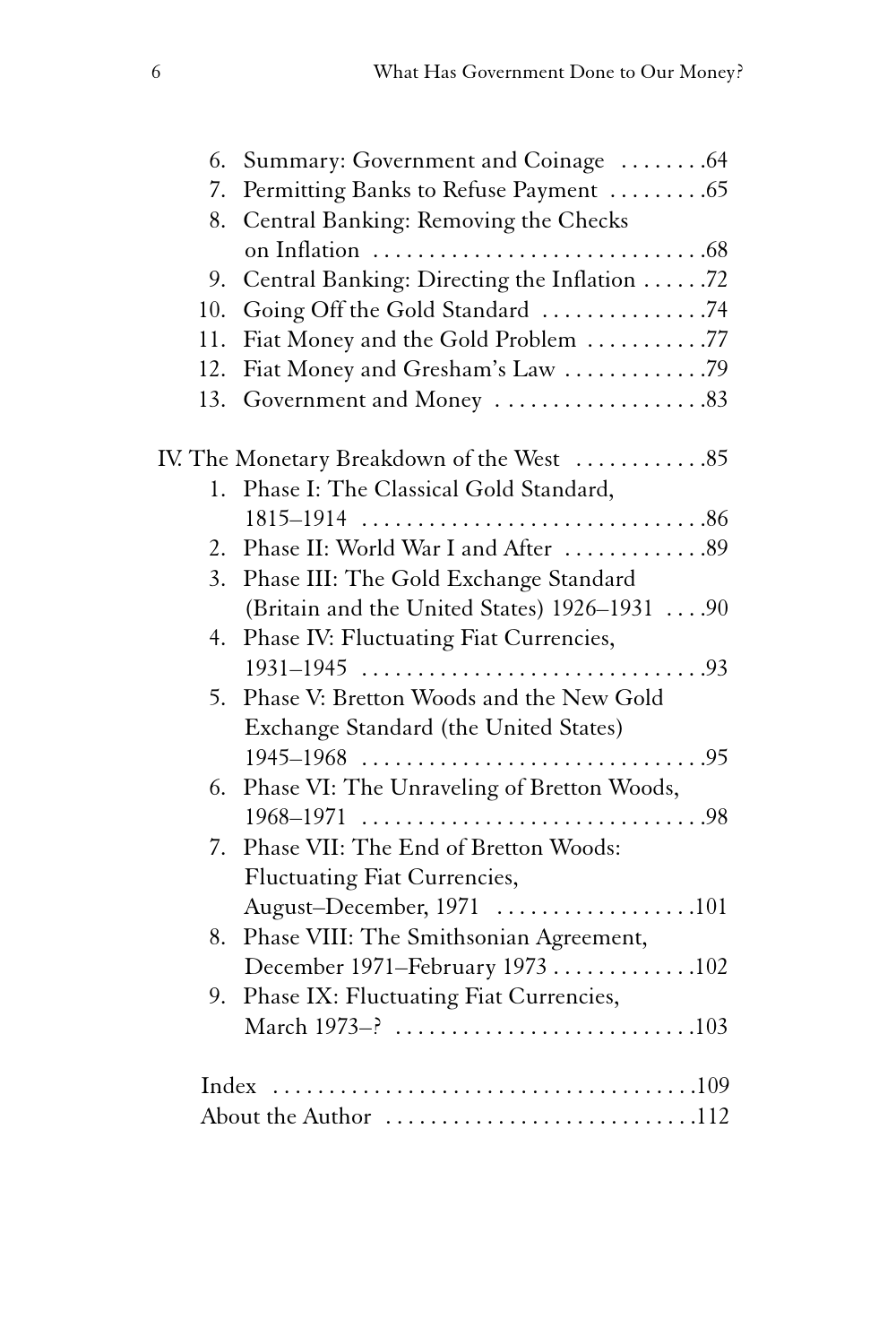6. Summary: Government and Coinage . . . . . . . .64
7. Permitting Banks to Refuse Payment . . . . . . . . .65
8. Central Banking: Removing the Checks on Inflation . . . . . . . . . . . . . . . . . . . . . . . . . . . . . .68
9. Central Banking: Directing the Inflation . . . . . .72
10. Going Off the Gold Standard . . . . . . . . . . . . . . .74
11. Fiat Money and the Gold Problem . . . . . . . . . . .77
12. Fiat Money and Gresham's Law . . . . . . . . . . . . .79
13. Government and Money . . . . . . . . . . . . . . . . . . .83

IV. The Monetary Breakdown of the West . . . . . . . . . . . .85

1. Phase I: The Classical Gold Standard, 1815–1914 . . . . . . . . . . . . . . . . . . . . . . . . . . . . . . .86
2. Phase II: World War I and After . . . . . . . . . . . . .89
3. Phase III: The Gold Exchange Standard (Britain and the United States) 1926–1931 . . . .90
4. Phase IV: Fluctuating Fiat Currencies, 1931–1945 . . . . . . . . . . . . . . . . . . . . . . . . . . . . . . .93
5. Phase V: Bretton Woods and the New Gold Exchange Standard (the United States) 1945–1968 . . . . . . . . . . . . . . . . . . . . . . . . . . . . . . .95
6. Phase VI: The Unraveling of Bretton Woods, 1968–1971 . . . . . . . . . . . . . . . . . . . . . . . . . . . . . . .98
7. Phase VII: The End of Bretton Woods: Fluctuating Fiat Currencies, August–December, 1971 . . . . . . . . . . . . . . . . . .101
8. Phase VIII: The Smithsonian Agreement, December 1971–February 1973 . . . . . . . . . . . . .102
9. Phase IX: Fluctuating Fiat Currencies, March 1973–? . . . . . . . . . . . . . . . . . . . . . . . . . . .103

Index . . . . . . . . . . . . . . . . . . . . . . . . . . . . . . . . . . . . . .109
About the Author . . . . . . . . . . . . . . . . . . . . . . . . . . . .112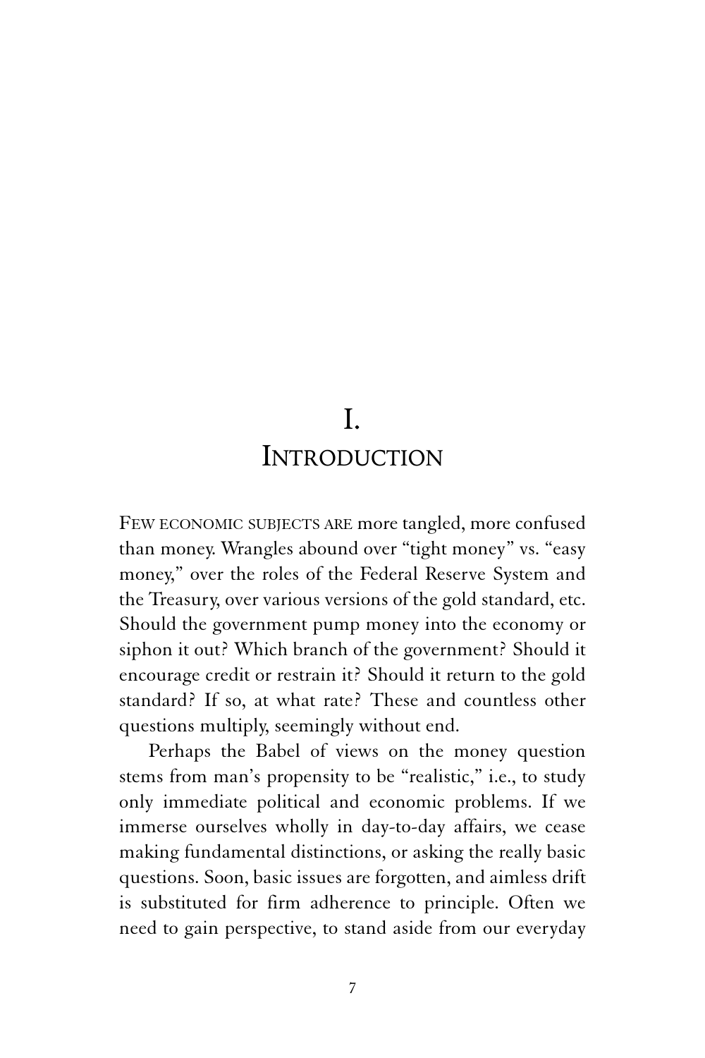# I. Introduction

FEW ECONOMIC SUBJECTS ARE more tangled, more confused than money. Wrangles abound over "tight money" vs. "easy money," over the roles of the Federal Reserve System and the Treasury, over various versions of the gold standard, etc. Should the government pump money into the economy or siphon it out? Which branch of the government? Should it encourage credit or restrain it? Should it return to the gold standard? If so, at what rate? These and countless other questions multiply, seemingly without end.

Perhaps the Babel of views on the money question stems from man's propensity to be "realistic," i.e., to study only immediate political and economic problems. If we immerse ourselves wholly in day-to-day affairs, we cease making fundamental distinctions, or asking the really basic questions. Soon, basic issues are forgotten, and aimless drift is substituted for firm adherence to principle. Often we need to gain perspective, to stand aside from our everyday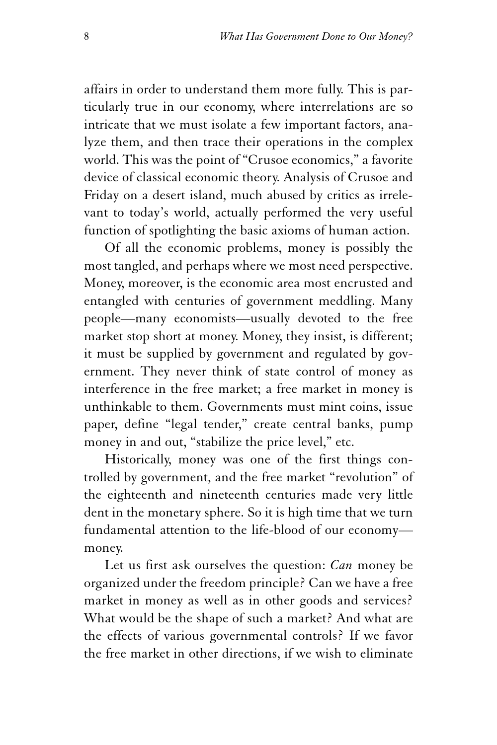affairs in order to understand them more fully. This is particularly true in our economy, where interrelations are so intricate that we must isolate a few important factors, analyze them, and then trace their operations in the complex world. This was the point of "Crusoe economics," a favorite device of classical economic theory. Analysis of Crusoe and Friday on a desert island, much abused by critics as irrelevant to today's world, actually performed the very useful function of spotlighting the basic axioms of human action.

Of all the economic problems, money is possibly the most tangled, and perhaps where we most need perspective. Money, moreover, is the economic area most encrusted and entangled with centuries of government meddling. Many people—many economists—usually devoted to the free market stop short at money. Money, they insist, is different; it must be supplied by government and regulated by government. They never think of state control of money as interference in the free market; a free market in money is unthinkable to them. Governments must mint coins, issue paper, define "legal tender," create central banks, pump money in and out, "stabilize the price level," etc.

Historically, money was one of the first things controlled by government, and the free market "revolution" of the eighteenth and nineteenth centuries made very little dent in the monetary sphere. So it is high time that we turn fundamental attention to the life-blood of our economy—money.

Let us first ask ourselves the question: *Can* money be organized under the freedom principle? Can we have a free market in money as well as in other goods and services? What would be the shape of such a market? And what are the effects of various governmental controls? If we favor the free market in other directions, if we wish to eliminate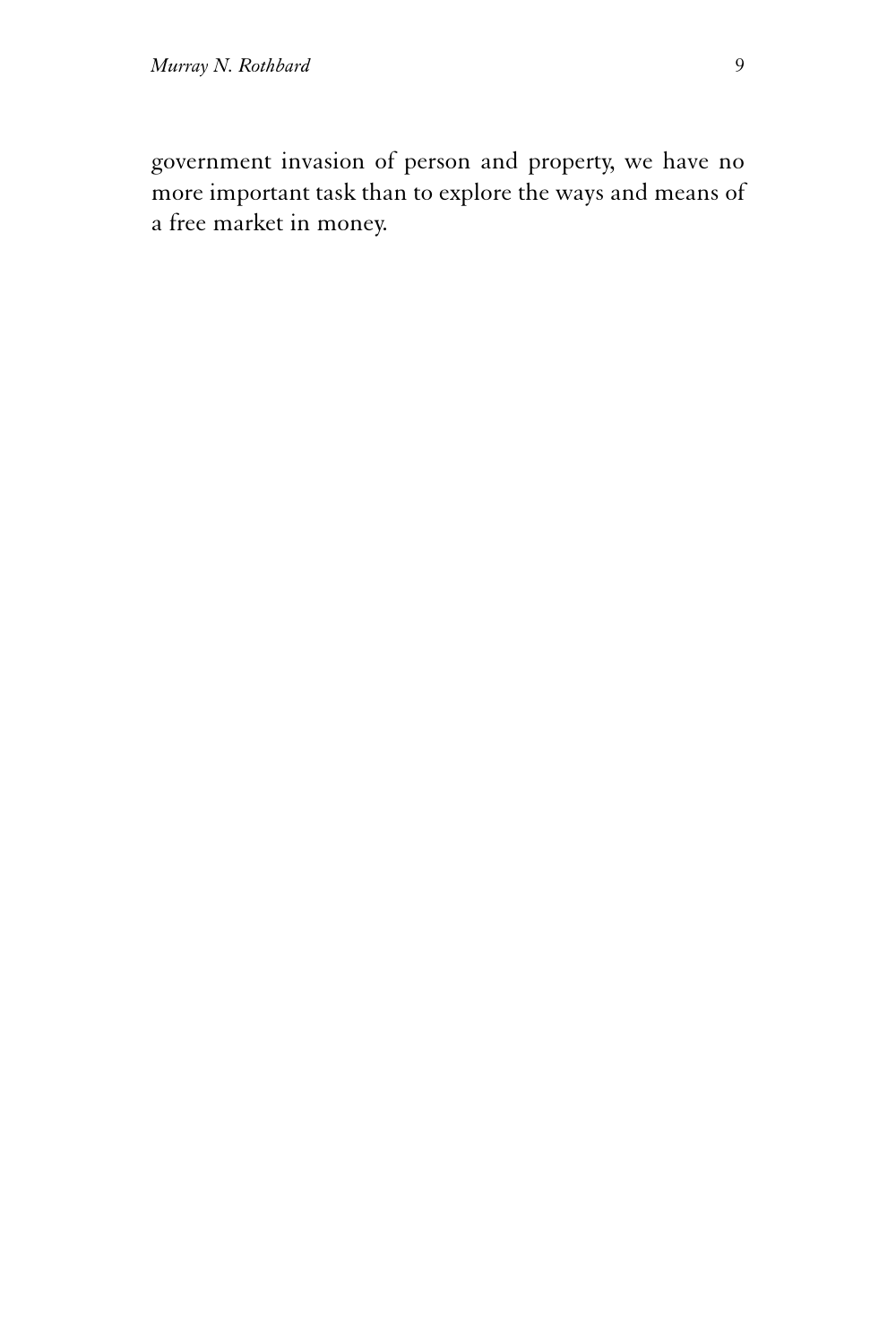government invasion of person and property, we have no more important task than to explore the ways and means of a free market in money.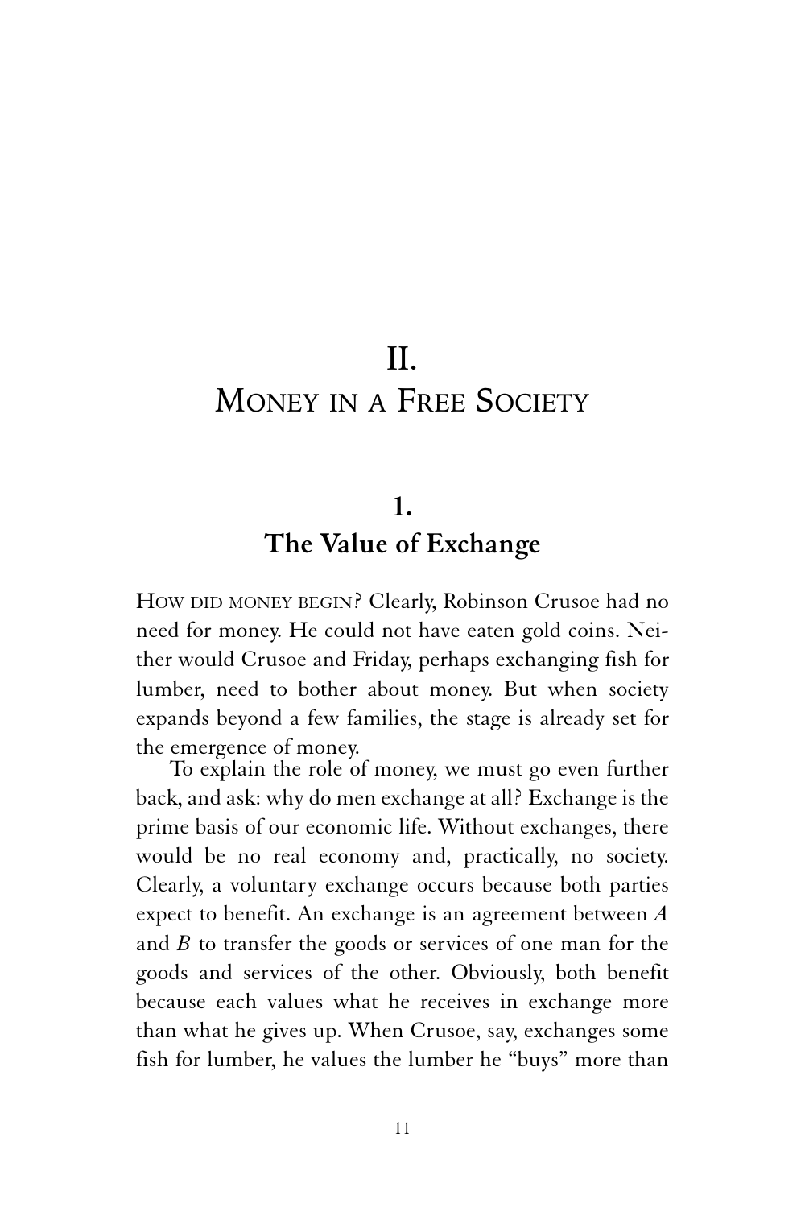# II. Money in a Free Society

## 1. The Value of Exchange

HOW DID MONEY BEGIN? Clearly, Robinson Crusoe had no need for money. He could not have eaten gold coins. Neither would Crusoe and Friday, perhaps exchanging fish for lumber, need to bother about money. But when society expands beyond a few families, the stage is already set for the emergence of money.

To explain the role of money, we must go even further back, and ask: why do men exchange at all? Exchange is the prime basis of our economic life. Without exchanges, there would be no real economy and, practically, no society. Clearly, a voluntary exchange occurs because both parties expect to benefit. An exchange is an agreement between *A* and *B* to transfer the goods or services of one man for the goods and services of the other. Obviously, both benefit because each values what he receives in exchange more than what he gives up. When Crusoe, say, exchanges some fish for lumber, he values the lumber he "buys" more than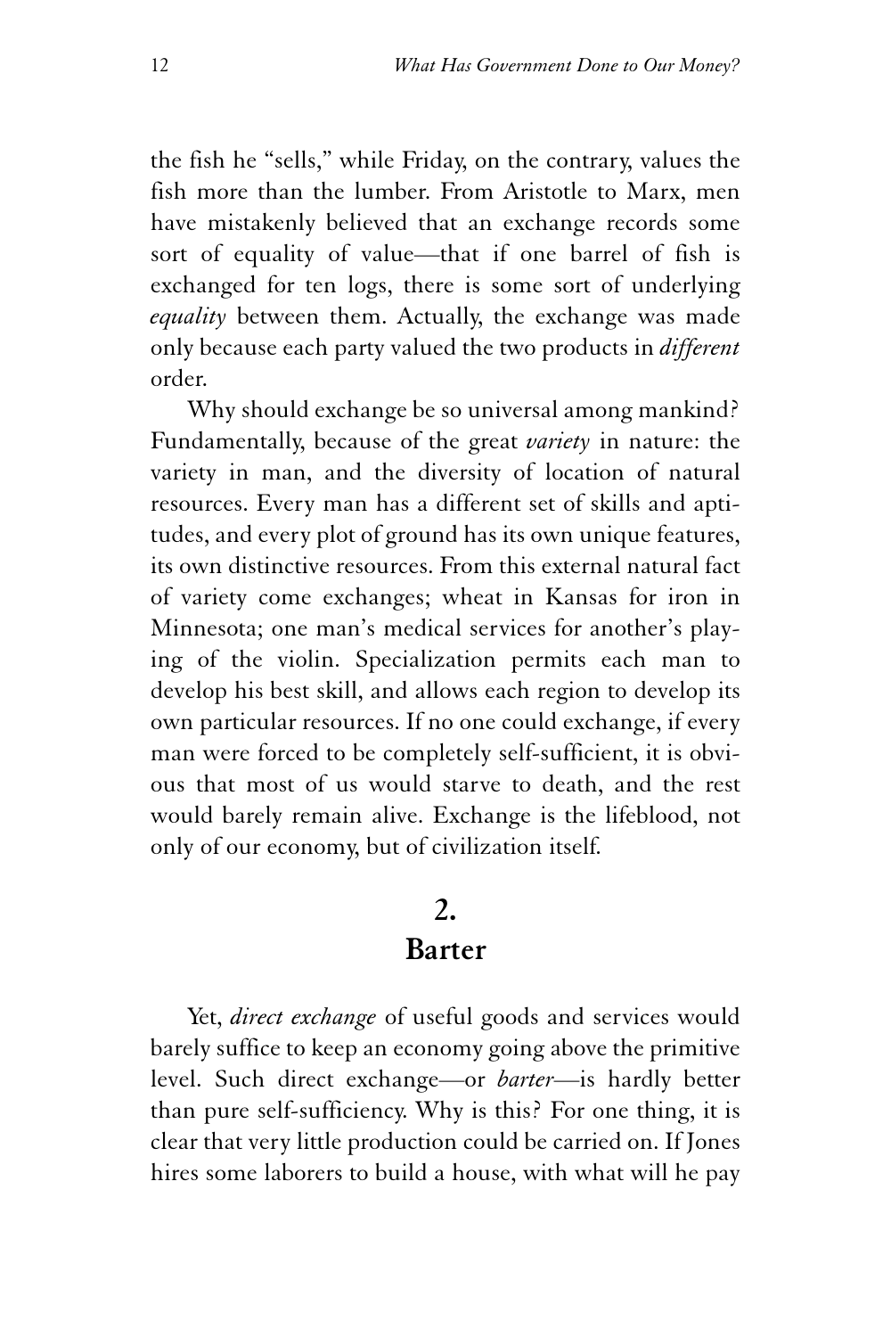the fish he "sells," while Friday, on the contrary, values the fish more than the lumber. From Aristotle to Marx, men have mistakenly believed that an exchange records some sort of equality of value—that if one barrel of fish is exchanged for ten logs, there is some sort of underlying *equality* between them. Actually, the exchange was made only because each party valued the two products in *different* order.

Why should exchange be so universal among mankind? Fundamentally, because of the great *variety* in nature: the variety in man, and the diversity of location of natural resources. Every man has a different set of skills and aptitudes, and every plot of ground has its own unique features, its own distinctive resources. From this external natural fact of variety come exchanges; wheat in Kansas for iron in Minnesota; one man's medical services for another's playing of the violin. Specialization permits each man to develop his best skill, and allows each region to develop its own particular resources. If no one could exchange, if every man were forced to be completely self-sufficient, it is obvious that most of us would starve to death, and the rest would barely remain alive. Exchange is the lifeblood, not only of our economy, but of civilization itself.

## 2. Barter

Yet, *direct exchange* of useful goods and services would barely suffice to keep an economy going above the primitive level. Such direct exchange—or *barter*—is hardly better than pure self-sufficiency. Why is this? For one thing, it is clear that very little production could be carried on. If Jones hires some laborers to build a house, with what will he pay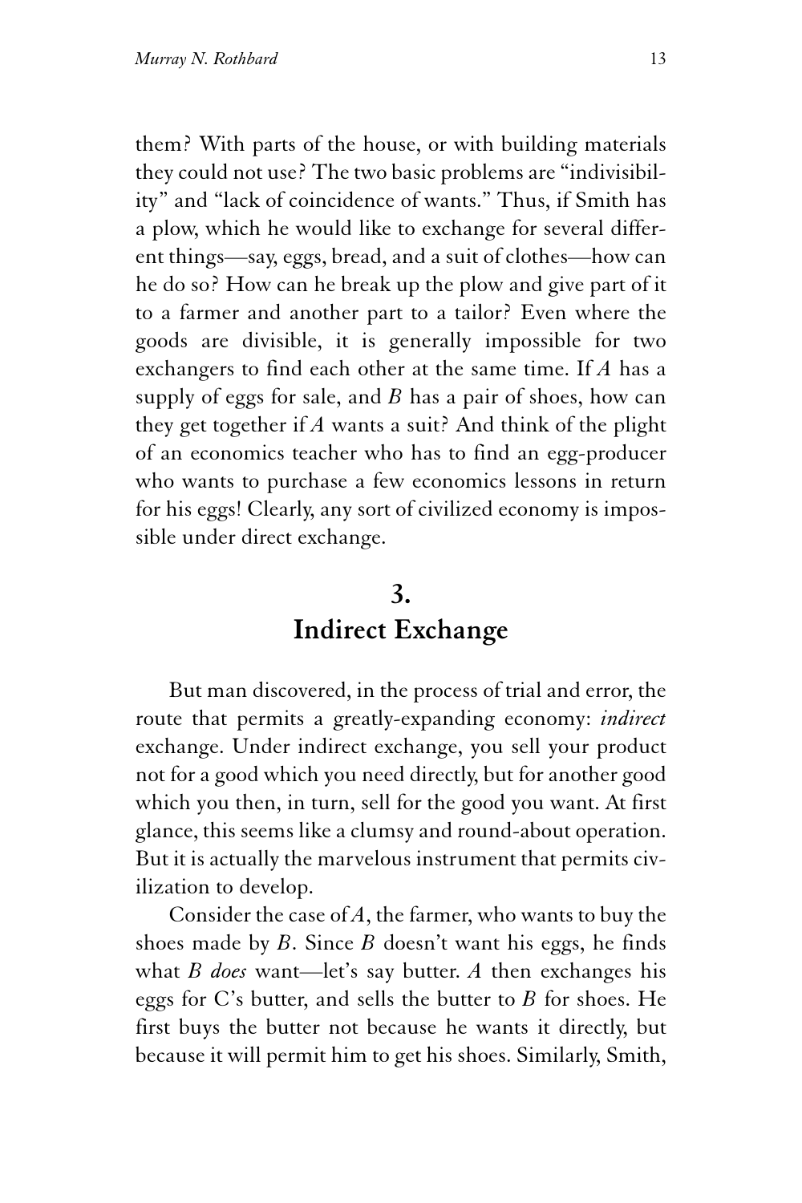them? With parts of the house, or with building materials they could not use? The two basic problems are "indivisibility" and "lack of coincidence of wants." Thus, if Smith has a plow, which he would like to exchange for several different things—say, eggs, bread, and a suit of clothes—how can he do so? How can he break up the plow and give part of it to a farmer and another part to a tailor? Even where the goods are divisible, it is generally impossible for two exchangers to find each other at the same time. If *A* has a supply of eggs for sale, and *B* has a pair of shoes, how can they get together if *A* wants a suit? And think of the plight of an economics teacher who has to find an egg-producer who wants to purchase a few economics lessons in return for his eggs! Clearly, any sort of civilized economy is impossible under direct exchange.

## 3.
## Indirect Exchange

But man discovered, in the process of trial and error, the route that permits a greatly-expanding economy: *indirect* exchange. Under indirect exchange, you sell your product not for a good which you need directly, but for another good which you then, in turn, sell for the good you want. At first glance, this seems like a clumsy and round-about operation. But it is actually the marvelous instrument that permits civilization to develop.

Consider the case of *A*, the farmer, who wants to buy the shoes made by *B*. Since *B* doesn't want his eggs, he finds what *B* *does* want—let's say butter. *A* then exchanges his eggs for C's butter, and sells the butter to *B* for shoes. He first buys the butter not because he wants it directly, but because it will permit him to get his shoes. Similarly, Smith,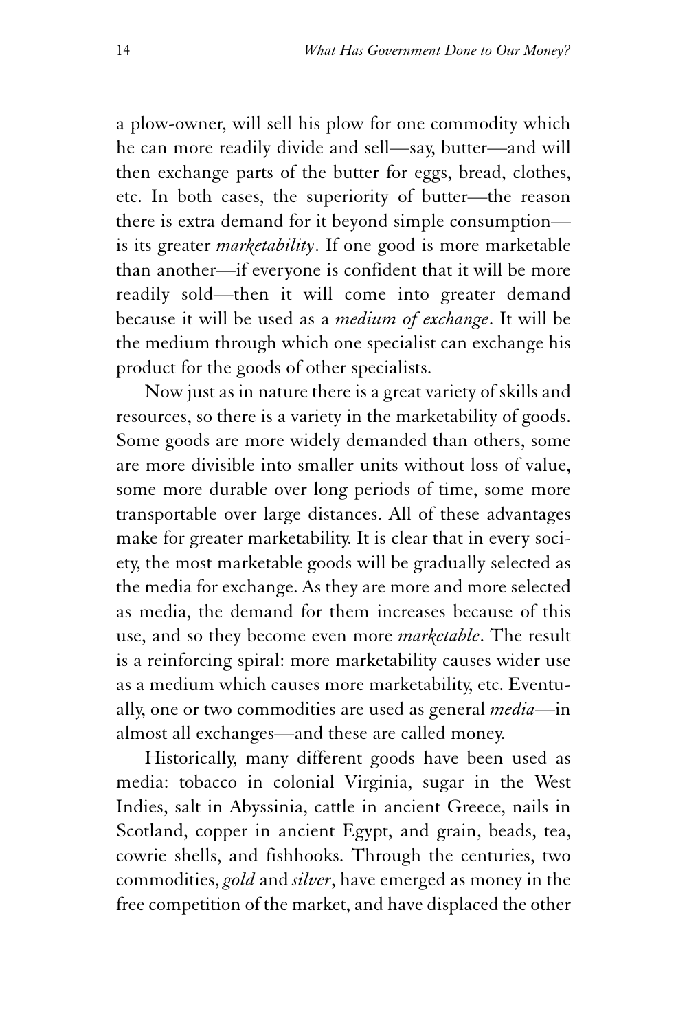a plow-owner, will sell his plow for one commodity which he can more readily divide and sell—say, butter—and will then exchange parts of the butter for eggs, bread, clothes, etc. In both cases, the superiority of butter—the reason there is extra demand for it beyond simple consumption—is its greater *marketability*. If one good is more marketable than another—if everyone is confident that it will be more readily sold—then it will come into greater demand because it will be used as a *medium of exchange*. It will be the medium through which one specialist can exchange his product for the goods of other specialists.

Now just as in nature there is a great variety of skills and resources, so there is a variety in the marketability of goods. Some goods are more widely demanded than others, some are more divisible into smaller units without loss of value, some more durable over long periods of time, some more transportable over large distances. All of these advantages make for greater marketability. It is clear that in every society, the most marketable goods will be gradually selected as the media for exchange. As they are more and more selected as media, the demand for them increases because of this use, and so they become even more *marketable*. The result is a reinforcing spiral: more marketability causes wider use as a medium which causes more marketability, etc. Eventually, one or two commodities are used as general *media*—in almost all exchanges—and these are called money.

Historically, many different goods have been used as media: tobacco in colonial Virginia, sugar in the West Indies, salt in Abyssinia, cattle in ancient Greece, nails in Scotland, copper in ancient Egypt, and grain, beads, tea, cowrie shells, and fishhooks. Through the centuries, two commodities, *gold* and *silver*, have emerged as money in the free competition of the market, and have displaced the other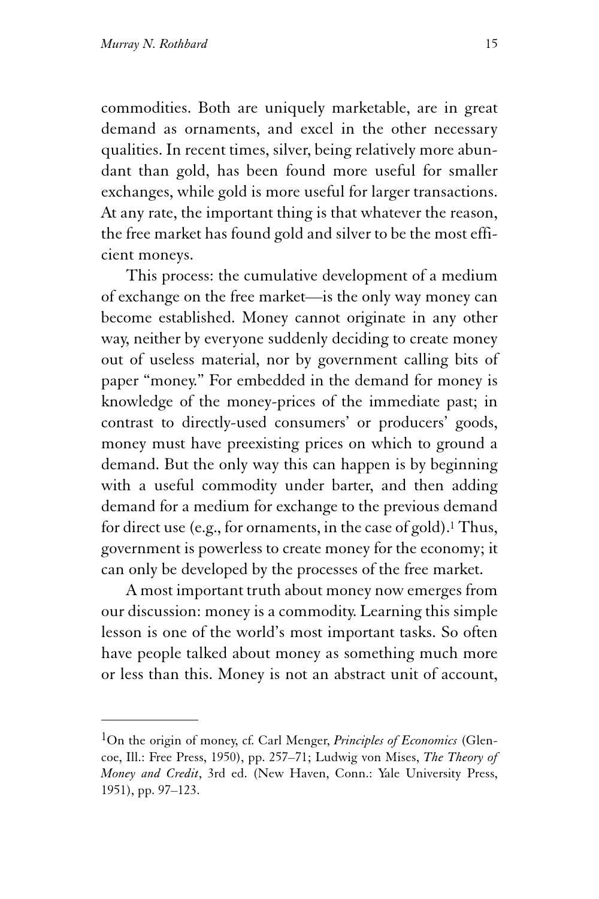commodities. Both are uniquely marketable, are in great demand as ornaments, and excel in the other necessary qualities. In recent times, silver, being relatively more abundant than gold, has been found more useful for smaller exchanges, while gold is more useful for larger transactions. At any rate, the important thing is that whatever the reason, the free market has found gold and silver to be the most efficient moneys.

This process: the cumulative development of a medium of exchange on the free market—is the only way money can become established. Money cannot originate in any other way, neither by everyone suddenly deciding to create money out of useless material, nor by government calling bits of paper "money." For embedded in the demand for money is knowledge of the money-prices of the immediate past; in contrast to directly-used consumers' or producers' goods, money must have preexisting prices on which to ground a demand. But the only way this can happen is by beginning with a useful commodity under barter, and then adding demand for a medium for exchange to the previous demand for direct use (e.g., for ornaments, in the case of gold).[1] Thus, government is powerless to create money for the economy; it can only be developed by the processes of the free market.

A most important truth about money now emerges from our discussion: money is a commodity. Learning this simple lesson is one of the world's most important tasks. So often have people talked about money as something much more or less than this. Money is not an abstract unit of account,

---

[1]On the origin of money, cf. Carl Menger, *Principles of Economics* (Glencoe, Ill.: Free Press, 1950), pp. 257–71; Ludwig von Mises, *The Theory of Money and Credit*, 3rd ed. (New Haven, Conn.: Yale University Press, 1951), pp. 97–123.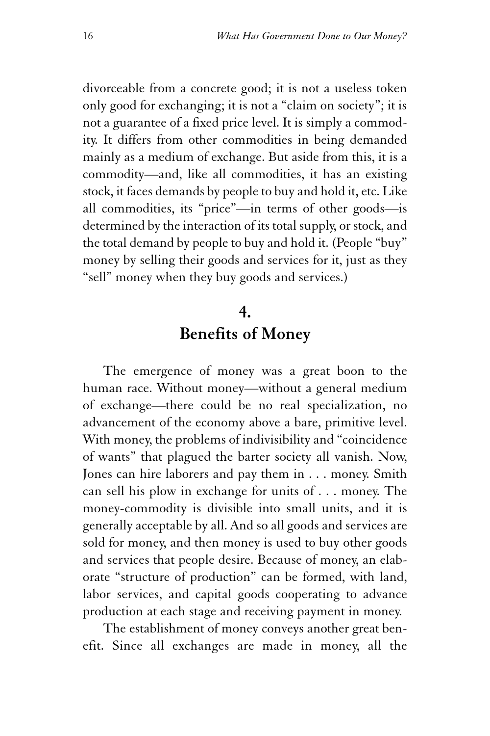divorceable from a concrete good; it is not a useless token only good for exchanging; it is not a "claim on society"; it is not a guarantee of a fixed price level. It is simply a commodity. It differs from other commodities in being demanded mainly as a medium of exchange. But aside from this, it is a commodity—and, like all commodities, it has an existing stock, it faces demands by people to buy and hold it, etc. Like all commodities, its "price"—in terms of other goods—is determined by the interaction of its total supply, or stock, and the total demand by people to buy and hold it. (People "buy" money by selling their goods and services for it, just as they "sell" money when they buy goods and services.)

## 4. Benefits of Money

The emergence of money was a great boon to the human race. Without money—without a general medium of exchange—there could be no real specialization, no advancement of the economy above a bare, primitive level. With money, the problems of indivisibility and "coincidence of wants" that plagued the barter society all vanish. Now, Jones can hire laborers and pay them in . . . money. Smith can sell his plow in exchange for units of . . . money. The money-commodity is divisible into small units, and it is generally acceptable by all. And so all goods and services are sold for money, and then money is used to buy other goods and services that people desire. Because of money, an elaborate "structure of production" can be formed, with land, labor services, and capital goods cooperating to advance production at each stage and receiving payment in money.

The establishment of money conveys another great benefit. Since all exchanges are made in money, all the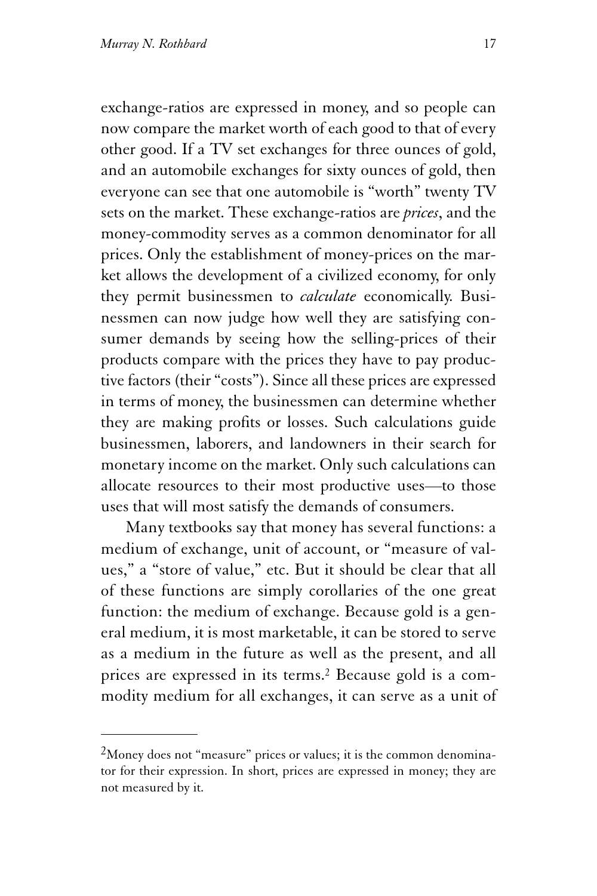exchange-ratios are expressed in money, and so people can now compare the market worth of each good to that of every other good. If a TV set exchanges for three ounces of gold, and an automobile exchanges for sixty ounces of gold, then everyone can see that one automobile is "worth" twenty TV sets on the market. These exchange-ratios are *prices*, and the money-commodity serves as a common denominator for all prices. Only the establishment of money-prices on the market allows the development of a civilized economy, for only they permit businessmen to *calculate* economically. Businessmen can now judge how well they are satisfying consumer demands by seeing how the selling-prices of their products compare with the prices they have to pay productive factors (their "costs"). Since all these prices are expressed in terms of money, the businessmen can determine whether they are making profits or losses. Such calculations guide businessmen, laborers, and landowners in their search for monetary income on the market. Only such calculations can allocate resources to their most productive uses—to those uses that will most satisfy the demands of consumers.

Many textbooks say that money has several functions: a medium of exchange, unit of account, or "measure of values," a "store of value," etc. But it should be clear that all of these functions are simply corollaries of the one great function: the medium of exchange. Because gold is a general medium, it is most marketable, it can be stored to serve as a medium in the future as well as the present, and all prices are expressed in its terms.[2] Because gold is a commodity medium for all exchanges, it can serve as a unit of

---

[2]Money does not "measure" prices or values; it is the common denominator for their expression. In short, prices are expressed in money; they are not measured by it.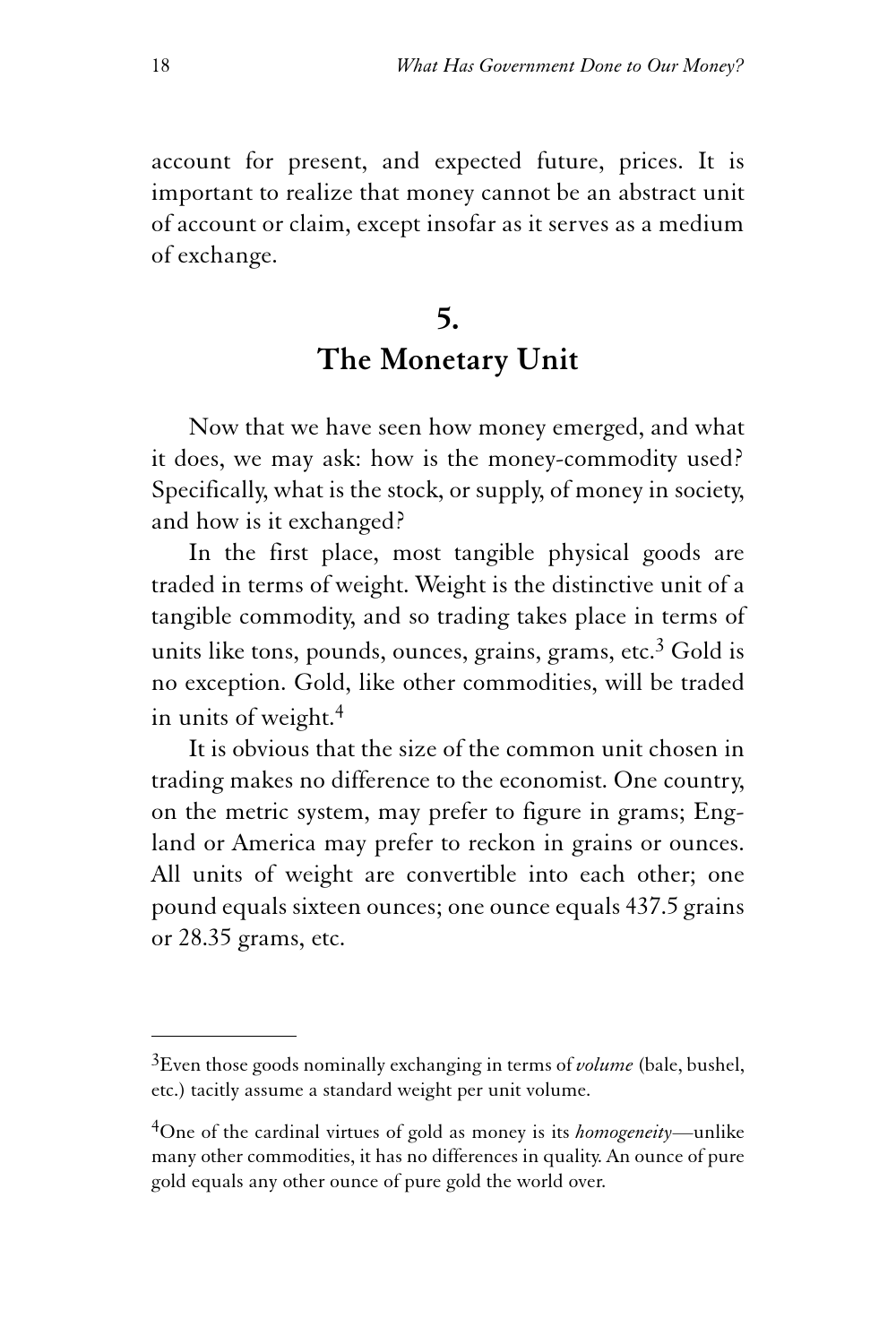account for present, and expected future, prices. It is important to realize that money cannot be an abstract unit of account or claim, except insofar as it serves as a medium of exchange.

## 5. The Monetary Unit

Now that we have seen how money emerged, and what it does, we may ask: how is the money-commodity used? Specifically, what is the stock, or supply, of money in society, and how is it exchanged?

In the first place, most tangible physical goods are traded in terms of weight. Weight is the distinctive unit of a tangible commodity, and so trading takes place in terms of units like tons, pounds, ounces, grains, grams, etc.[3] Gold is no exception. Gold, like other commodities, will be traded in units of weight.[4]

It is obvious that the size of the common unit chosen in trading makes no difference to the economist. One country, on the metric system, may prefer to figure in grams; England or America may prefer to reckon in grains or ounces. All units of weight are convertible into each other; one pound equals sixteen ounces; one ounce equals 437.5 grains or 28.35 grams, etc.

---

[3]Even those goods nominally exchanging in terms of *volume* (bale, bushel, etc.) tacitly assume a standard weight per unit volume.

[4]One of the cardinal virtues of gold as money is its *homogeneity*—unlike many other commodities, it has no differences in quality. An ounce of pure gold equals any other ounce of pure gold the world over.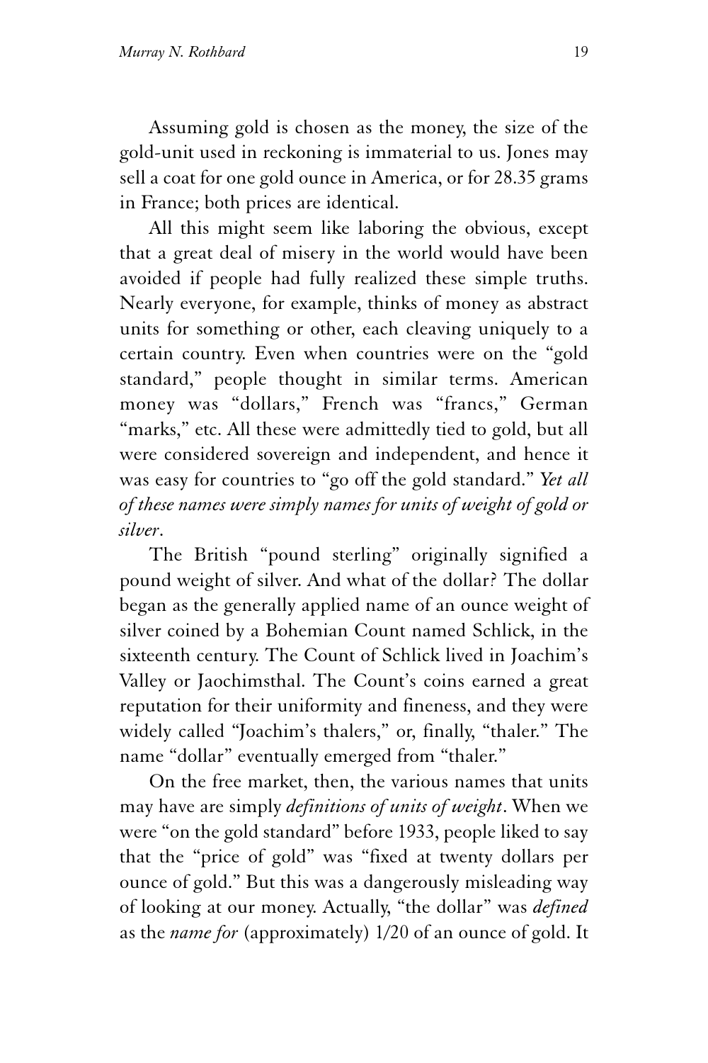Assuming gold is chosen as the money, the size of the gold-unit used in reckoning is immaterial to us. Jones may sell a coat for one gold ounce in America, or for 28.35 grams in France; both prices are identical.

All this might seem like laboring the obvious, except that a great deal of misery in the world would have been avoided if people had fully realized these simple truths. Nearly everyone, for example, thinks of money as abstract units for something or other, each cleaving uniquely to a certain country. Even when countries were on the "gold standard," people thought in similar terms. American money was "dollars," French was "francs," German "marks," etc. All these were admittedly tied to gold, but all were considered sovereign and independent, and hence it was easy for countries to "go off the gold standard." *Yet all of these names were simply names for units of weight of gold or silver*.

The British "pound sterling" originally signified a pound weight of silver. And what of the dollar? The dollar began as the generally applied name of an ounce weight of silver coined by a Bohemian Count named Schlick, in the sixteenth century. The Count of Schlick lived in Joachim's Valley or Jaochimsthal. The Count's coins earned a great reputation for their uniformity and fineness, and they were widely called "Joachim's thalers," or, finally, "thaler." The name "dollar" eventually emerged from "thaler."

On the free market, then, the various names that units may have are simply *definitions of units of weight*. When we were "on the gold standard" before 1933, people liked to say that the "price of gold" was "fixed at twenty dollars per ounce of gold." But this was a dangerously misleading way of looking at our money. Actually, "the dollar" was *defined* as the *name for* (approximately) 1/20 of an ounce of gold. It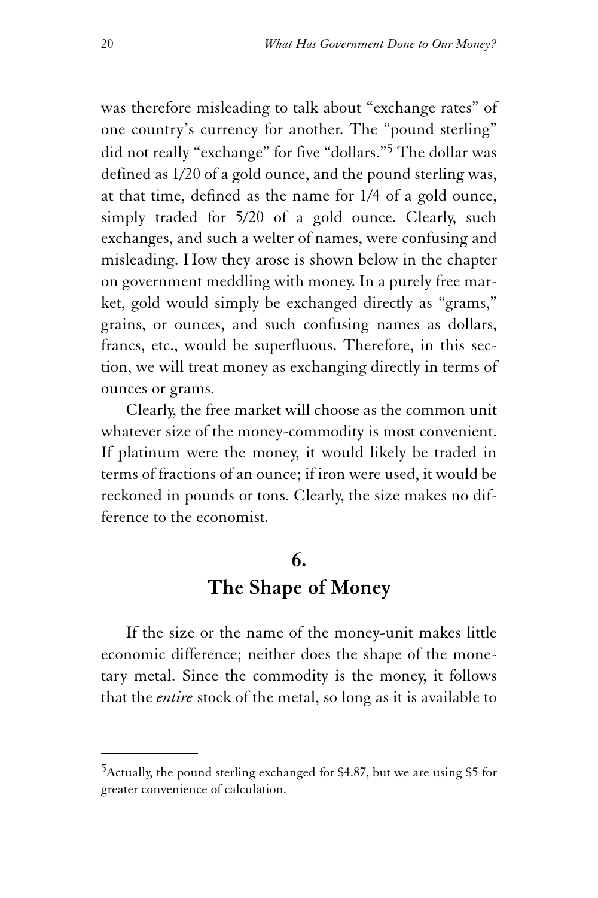was therefore misleading to talk about "exchange rates" of one country's currency for another. The "pound sterling" did not really "exchange" for five "dollars."[5] The dollar was defined as 1/20 of a gold ounce, and the pound sterling was, at that time, defined as the name for 1/4 of a gold ounce, simply traded for 5/20 of a gold ounce. Clearly, such exchanges, and such a welter of names, were confusing and misleading. How they arose is shown below in the chapter on government meddling with money. In a purely free market, gold would simply be exchanged directly as "grams," grains, or ounces, and such confusing names as dollars, francs, etc., would be superfluous. Therefore, in this section, we will treat money as exchanging directly in terms of ounces or grams.

Clearly, the free market will choose as the common unit whatever size of the money-commodity is most convenient. If platinum were the money, it would likely be traded in terms of fractions of an ounce; if iron were used, it would be reckoned in pounds or tons. Clearly, the size makes no difference to the economist.

## 6.
## The Shape of Money

If the size or the name of the money-unit makes little economic difference; neither does the shape of the monetary metal. Since the commodity is the money, it follows that the *entire* stock of the metal, so long as it is available to

[5] Actually, the pound sterling exchanged for \$4.87, but we are using \$5 for greater convenience of calculation.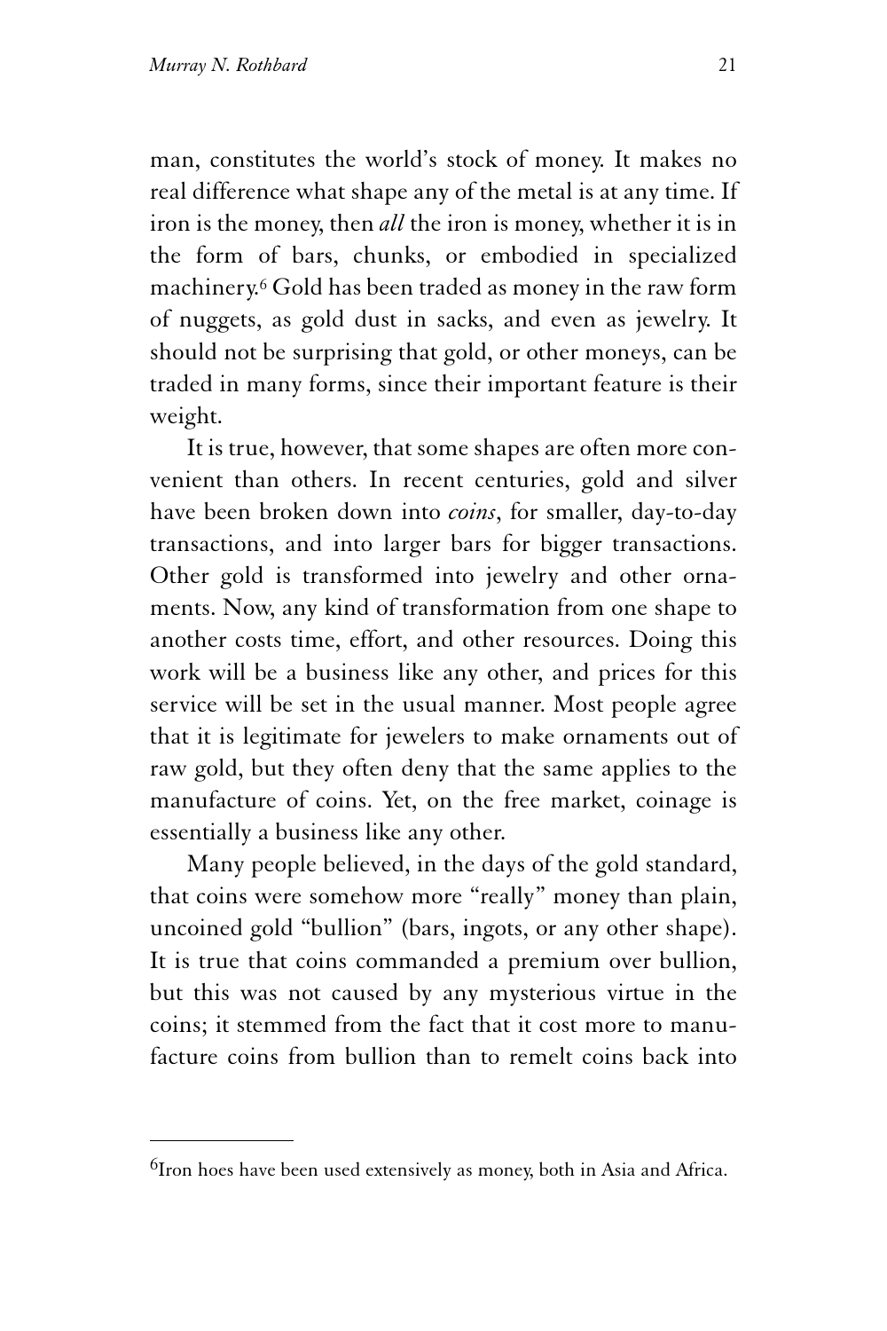man, constitutes the world's stock of money. It makes no real difference what shape any of the metal is at any time. If iron is the money, then *all* the iron is money, whether it is in the form of bars, chunks, or embodied in specialized machinery.[6] Gold has been traded as money in the raw form of nuggets, as gold dust in sacks, and even as jewelry. It should not be surprising that gold, or other moneys, can be traded in many forms, since their important feature is their weight.

It is true, however, that some shapes are often more convenient than others. In recent centuries, gold and silver have been broken down into *coins*, for smaller, day-to-day transactions, and into larger bars for bigger transactions. Other gold is transformed into jewelry and other ornaments. Now, any kind of transformation from one shape to another costs time, effort, and other resources. Doing this work will be a business like any other, and prices for this service will be set in the usual manner. Most people agree that it is legitimate for jewelers to make ornaments out of raw gold, but they often deny that the same applies to the manufacture of coins. Yet, on the free market, coinage is essentially a business like any other.

Many people believed, in the days of the gold standard, that coins were somehow more "really" money than plain, uncoined gold "bullion" (bars, ingots, or any other shape). It is true that coins commanded a premium over bullion, but this was not caused by any mysterious virtue in the coins; it stemmed from the fact that it cost more to manufacture coins from bullion than to remelt coins back into

---

[6]Iron hoes have been used extensively as money, both in Asia and Africa.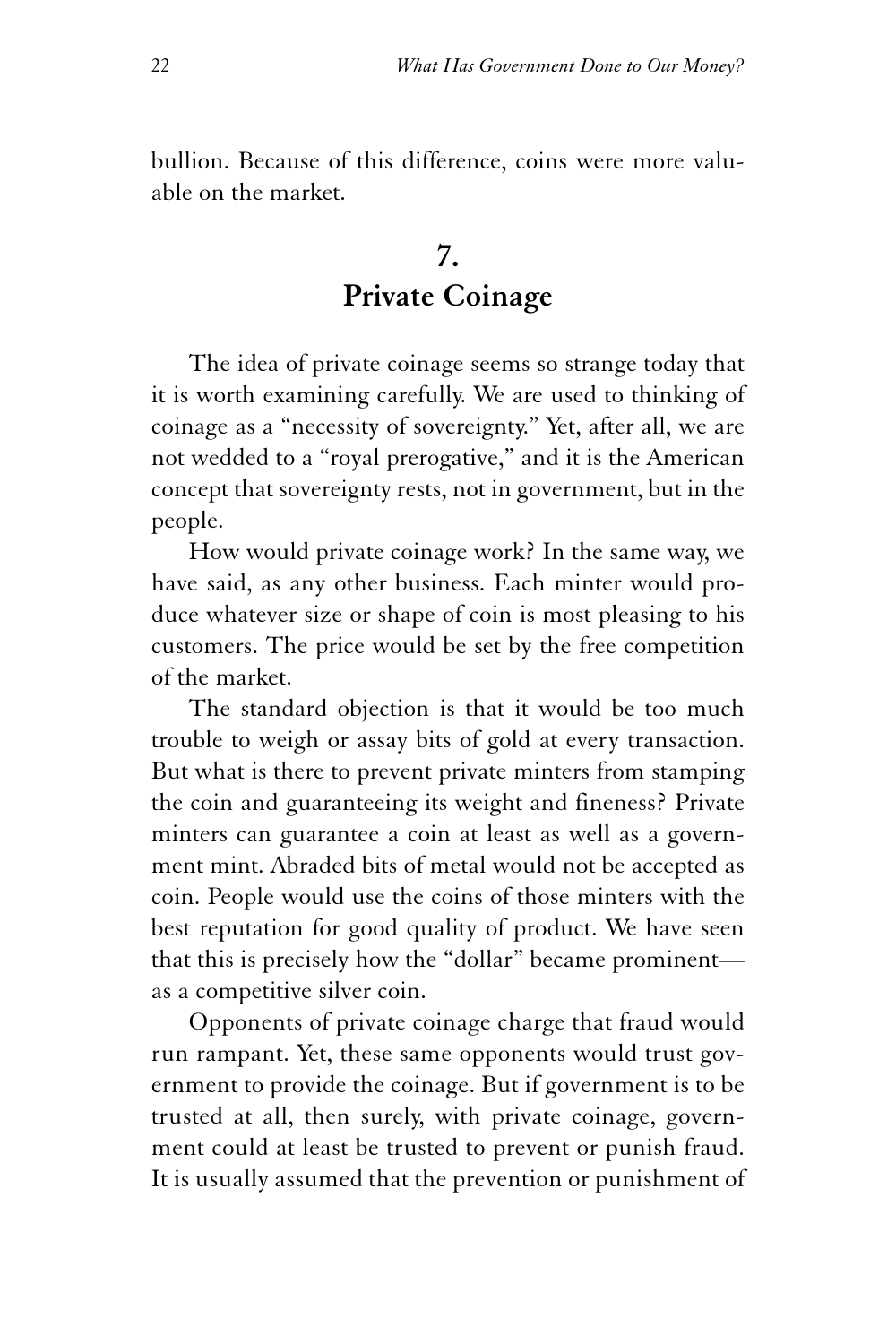bullion. Because of this difference, coins were more valuable on the market.

## 7. Private Coinage

The idea of private coinage seems so strange today that it is worth examining carefully. We are used to thinking of coinage as a "necessity of sovereignty." Yet, after all, we are not wedded to a "royal prerogative," and it is the American concept that sovereignty rests, not in government, but in the people.

How would private coinage work? In the same way, we have said, as any other business. Each minter would produce whatever size or shape of coin is most pleasing to his customers. The price would be set by the free competition of the market.

The standard objection is that it would be too much trouble to weigh or assay bits of gold at every transaction. But what is there to prevent private minters from stamping the coin and guaranteeing its weight and fineness? Private minters can guarantee a coin at least as well as a government mint. Abraded bits of metal would not be accepted as coin. People would use the coins of those minters with the best reputation for good quality of product. We have seen that this is precisely how the "dollar" became prominent—as a competitive silver coin.

Opponents of private coinage charge that fraud would run rampant. Yet, these same opponents would trust government to provide the coinage. But if government is to be trusted at all, then surely, with private coinage, government could at least be trusted to prevent or punish fraud. It is usually assumed that the prevention or punishment of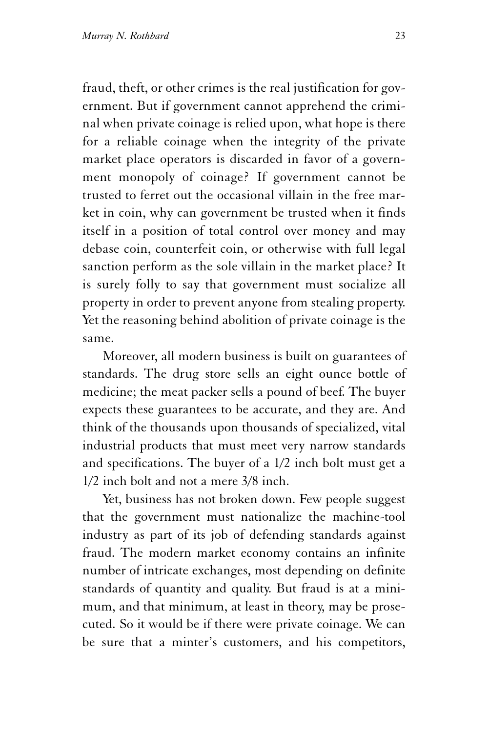fraud, theft, or other crimes is the real justification for government. But if government cannot apprehend the criminal when private coinage is relied upon, what hope is there for a reliable coinage when the integrity of the private market place operators is discarded in favor of a government monopoly of coinage? If government cannot be trusted to ferret out the occasional villain in the free market in coin, why can government be trusted when it finds itself in a position of total control over money and may debase coin, counterfeit coin, or otherwise with full legal sanction perform as the sole villain in the market place? It is surely folly to say that government must socialize all property in order to prevent anyone from stealing property. Yet the reasoning behind abolition of private coinage is the same.

Moreover, all modern business is built on guarantees of standards. The drug store sells an eight ounce bottle of medicine; the meat packer sells a pound of beef. The buyer expects these guarantees to be accurate, and they are. And think of the thousands upon thousands of specialized, vital industrial products that must meet very narrow standards and specifications. The buyer of a 1/2 inch bolt must get a 1/2 inch bolt and not a mere 3/8 inch.

Yet, business has not broken down. Few people suggest that the government must nationalize the machine-tool industry as part of its job of defending standards against fraud. The modern market economy contains an infinite number of intricate exchanges, most depending on definite standards of quantity and quality. But fraud is at a minimum, and that minimum, at least in theory, may be prosecuted. So it would be if there were private coinage. We can be sure that a minter's customers, and his competitors,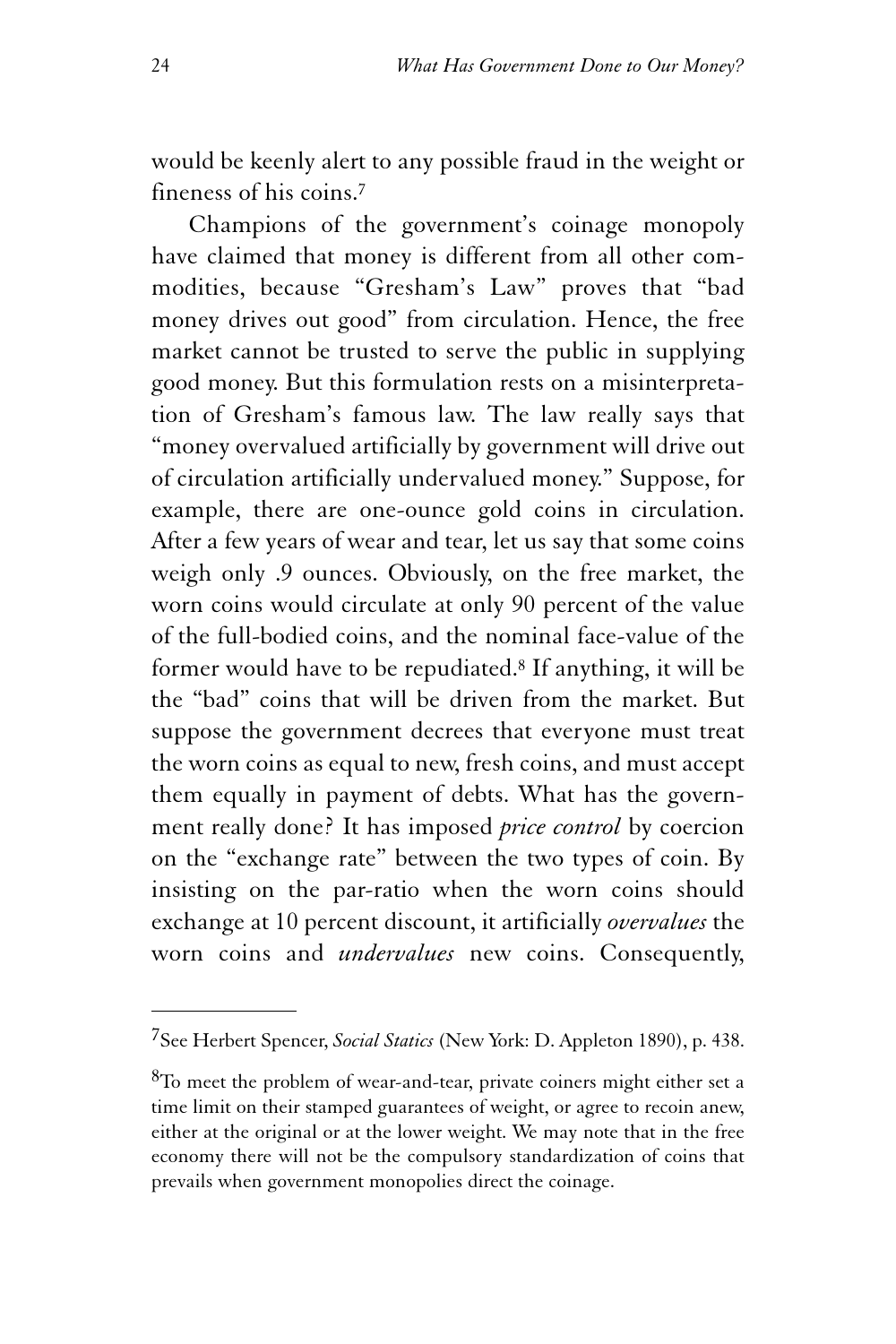would be keenly alert to any possible fraud in the weight or fineness of his coins.[7]

Champions of the government's coinage monopoly have claimed that money is different from all other commodities, because "Gresham's Law" proves that "bad money drives out good" from circulation. Hence, the free market cannot be trusted to serve the public in supplying good money. But this formulation rests on a misinterpretation of Gresham's famous law. The law really says that "money overvalued artificially by government will drive out of circulation artificially undervalued money." Suppose, for example, there are one-ounce gold coins in circulation. After a few years of wear and tear, let us say that some coins weigh only .9 ounces. Obviously, on the free market, the worn coins would circulate at only 90 percent of the value of the full-bodied coins, and the nominal face-value of the former would have to be repudiated.[8] If anything, it will be the "bad" coins that will be driven from the market. But suppose the government decrees that everyone must treat the worn coins as equal to new, fresh coins, and must accept them equally in payment of debts. What has the government really done? It has imposed *price control* by coercion on the "exchange rate" between the two types of coin. By insisting on the par-ratio when the worn coins should exchange at 10 percent discount, it artificially *overvalues* the worn coins and *undervalues* new coins. Consequently,

---

[7]See Herbert Spencer, *Social Statics* (New York: D. Appleton 1890), p. 438.

[8]To meet the problem of wear-and-tear, private coiners might either set a time limit on their stamped guarantees of weight, or agree to recoin anew, either at the original or at the lower weight. We may note that in the free economy there will not be the compulsory standardization of coins that prevails when government monopolies direct the coinage.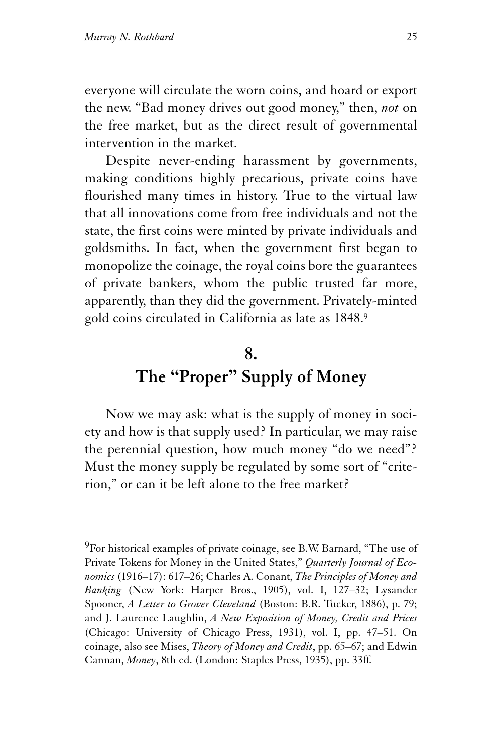everyone will circulate the worn coins, and hoard or export the new. "Bad money drives out good money," then, *not* on the free market, but as the direct result of governmental intervention in the market.

Despite never-ending harassment by governments, making conditions highly precarious, private coins have flourished many times in history. True to the virtual law that all innovations come from free individuals and not the state, the first coins were minted by private individuals and goldsmiths. In fact, when the government first began to monopolize the coinage, the royal coins bore the guarantees of private bankers, whom the public trusted far more, apparently, than they did the government. Privately-minted gold coins circulated in California as late as 1848.[9]

## 8. The "Proper" Supply of Money

Now we may ask: what is the supply of money in society and how is that supply used? In particular, we may raise the perennial question, how much money "do we need"? Must the money supply be regulated by some sort of "criterion," or can it be left alone to the free market?

---

[9]For historical examples of private coinage, see B.W. Barnard, "The use of Private Tokens for Money in the United States," *Quarterly Journal of Economics* (1916–17): 617–26; Charles A. Conant, *The Principles of Money and Banking* (New York: Harper Bros., 1905), vol. I, 127–32; Lysander Spooner, *A Letter to Grover Cleveland* (Boston: B.R. Tucker, 1886), p. 79; and J. Laurence Laughlin, *A New Exposition of Money, Credit and Prices* (Chicago: University of Chicago Press, 1931), vol. I, pp. 47–51. On coinage, also see Mises, *Theory of Money and Credit*, pp. 65–67; and Edwin Cannan, *Money*, 8th ed. (London: Staples Press, 1935), pp. 33ff.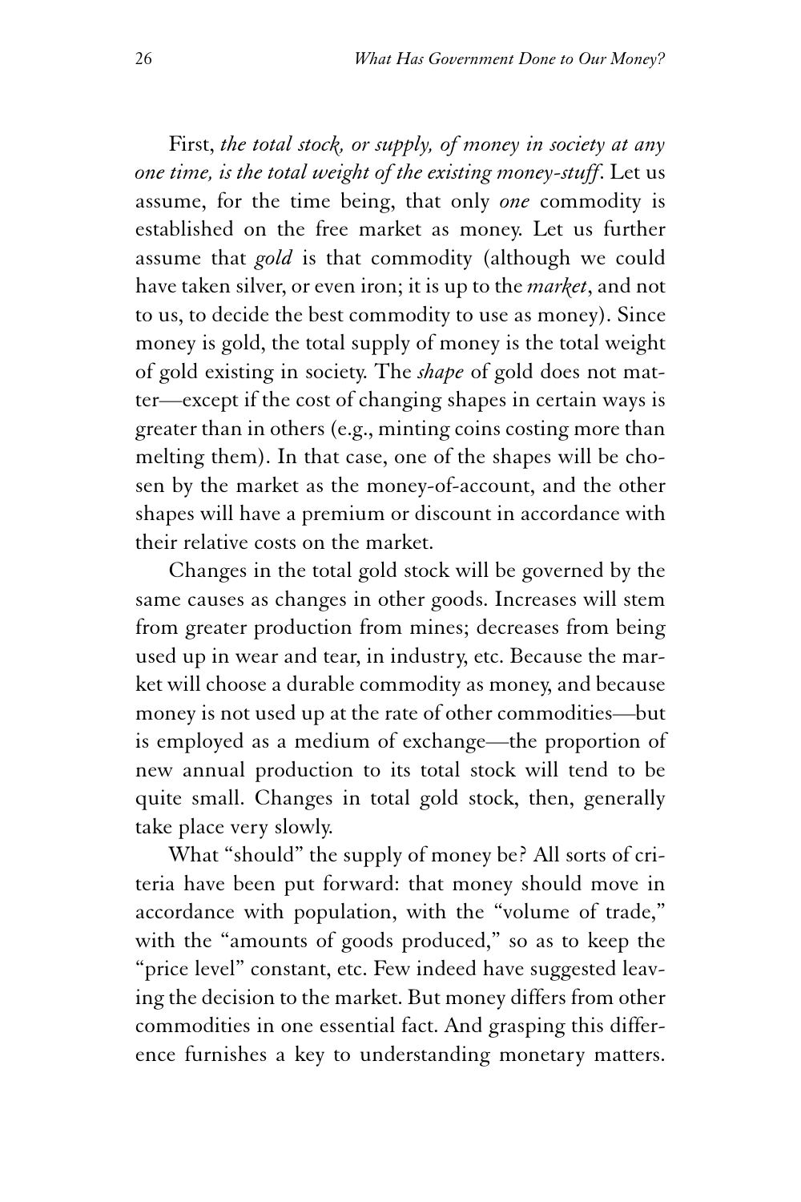First, *the total stock, or supply, of money in society at any one time, is the total weight of the existing money-stuff*. Let us assume, for the time being, that only *one* commodity is established on the free market as money. Let us further assume that *gold* is that commodity (although we could have taken silver, or even iron; it is up to the *market*, and not to us, to decide the best commodity to use as money). Since money is gold, the total supply of money is the total weight of gold existing in society. The *shape* of gold does not matter—except if the cost of changing shapes in certain ways is greater than in others (e.g., minting coins costing more than melting them). In that case, one of the shapes will be chosen by the market as the money-of-account, and the other shapes will have a premium or discount in accordance with their relative costs on the market.

Changes in the total gold stock will be governed by the same causes as changes in other goods. Increases will stem from greater production from mines; decreases from being used up in wear and tear, in industry, etc. Because the market will choose a durable commodity as money, and because money is not used up at the rate of other commodities—but is employed as a medium of exchange—the proportion of new annual production to its total stock will tend to be quite small. Changes in total gold stock, then, generally take place very slowly.

What "should" the supply of money be? All sorts of criteria have been put forward: that money should move in accordance with population, with the "volume of trade," with the "amounts of goods produced," so as to keep the "price level" constant, etc. Few indeed have suggested leaving the decision to the market. But money differs from other commodities in one essential fact. And grasping this difference furnishes a key to understanding monetary matters.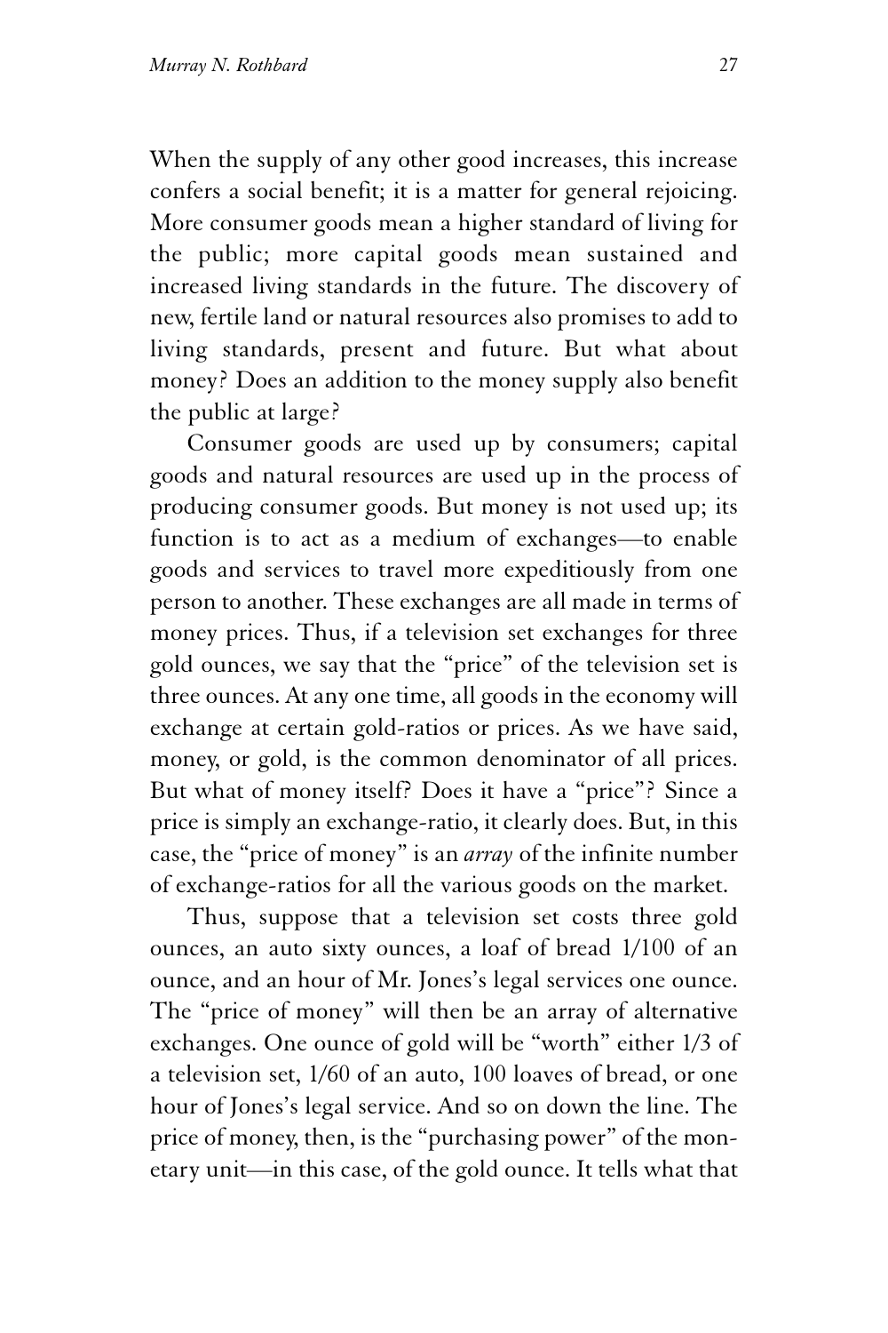When the supply of any other good increases, this increase confers a social benefit; it is a matter for general rejoicing. More consumer goods mean a higher standard of living for the public; more capital goods mean sustained and increased living standards in the future. The discovery of new, fertile land or natural resources also promises to add to living standards, present and future. But what about money? Does an addition to the money supply also benefit the public at large?

Consumer goods are used up by consumers; capital goods and natural resources are used up in the process of producing consumer goods. But money is not used up; its function is to act as a medium of exchanges—to enable goods and services to travel more expeditiously from one person to another. These exchanges are all made in terms of money prices. Thus, if a television set exchanges for three gold ounces, we say that the "price" of the television set is three ounces. At any one time, all goods in the economy will exchange at certain gold-ratios or prices. As we have said, money, or gold, is the common denominator of all prices. But what of money itself? Does it have a "price"? Since a price is simply an exchange-ratio, it clearly does. But, in this case, the "price of money" is an *array* of the infinite number of exchange-ratios for all the various goods on the market.

Thus, suppose that a television set costs three gold ounces, an auto sixty ounces, a loaf of bread 1/100 of an ounce, and an hour of Mr. Jones's legal services one ounce. The "price of money" will then be an array of alternative exchanges. One ounce of gold will be "worth" either 1/3 of a television set, 1/60 of an auto, 100 loaves of bread, or one hour of Jones's legal service. And so on down the line. The price of money, then, is the "purchasing power" of the monetary unit—in this case, of the gold ounce. It tells what that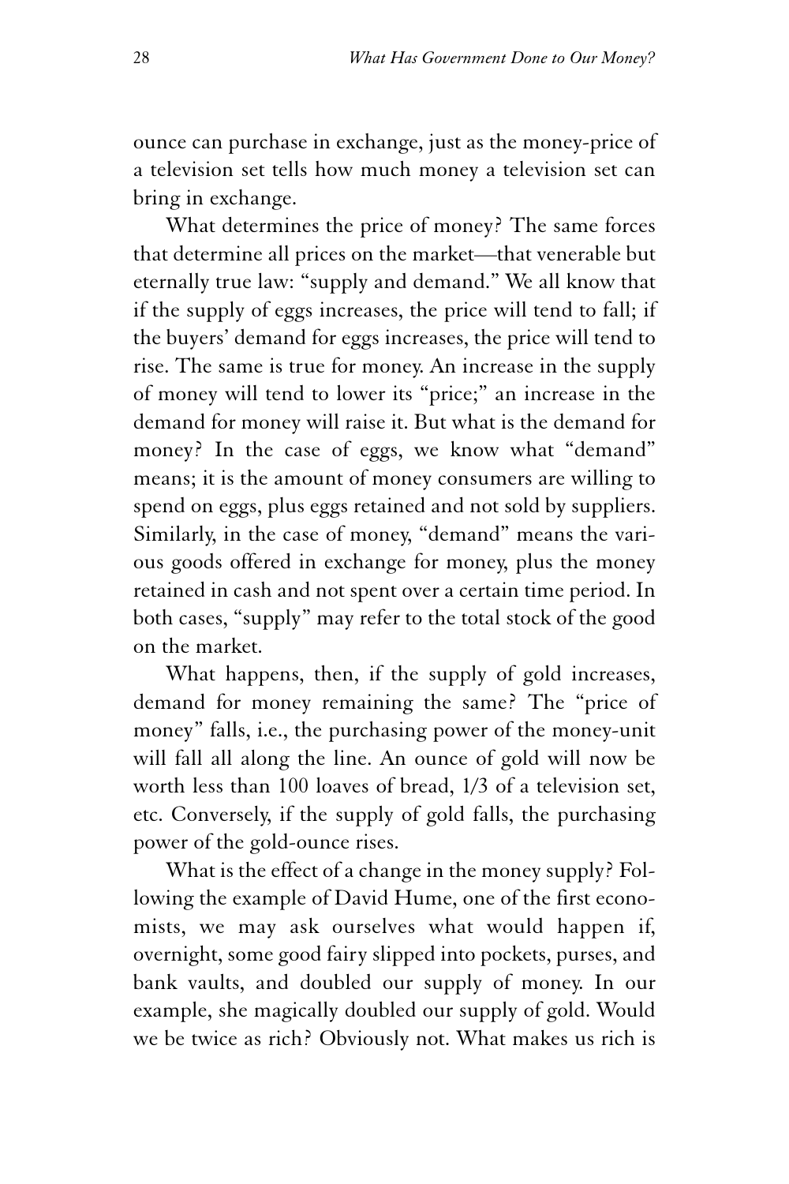ounce can purchase in exchange, just as the money-price of a television set tells how much money a television set can bring in exchange.

What determines the price of money? The same forces that determine all prices on the market—that venerable but eternally true law: "supply and demand." We all know that if the supply of eggs increases, the price will tend to fall; if the buyers' demand for eggs increases, the price will tend to rise. The same is true for money. An increase in the supply of money will tend to lower its "price;" an increase in the demand for money will raise it. But what is the demand for money? In the case of eggs, we know what "demand" means; it is the amount of money consumers are willing to spend on eggs, plus eggs retained and not sold by suppliers. Similarly, in the case of money, "demand" means the various goods offered in exchange for money, plus the money retained in cash and not spent over a certain time period. In both cases, "supply" may refer to the total stock of the good on the market.

What happens, then, if the supply of gold increases, demand for money remaining the same? The "price of money" falls, i.e., the purchasing power of the money-unit will fall all along the line. An ounce of gold will now be worth less than 100 loaves of bread, 1/3 of a television set, etc. Conversely, if the supply of gold falls, the purchasing power of the gold-ounce rises.

What is the effect of a change in the money supply? Following the example of David Hume, one of the first economists, we may ask ourselves what would happen if, overnight, some good fairy slipped into pockets, purses, and bank vaults, and doubled our supply of money. In our example, she magically doubled our supply of gold. Would we be twice as rich? Obviously not. What makes us rich is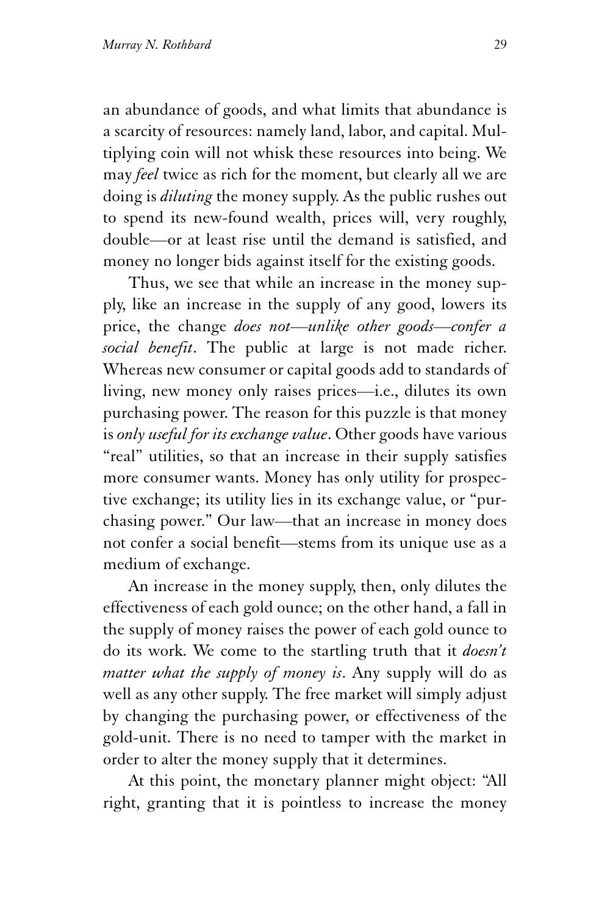an abundance of goods, and what limits that abundance is a scarcity of resources: namely land, labor, and capital. Multiplying coin will not whisk these resources into being. We may *feel* twice as rich for the moment, but clearly all we are doing is *diluting* the money supply. As the public rushes out to spend its new-found wealth, prices will, very roughly, double—or at least rise until the demand is satisfied, and money no longer bids against itself for the existing goods.

Thus, we see that while an increase in the money supply, like an increase in the supply of any good, lowers its price, the change *does not—unlike other goods—confer a social benefit*. The public at large is not made richer. Whereas new consumer or capital goods add to standards of living, new money only raises prices—i.e., dilutes its own purchasing power. The reason for this puzzle is that money is *only useful for its exchange value*. Other goods have various "real" utilities, so that an increase in their supply satisfies more consumer wants. Money has only utility for prospective exchange; its utility lies in its exchange value, or "purchasing power." Our law—that an increase in money does not confer a social benefit—stems from its unique use as a medium of exchange.

An increase in the money supply, then, only dilutes the effectiveness of each gold ounce; on the other hand, a fall in the supply of money raises the power of each gold ounce to do its work. We come to the startling truth that it *doesn't matter what the supply of money is*. Any supply will do as well as any other supply. The free market will simply adjust by changing the purchasing power, or effectiveness of the gold-unit. There is no need to tamper with the market in order to alter the money supply that it determines.

At this point, the monetary planner might object: "All right, granting that it is pointless to increase the money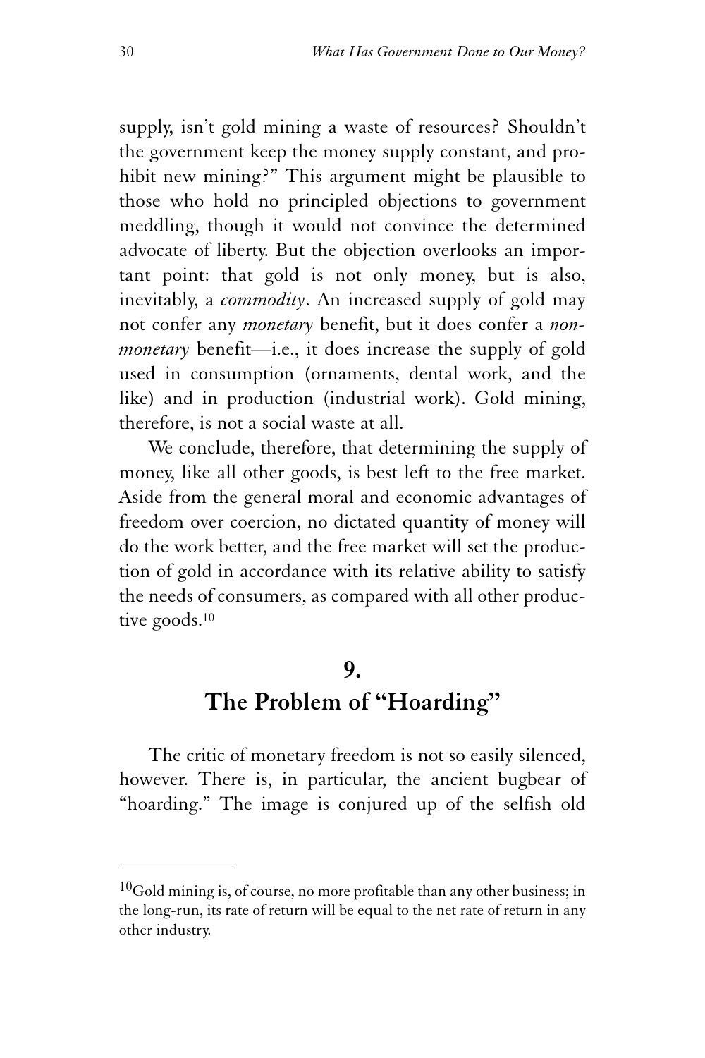supply, isn't gold mining a waste of resources? Shouldn't the government keep the money supply constant, and prohibit new mining?" This argument might be plausible to those who hold no principled objections to government meddling, though it would not convince the determined advocate of liberty. But the objection overlooks an important point: that gold is not only money, but is also, inevitably, a *commodity*. An increased supply of gold may not confer any *monetary* benefit, but it does confer a *nonmonetary* benefit—i.e., it does increase the supply of gold used in consumption (ornaments, dental work, and the like) and in production (industrial work). Gold mining, therefore, is not a social waste at all.

We conclude, therefore, that determining the supply of money, like all other goods, is best left to the free market. Aside from the general moral and economic advantages of freedom over coercion, no dictated quantity of money will do the work better, and the free market will set the production of gold in accordance with its relative ability to satisfy the needs of consumers, as compared with all other productive goods.[10]

## 9. The Problem of "Hoarding"

The critic of monetary freedom is not so easily silenced, however. There is, in particular, the ancient bugbear of "hoarding." The image is conjured up of the selfish old

---

[10] Gold mining is, of course, no more profitable than any other business; in the long-run, its rate of return will be equal to the net rate of return in any other industry.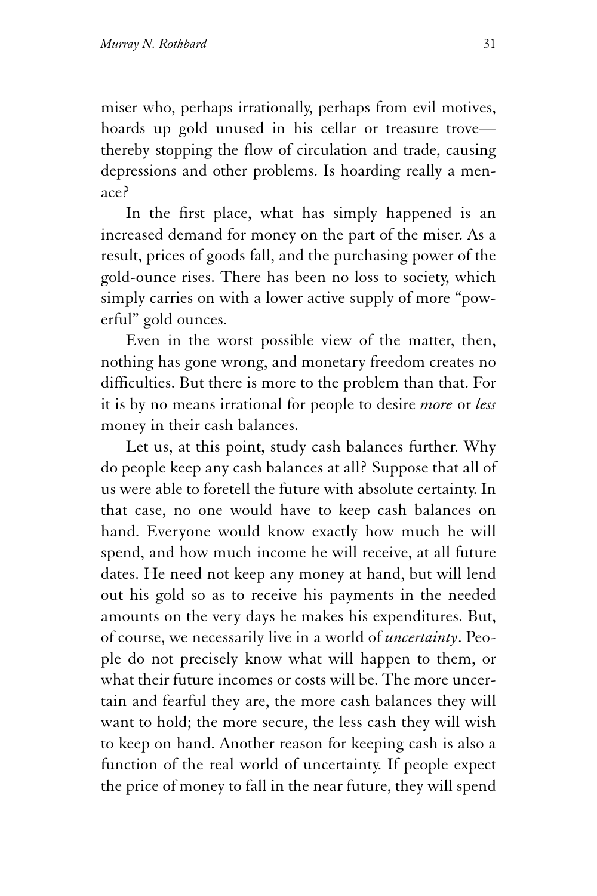miser who, perhaps irrationally, perhaps from evil motives, hoards up gold unused in his cellar or treasure trove—thereby stopping the flow of circulation and trade, causing depressions and other problems. Is hoarding really a menace?

In the first place, what has simply happened is an increased demand for money on the part of the miser. As a result, prices of goods fall, and the purchasing power of the gold-ounce rises. There has been no loss to society, which simply carries on with a lower active supply of more "powerful" gold ounces.

Even in the worst possible view of the matter, then, nothing has gone wrong, and monetary freedom creates no difficulties. But there is more to the problem than that. For it is by no means irrational for people to desire *more* or *less* money in their cash balances.

Let us, at this point, study cash balances further. Why do people keep any cash balances at all? Suppose that all of us were able to foretell the future with absolute certainty. In that case, no one would have to keep cash balances on hand. Everyone would know exactly how much he will spend, and how much income he will receive, at all future dates. He need not keep any money at hand, but will lend out his gold so as to receive his payments in the needed amounts on the very days he makes his expenditures. But, of course, we necessarily live in a world of *uncertainty*. People do not precisely know what will happen to them, or what their future incomes or costs will be. The more uncertain and fearful they are, the more cash balances they will want to hold; the more secure, the less cash they will wish to keep on hand. Another reason for keeping cash is also a function of the real world of uncertainty. If people expect the price of money to fall in the near future, they will spend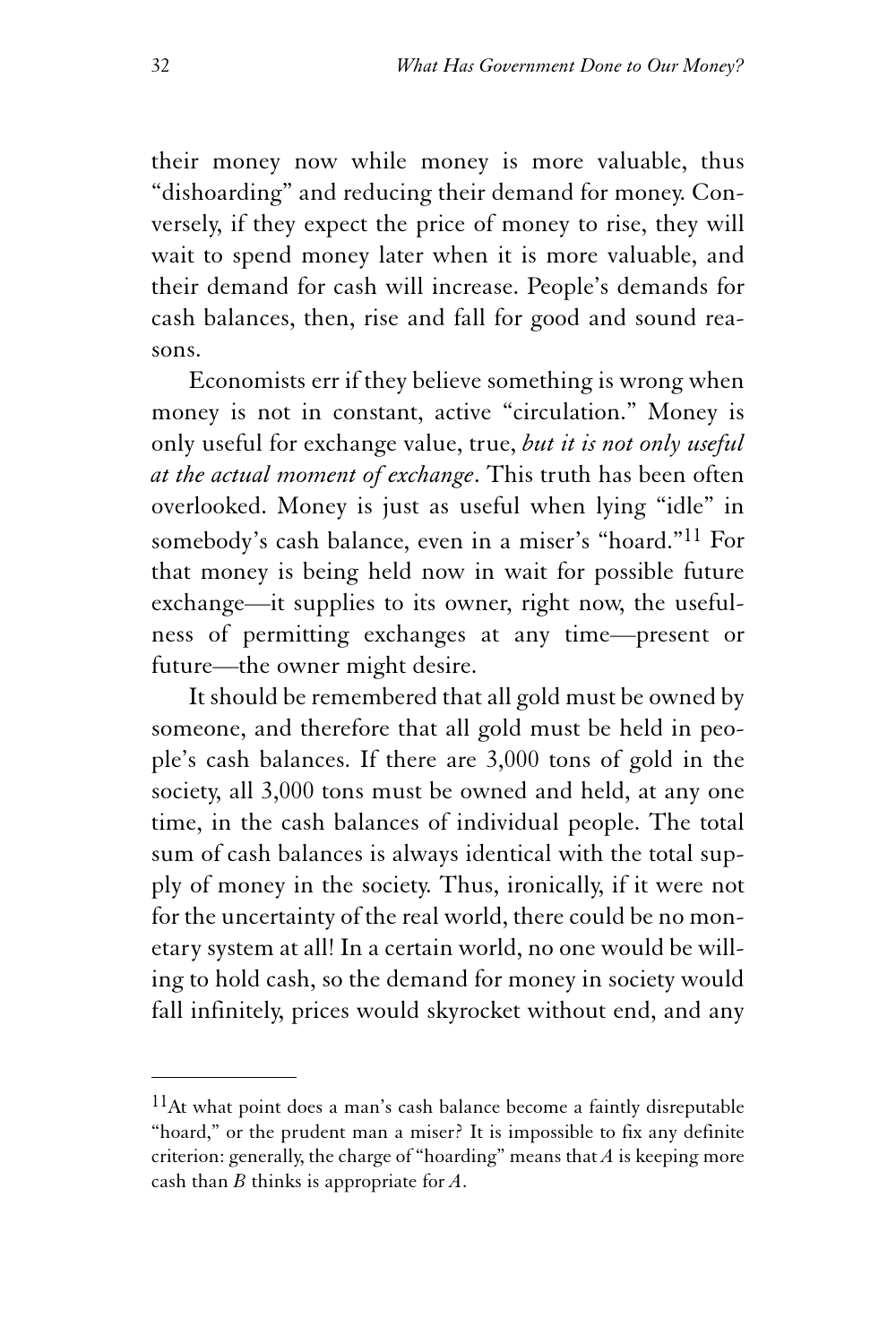their money now while money is more valuable, thus "dishoarding" and reducing their demand for money. Conversely, if they expect the price of money to rise, they will wait to spend money later when it is more valuable, and their demand for cash will increase. People's demands for cash balances, then, rise and fall for good and sound reasons.

Economists err if they believe something is wrong when money is not in constant, active "circulation." Money is only useful for exchange value, true, *but it is not only useful at the actual moment of exchange*. This truth has been often overlooked. Money is just as useful when lying "idle" in somebody's cash balance, even in a miser's "hoard."[11] For that money is being held now in wait for possible future exchange—it supplies to its owner, right now, the usefulness of permitting exchanges at any time—present or future—the owner might desire.

It should be remembered that all gold must be owned by someone, and therefore that all gold must be held in people's cash balances. If there are 3,000 tons of gold in the society, all 3,000 tons must be owned and held, at any one time, in the cash balances of individual people. The total sum of cash balances is always identical with the total supply of money in the society. Thus, ironically, if it were not for the uncertainty of the real world, there could be no monetary system at all! In a certain world, no one would be willing to hold cash, so the demand for money in society would fall infinitely, prices would skyrocket without end, and any

---

[11]At what point does a man's cash balance become a faintly disreputable "hoard," or the prudent man a miser? It is impossible to fix any definite criterion: generally, the charge of "hoarding" means that *A* is keeping more cash than *B* thinks is appropriate for *A*.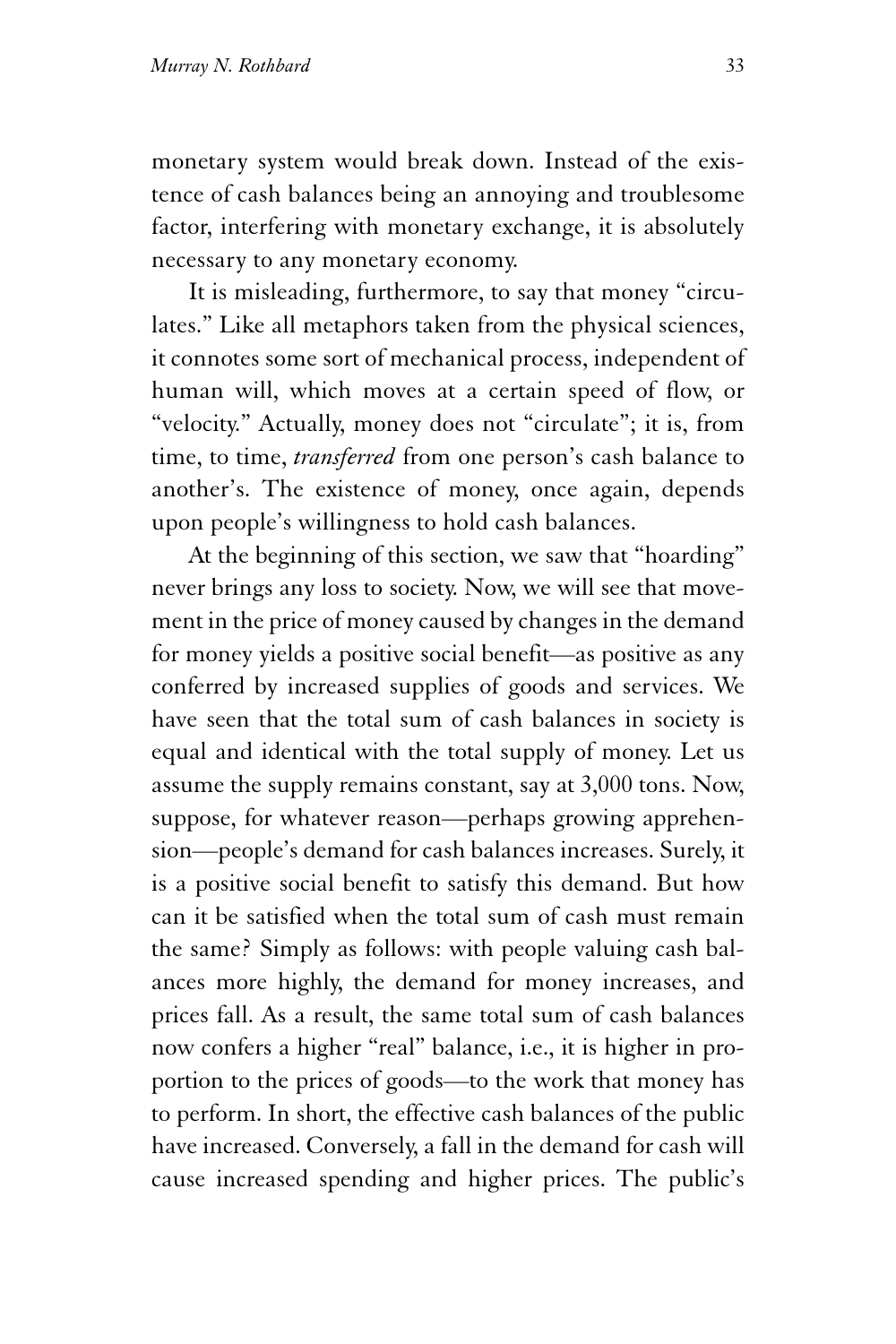monetary system would break down. Instead of the existence of cash balances being an annoying and troublesome factor, interfering with monetary exchange, it is absolutely necessary to any monetary economy.

It is misleading, furthermore, to say that money "circulates." Like all metaphors taken from the physical sciences, it connotes some sort of mechanical process, independent of human will, which moves at a certain speed of flow, or "velocity." Actually, money does not "circulate"; it is, from time, to time, *transferred* from one person's cash balance to another's. The existence of money, once again, depends upon people's willingness to hold cash balances.

At the beginning of this section, we saw that "hoarding" never brings any loss to society. Now, we will see that movement in the price of money caused by changes in the demand for money yields a positive social benefit—as positive as any conferred by increased supplies of goods and services. We have seen that the total sum of cash balances in society is equal and identical with the total supply of money. Let us assume the supply remains constant, say at 3,000 tons. Now, suppose, for whatever reason—perhaps growing apprehension—people's demand for cash balances increases. Surely, it is a positive social benefit to satisfy this demand. But how can it be satisfied when the total sum of cash must remain the same? Simply as follows: with people valuing cash balances more highly, the demand for money increases, and prices fall. As a result, the same total sum of cash balances now confers a higher "real" balance, i.e., it is higher in proportion to the prices of goods—to the work that money has to perform. In short, the effective cash balances of the public have increased. Conversely, a fall in the demand for cash will cause increased spending and higher prices. The public's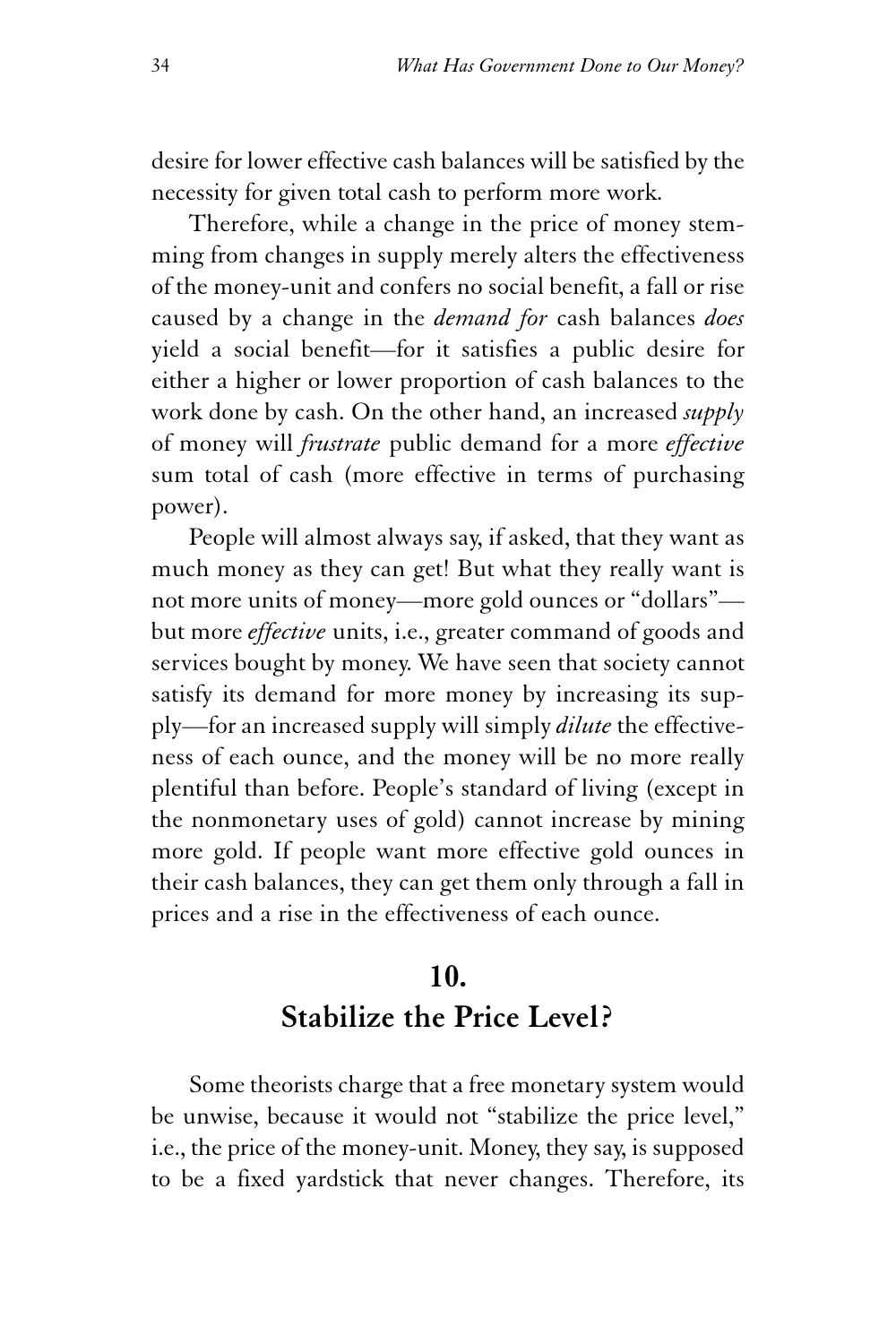desire for lower effective cash balances will be satisfied by the necessity for given total cash to perform more work.

Therefore, while a change in the price of money stemming from changes in supply merely alters the effectiveness of the money-unit and confers no social benefit, a fall or rise caused by a change in the *demand for* cash balances *does* yield a social benefit—for it satisfies a public desire for either a higher or lower proportion of cash balances to the work done by cash. On the other hand, an increased *supply* of money will *frustrate* public demand for a more *effective* sum total of cash (more effective in terms of purchasing power).

People will almost always say, if asked, that they want as much money as they can get! But what they really want is not more units of money—more gold ounces or "dollars"—but more *effective* units, i.e., greater command of goods and services bought by money. We have seen that society cannot satisfy its demand for more money by increasing its supply—for an increased supply will simply *dilute* the effectiveness of each ounce, and the money will be no more really plentiful than before. People's standard of living (except in the nonmonetary uses of gold) cannot increase by mining more gold. If people want more effective gold ounces in their cash balances, they can get them only through a fall in prices and a rise in the effectiveness of each ounce.

## 10.
## Stabilize the Price Level?

Some theorists charge that a free monetary system would be unwise, because it would not "stabilize the price level," i.e., the price of the money-unit. Money, they say, is supposed to be a fixed yardstick that never changes. Therefore, its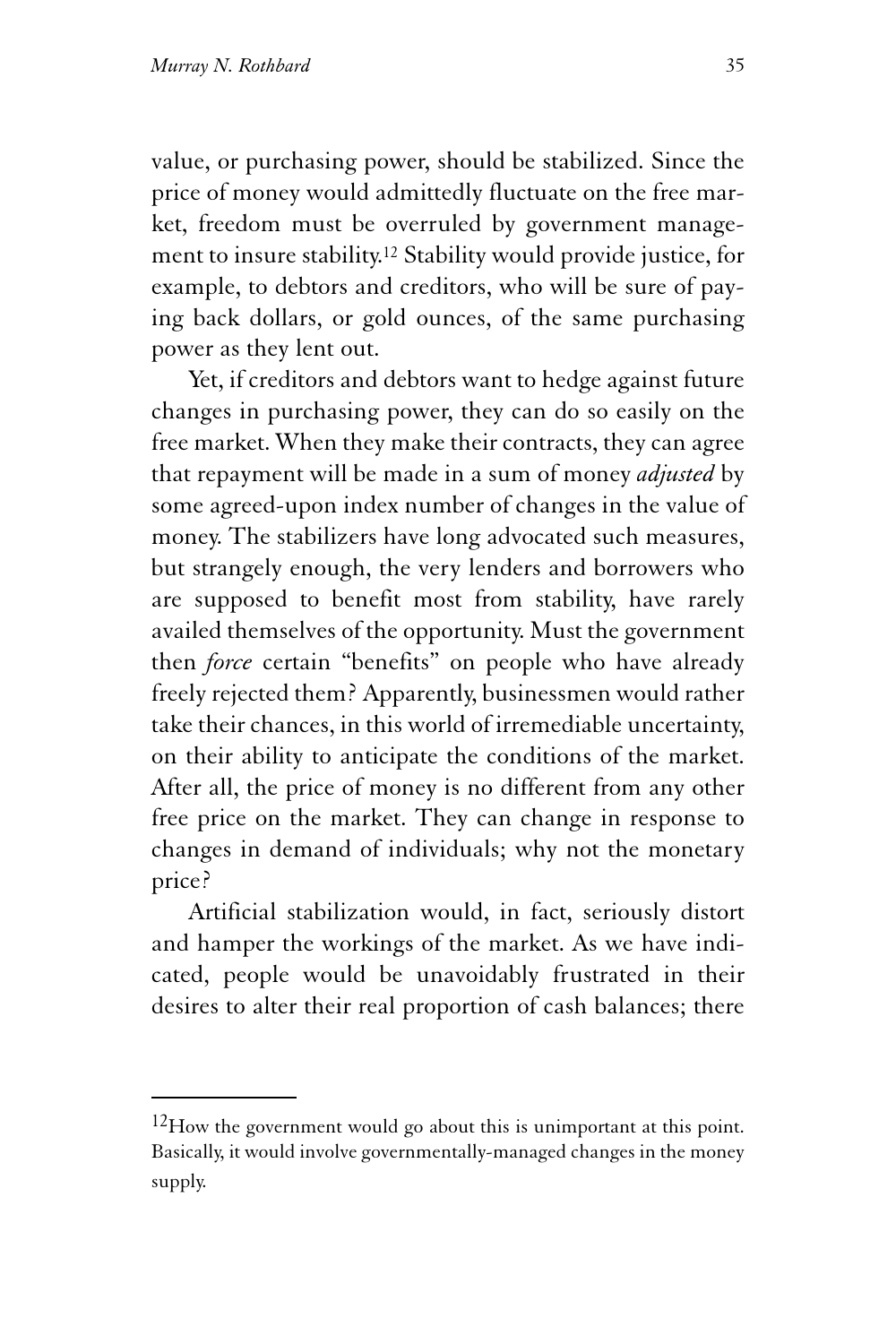value, or purchasing power, should be stabilized. Since the price of money would admittedly fluctuate on the free market, freedom must be overruled by government management to insure stability.[12] Stability would provide justice, for example, to debtors and creditors, who will be sure of paying back dollars, or gold ounces, of the same purchasing power as they lent out.

Yet, if creditors and debtors want to hedge against future changes in purchasing power, they can do so easily on the free market. When they make their contracts, they can agree that repayment will be made in a sum of money *adjusted* by some agreed-upon index number of changes in the value of money. The stabilizers have long advocated such measures, but strangely enough, the very lenders and borrowers who are supposed to benefit most from stability, have rarely availed themselves of the opportunity. Must the government then *force* certain "benefits" on people who have already freely rejected them? Apparently, businessmen would rather take their chances, in this world of irremediable uncertainty, on their ability to anticipate the conditions of the market. After all, the price of money is no different from any other free price on the market. They can change in response to changes in demand of individuals; why not the monetary price?

Artificial stabilization would, in fact, seriously distort and hamper the workings of the market. As we have indicated, people would be unavoidably frustrated in their desires to alter their real proportion of cash balances; there

---

[12] How the government would go about this is unimportant at this point. Basically, it would involve governmentally-managed changes in the money supply.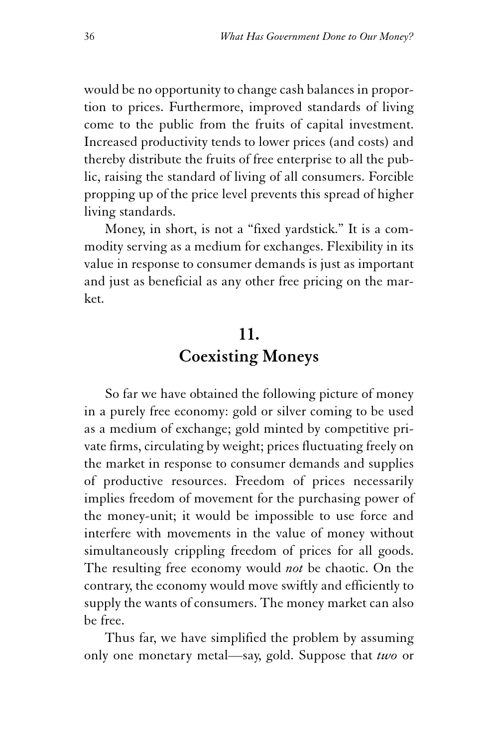would be no opportunity to change cash balances in proportion to prices. Furthermore, improved standards of living come to the public from the fruits of capital investment. Increased productivity tends to lower prices (and costs) and thereby distribute the fruits of free enterprise to all the public, raising the standard of living of all consumers. Forcible propping up of the price level prevents this spread of higher living standards.

Money, in short, is not a "fixed yardstick." It is a commodity serving as a medium for exchanges. Flexibility in its value in response to consumer demands is just as important and just as beneficial as any other free pricing on the market.

## 11. Coexisting Moneys

So far we have obtained the following picture of money in a purely free economy: gold or silver coming to be used as a medium of exchange; gold minted by competitive private firms, circulating by weight; prices fluctuating freely on the market in response to consumer demands and supplies of productive resources. Freedom of prices necessarily implies freedom of movement for the purchasing power of the money-unit; it would be impossible to use force and interfere with movements in the value of money without simultaneously crippling freedom of prices for all goods. The resulting free economy would *not* be chaotic. On the contrary, the economy would move swiftly and efficiently to supply the wants of consumers. The money market can also be free.

Thus far, we have simplified the problem by assuming only one monetary metal—say, gold. Suppose that *two* or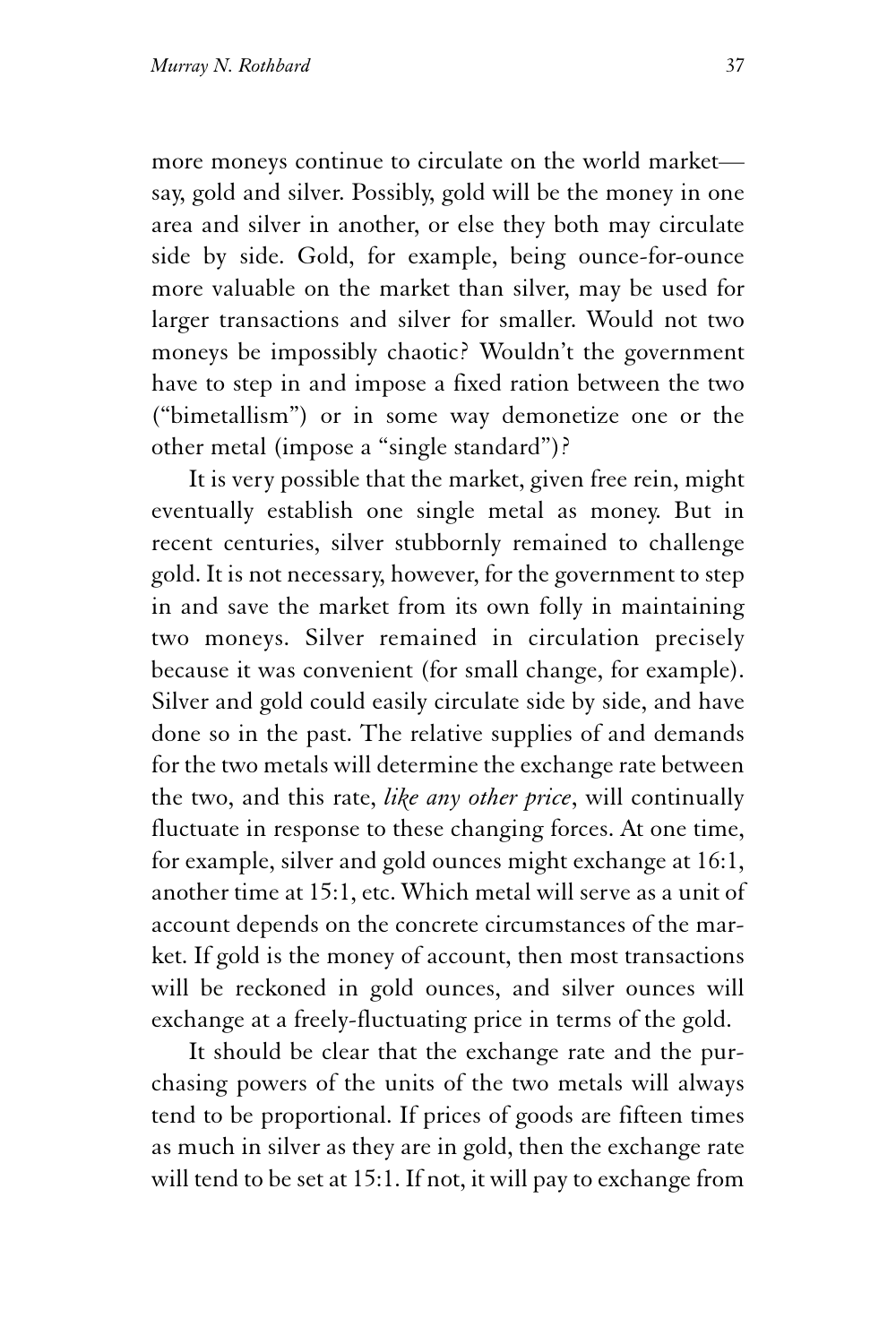more moneys continue to circulate on the world market—say, gold and silver. Possibly, gold will be the money in one area and silver in another, or else they both may circulate side by side. Gold, for example, being ounce-for-ounce more valuable on the market than silver, may be used for larger transactions and silver for smaller. Would not two moneys be impossibly chaotic? Wouldn't the government have to step in and impose a fixed ration between the two ("bimetallism") or in some way demonetize one or the other metal (impose a "single standard")?

It is very possible that the market, given free rein, might eventually establish one single metal as money. But in recent centuries, silver stubbornly remained to challenge gold. It is not necessary, however, for the government to step in and save the market from its own folly in maintaining two moneys. Silver remained in circulation precisely because it was convenient (for small change, for example). Silver and gold could easily circulate side by side, and have done so in the past. The relative supplies of and demands for the two metals will determine the exchange rate between the two, and this rate, *like any other price*, will continually fluctuate in response to these changing forces. At one time, for example, silver and gold ounces might exchange at 16:1, another time at 15:1, etc. Which metal will serve as a unit of account depends on the concrete circumstances of the market. If gold is the money of account, then most transactions will be reckoned in gold ounces, and silver ounces will exchange at a freely-fluctuating price in terms of the gold.

It should be clear that the exchange rate and the purchasing powers of the units of the two metals will always tend to be proportional. If prices of goods are fifteen times as much in silver as they are in gold, then the exchange rate will tend to be set at 15:1. If not, it will pay to exchange from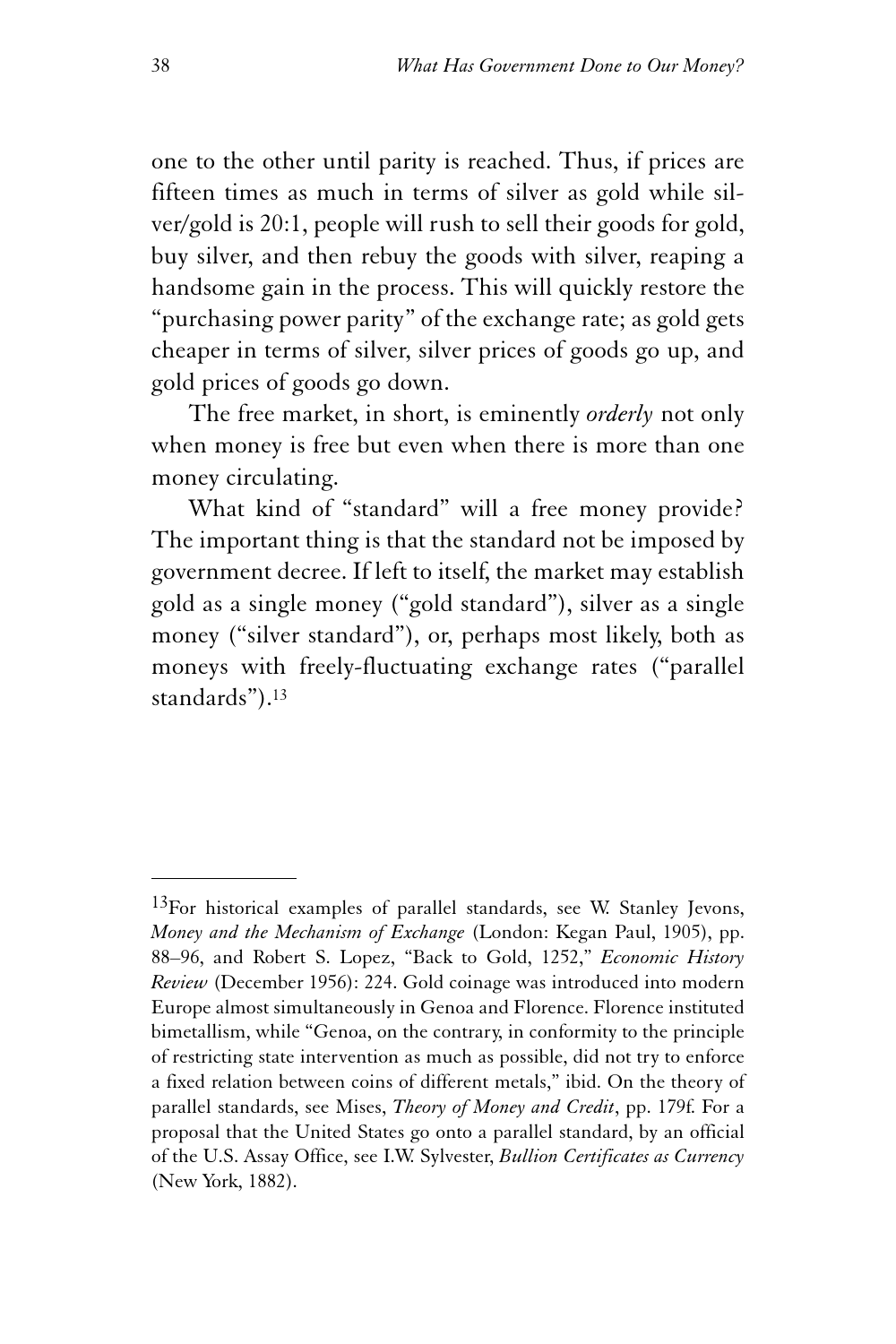one to the other until parity is reached. Thus, if prices are fifteen times as much in terms of silver as gold while silver/gold is 20:1, people will rush to sell their goods for gold, buy silver, and then rebuy the goods with silver, reaping a handsome gain in the process. This will quickly restore the "purchasing power parity" of the exchange rate; as gold gets cheaper in terms of silver, silver prices of goods go up, and gold prices of goods go down.

The free market, in short, is eminently *orderly* not only when money is free but even when there is more than one money circulating.

What kind of "standard" will a free money provide? The important thing is that the standard not be imposed by government decree. If left to itself, the market may establish gold as a single money ("gold standard"), silver as a single money ("silver standard"), or, perhaps most likely, both as moneys with freely-fluctuating exchange rates ("parallel standards").[13]

---

[13]For historical examples of parallel standards, see W. Stanley Jevons, *Money and the Mechanism of Exchange* (London: Kegan Paul, 1905), pp. 88–96, and Robert S. Lopez, "Back to Gold, 1252," *Economic History Review* (December 1956): 224. Gold coinage was introduced into modern Europe almost simultaneously in Genoa and Florence. Florence instituted bimetallism, while "Genoa, on the contrary, in conformity to the principle of restricting state intervention as much as possible, did not try to enforce a fixed relation between coins of different metals," ibid. On the theory of parallel standards, see Mises, *Theory of Money and Credit*, pp. 179f. For a proposal that the United States go onto a parallel standard, by an official of the U.S. Assay Office, see I.W. Sylvester, *Bullion Certificates as Currency* (New York, 1882).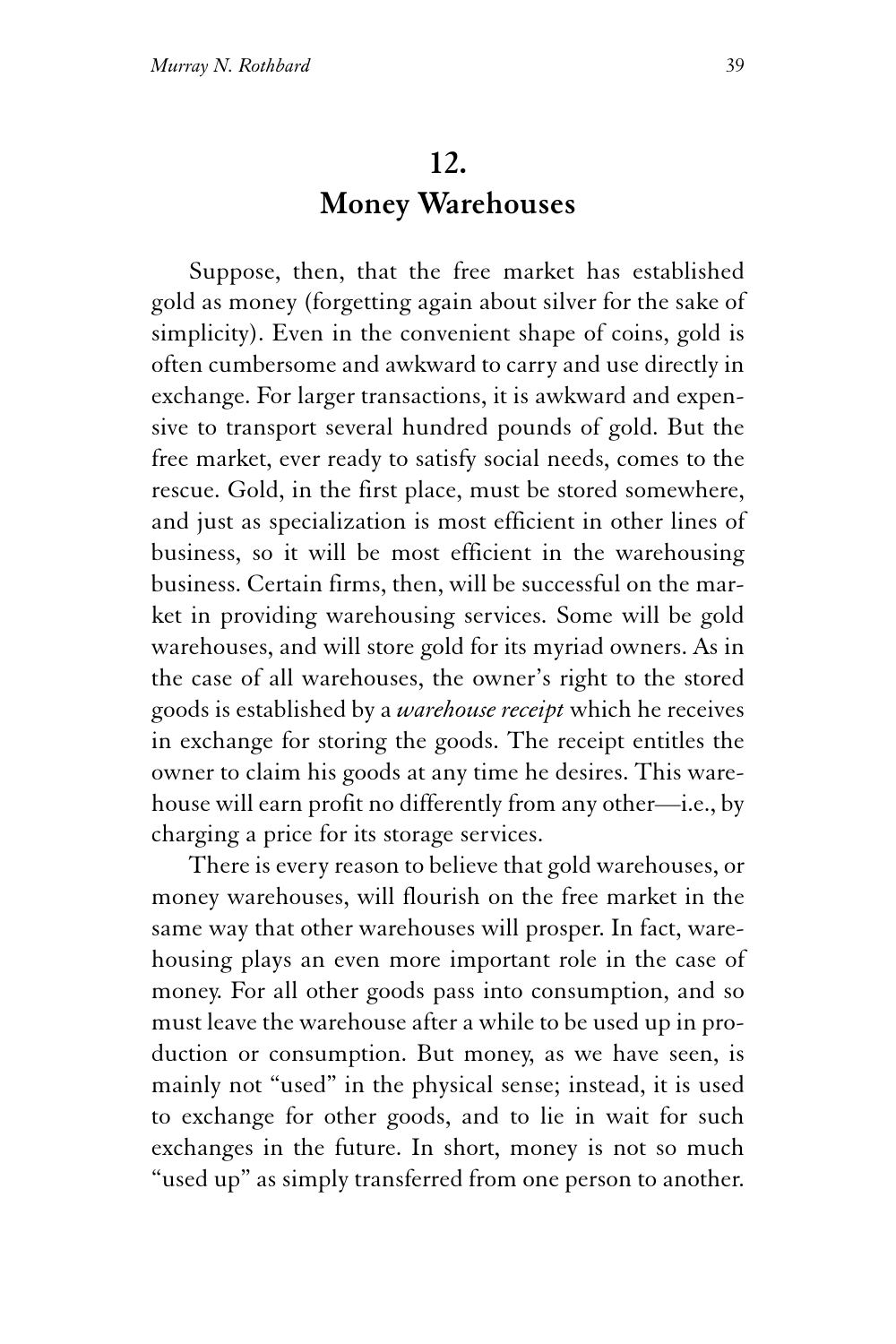## 12. Money Warehouses

Suppose, then, that the free market has established gold as money (forgetting again about silver for the sake of simplicity). Even in the convenient shape of coins, gold is often cumbersome and awkward to carry and use directly in exchange. For larger transactions, it is awkward and expensive to transport several hundred pounds of gold. But the free market, ever ready to satisfy social needs, comes to the rescue. Gold, in the first place, must be stored somewhere, and just as specialization is most efficient in other lines of business, so it will be most efficient in the warehousing business. Certain firms, then, will be successful on the market in providing warehousing services. Some will be gold warehouses, and will store gold for its myriad owners. As in the case of all warehouses, the owner's right to the stored goods is established by a *warehouse receipt* which he receives in exchange for storing the goods. The receipt entitles the owner to claim his goods at any time he desires. This warehouse will earn profit no differently from any other—i.e., by charging a price for its storage services.

There is every reason to believe that gold warehouses, or money warehouses, will flourish on the free market in the same way that other warehouses will prosper. In fact, warehousing plays an even more important role in the case of money. For all other goods pass into consumption, and so must leave the warehouse after a while to be used up in production or consumption. But money, as we have seen, is mainly not "used" in the physical sense; instead, it is used to exchange for other goods, and to lie in wait for such exchanges in the future. In short, money is not so much "used up" as simply transferred from one person to another.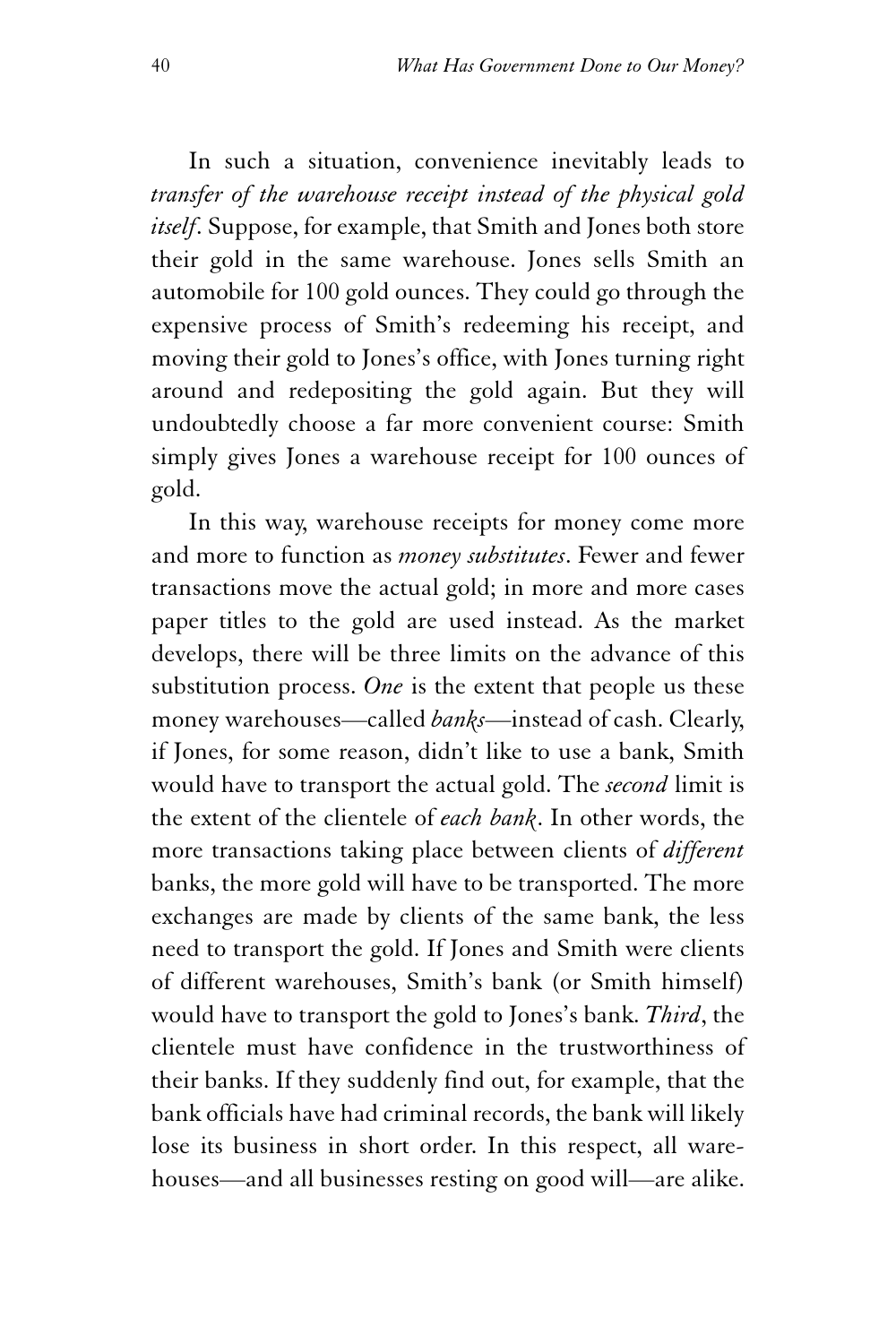In such a situation, convenience inevitably leads to *transfer of the warehouse receipt instead of the physical gold itself*. Suppose, for example, that Smith and Jones both store their gold in the same warehouse. Jones sells Smith an automobile for 100 gold ounces. They could go through the expensive process of Smith's redeeming his receipt, and moving their gold to Jones's office, with Jones turning right around and redepositing the gold again. But they will undoubtedly choose a far more convenient course: Smith simply gives Jones a warehouse receipt for 100 ounces of gold.

In this way, warehouse receipts for money come more and more to function as *money substitutes*. Fewer and fewer transactions move the actual gold; in more and more cases paper titles to the gold are used instead. As the market develops, there will be three limits on the advance of this substitution process. *One* is the extent that people us these money warehouses—called *banks*—instead of cash. Clearly, if Jones, for some reason, didn't like to use a bank, Smith would have to transport the actual gold. The *second* limit is the extent of the clientele of *each bank*. In other words, the more transactions taking place between clients of *different* banks, the more gold will have to be transported. The more exchanges are made by clients of the same bank, the less need to transport the gold. If Jones and Smith were clients of different warehouses, Smith's bank (or Smith himself) would have to transport the gold to Jones's bank. *Third*, the clientele must have confidence in the trustworthiness of their banks. If they suddenly find out, for example, that the bank officials have had criminal records, the bank will likely lose its business in short order. In this respect, all warehouses—and all businesses resting on good will—are alike.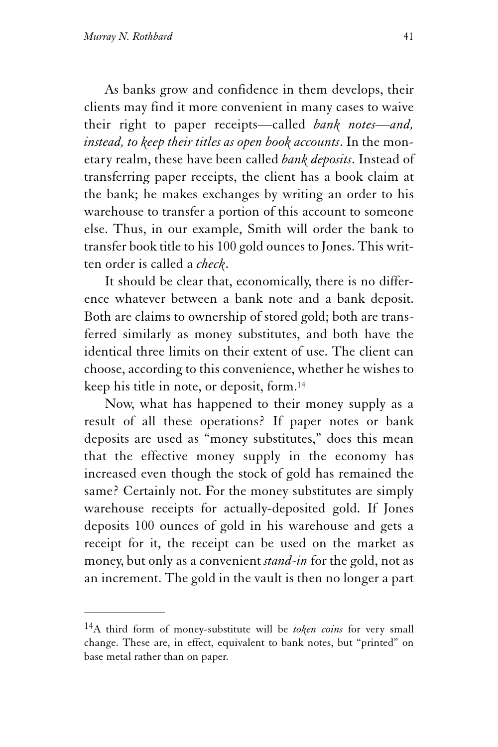As banks grow and confidence in them develops, their clients may find it more convenient in many cases to waive their right to paper receipts—called *bank notes—and, instead, to keep their titles as open book accounts*. In the monetary realm, these have been called *bank deposits*. Instead of transferring paper receipts, the client has a book claim at the bank; he makes exchanges by writing an order to his warehouse to transfer a portion of this account to someone else. Thus, in our example, Smith will order the bank to transfer book title to his 100 gold ounces to Jones. This written order is called a *check*.

It should be clear that, economically, there is no difference whatever between a bank note and a bank deposit. Both are claims to ownership of stored gold; both are transferred similarly as money substitutes, and both have the identical three limits on their extent of use. The client can choose, according to this convenience, whether he wishes to keep his title in note, or deposit, form.[14]

Now, what has happened to their money supply as a result of all these operations? If paper notes or bank deposits are used as "money substitutes," does this mean that the effective money supply in the economy has increased even though the stock of gold has remained the same? Certainly not. For the money substitutes are simply warehouse receipts for actually-deposited gold. If Jones deposits 100 ounces of gold in his warehouse and gets a receipt for it, the receipt can be used on the market as money, but only as a convenient *stand-in* for the gold, not as an increment. The gold in the vault is then no longer a part

---

[14] A third form of money-substitute will be *token coins* for very small change. These are, in effect, equivalent to bank notes, but "printed" on base metal rather than on paper.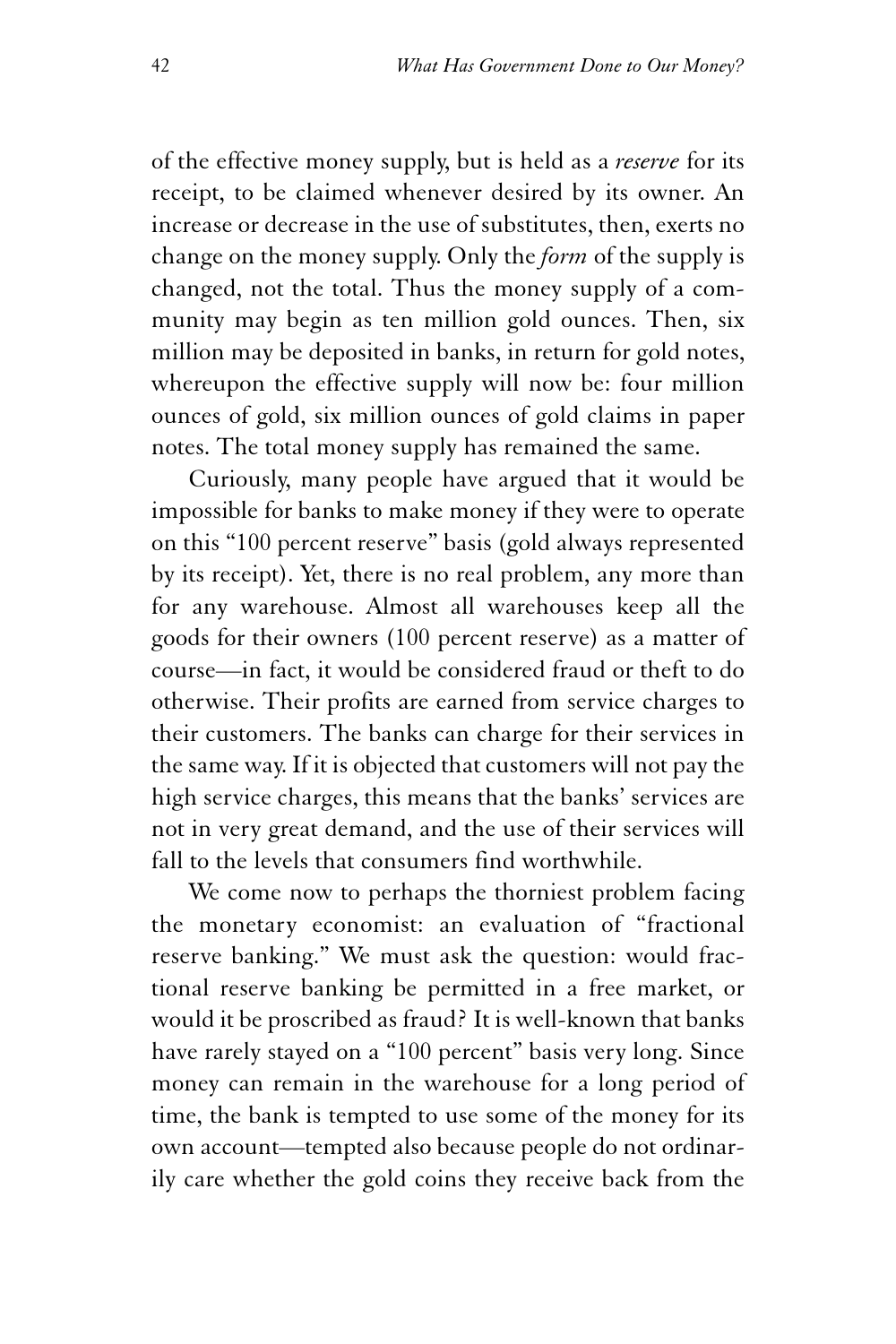of the effective money supply, but is held as a *reserve* for its receipt, to be claimed whenever desired by its owner. An increase or decrease in the use of substitutes, then, exerts no change on the money supply. Only the *form* of the supply is changed, not the total. Thus the money supply of a community may begin as ten million gold ounces. Then, six million may be deposited in banks, in return for gold notes, whereupon the effective supply will now be: four million ounces of gold, six million ounces of gold claims in paper notes. The total money supply has remained the same.

Curiously, many people have argued that it would be impossible for banks to make money if they were to operate on this "100 percent reserve" basis (gold always represented by its receipt). Yet, there is no real problem, any more than for any warehouse. Almost all warehouses keep all the goods for their owners (100 percent reserve) as a matter of course—in fact, it would be considered fraud or theft to do otherwise. Their profits are earned from service charges to their customers. The banks can charge for their services in the same way. If it is objected that customers will not pay the high service charges, this means that the banks' services are not in very great demand, and the use of their services will fall to the levels that consumers find worthwhile.

We come now to perhaps the thorniest problem facing the monetary economist: an evaluation of "fractional reserve banking." We must ask the question: would fractional reserve banking be permitted in a free market, or would it be proscribed as fraud? It is well-known that banks have rarely stayed on a "100 percent" basis very long. Since money can remain in the warehouse for a long period of time, the bank is tempted to use some of the money for its own account—tempted also because people do not ordinarily care whether the gold coins they receive back from the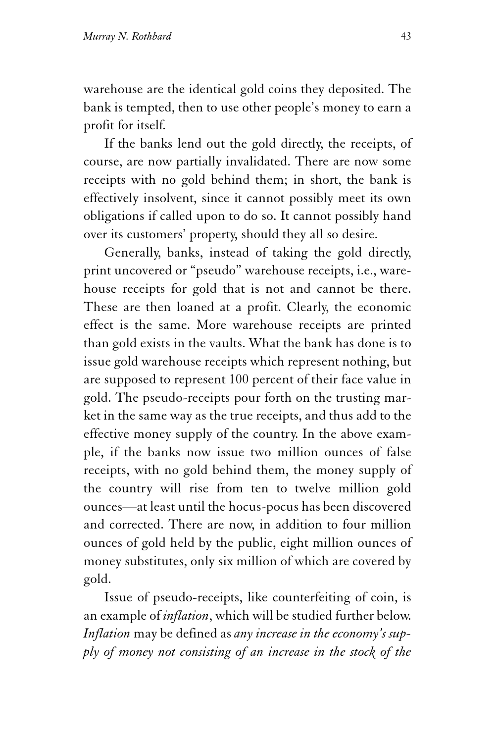warehouse are the identical gold coins they deposited. The bank is tempted, then to use other people's money to earn a profit for itself.

If the banks lend out the gold directly, the receipts, of course, are now partially invalidated. There are now some receipts with no gold behind them; in short, the bank is effectively insolvent, since it cannot possibly meet its own obligations if called upon to do so. It cannot possibly hand over its customers' property, should they all so desire.

Generally, banks, instead of taking the gold directly, print uncovered or "pseudo" warehouse receipts, i.e., warehouse receipts for gold that is not and cannot be there. These are then loaned at a profit. Clearly, the economic effect is the same. More warehouse receipts are printed than gold exists in the vaults. What the bank has done is to issue gold warehouse receipts which represent nothing, but are supposed to represent 100 percent of their face value in gold. The pseudo-receipts pour forth on the trusting market in the same way as the true receipts, and thus add to the effective money supply of the country. In the above example, if the banks now issue two million ounces of false receipts, with no gold behind them, the money supply of the country will rise from ten to twelve million gold ounces—at least until the hocus-pocus has been discovered and corrected. There are now, in addition to four million ounces of gold held by the public, eight million ounces of money substitutes, only six million of which are covered by gold.

Issue of pseudo-receipts, like counterfeiting of coin, is an example of *inflation*, which will be studied further below. *Inflation* may be defined as *any increase in the economy's supply of money not consisting of an increase in the stock of the*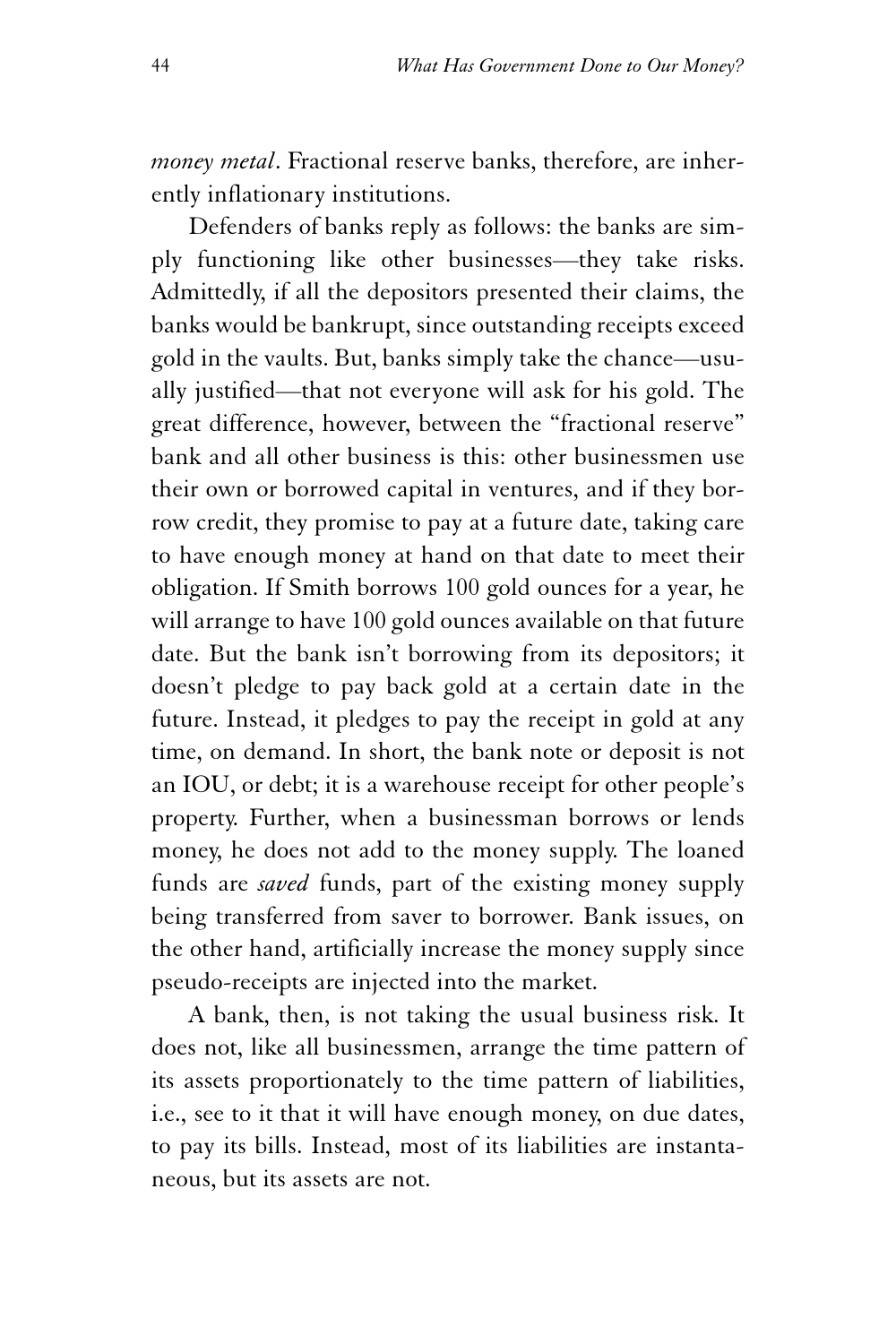*money metal*. Fractional reserve banks, therefore, are inherently inflationary institutions.

Defenders of banks reply as follows: the banks are simply functioning like other businesses—they take risks. Admittedly, if all the depositors presented their claims, the banks would be bankrupt, since outstanding receipts exceed gold in the vaults. But, banks simply take the chance—usually justified—that not everyone will ask for his gold. The great difference, however, between the "fractional reserve" bank and all other business is this: other businessmen use their own or borrowed capital in ventures, and if they borrow credit, they promise to pay at a future date, taking care to have enough money at hand on that date to meet their obligation. If Smith borrows 100 gold ounces for a year, he will arrange to have 100 gold ounces available on that future date. But the bank isn't borrowing from its depositors; it doesn't pledge to pay back gold at a certain date in the future. Instead, it pledges to pay the receipt in gold at any time, on demand. In short, the bank note or deposit is not an IOU, or debt; it is a warehouse receipt for other people's property. Further, when a businessman borrows or lends money, he does not add to the money supply. The loaned funds are *saved* funds, part of the existing money supply being transferred from saver to borrower. Bank issues, on the other hand, artificially increase the money supply since pseudo-receipts are injected into the market.

A bank, then, is not taking the usual business risk. It does not, like all businessmen, arrange the time pattern of its assets proportionately to the time pattern of liabilities, i.e., see to it that it will have enough money, on due dates, to pay its bills. Instead, most of its liabilities are instantaneous, but its assets are not.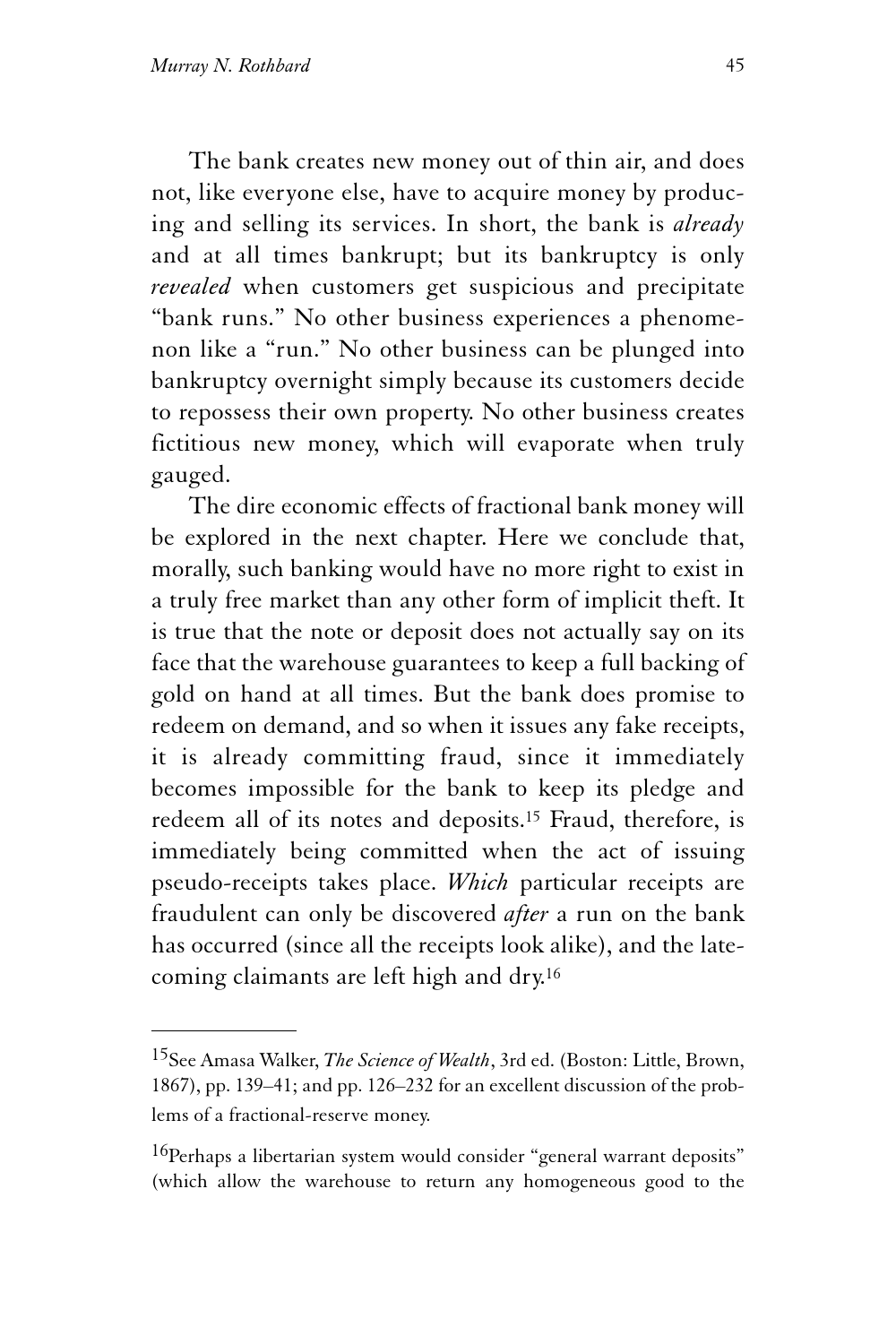The bank creates new money out of thin air, and does not, like everyone else, have to acquire money by producing and selling its services. In short, the bank is *already* and at all times bankrupt; but its bankruptcy is only *revealed* when customers get suspicious and precipitate "bank runs." No other business experiences a phenomenon like a "run." No other business can be plunged into bankruptcy overnight simply because its customers decide to repossess their own property. No other business creates fictitious new money, which will evaporate when truly gauged.

The dire economic effects of fractional bank money will be explored in the next chapter. Here we conclude that, morally, such banking would have no more right to exist in a truly free market than any other form of implicit theft. It is true that the note or deposit does not actually say on its face that the warehouse guarantees to keep a full backing of gold on hand at all times. But the bank does promise to redeem on demand, and so when it issues any fake receipts, it is already committing fraud, since it immediately becomes impossible for the bank to keep its pledge and redeem all of its notes and deposits.[15] Fraud, therefore, is immediately being committed when the act of issuing pseudo-receipts takes place. *Which* particular receipts are fraudulent can only be discovered *after* a run on the bank has occurred (since all the receipts look alike), and the late-coming claimants are left high and dry.[16]

---

[15]See Amasa Walker, *The Science of Wealth*, 3rd ed. (Boston: Little, Brown, 1867), pp. 139–41; and pp. 126–232 for an excellent discussion of the problems of a fractional-reserve money.

[16]Perhaps a libertarian system would consider "general warrant deposits" (which allow the warehouse to return any homogeneous good to the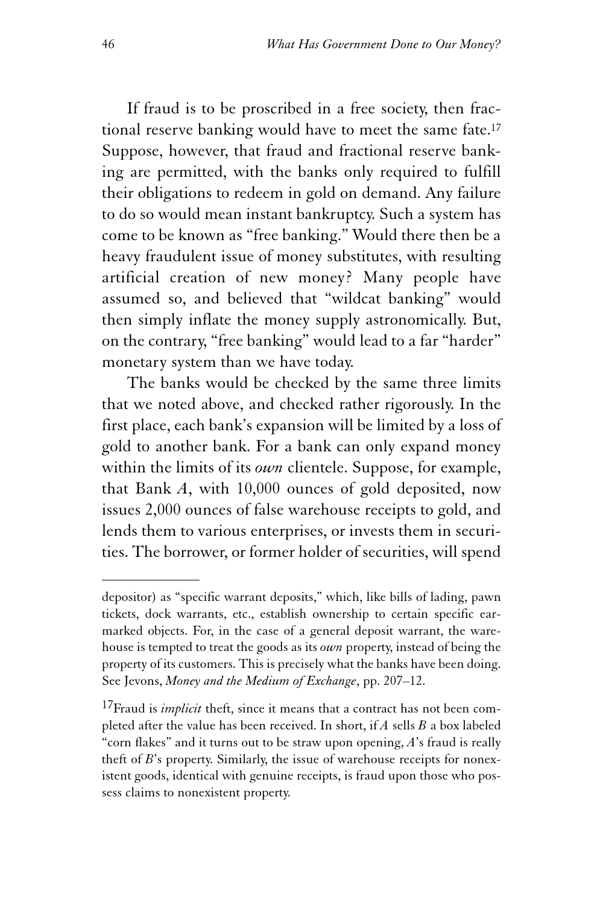If fraud is to be proscribed in a free society, then fractional reserve banking would have to meet the same fate.[17] Suppose, however, that fraud and fractional reserve banking are permitted, with the banks only required to fulfill their obligations to redeem in gold on demand. Any failure to do so would mean instant bankruptcy. Such a system has come to be known as "free banking." Would there then be a heavy fraudulent issue of money substitutes, with resulting artificial creation of new money? Many people have assumed so, and believed that "wildcat banking" would then simply inflate the money supply astronomically. But, on the contrary, "free banking" would lead to a far "harder" monetary system than we have today.

The banks would be checked by the same three limits that we noted above, and checked rather rigorously. In the first place, each bank's expansion will be limited by a loss of gold to another bank. For a bank can only expand money within the limits of its *own* clientele. Suppose, for example, that Bank *A*, with 10,000 ounces of gold deposited, now issues 2,000 ounces of false warehouse receipts to gold, and lends them to various enterprises, or invests them in securities. The borrower, or former holder of securities, will spend

---

depositor) as "specific warrant deposits," which, like bills of lading, pawn tickets, dock warrants, etc., establish ownership to certain specific earmarked objects. For, in the case of a general deposit warrant, the warehouse is tempted to treat the goods as its *own* property, instead of being the property of its customers. This is precisely what the banks have been doing. See Jevons, *Money and the Medium of Exchange*, pp. 207–12.

[17] Fraud is *implicit* theft, since it means that a contract has not been completed after the value has been received. In short, if *A* sells *B* a box labeled "corn flakes" and it turns out to be straw upon opening, *A*'s fraud is really theft of *B*'s property. Similarly, the issue of warehouse receipts for nonexistent goods, identical with genuine receipts, is fraud upon those who possess claims to nonexistent property.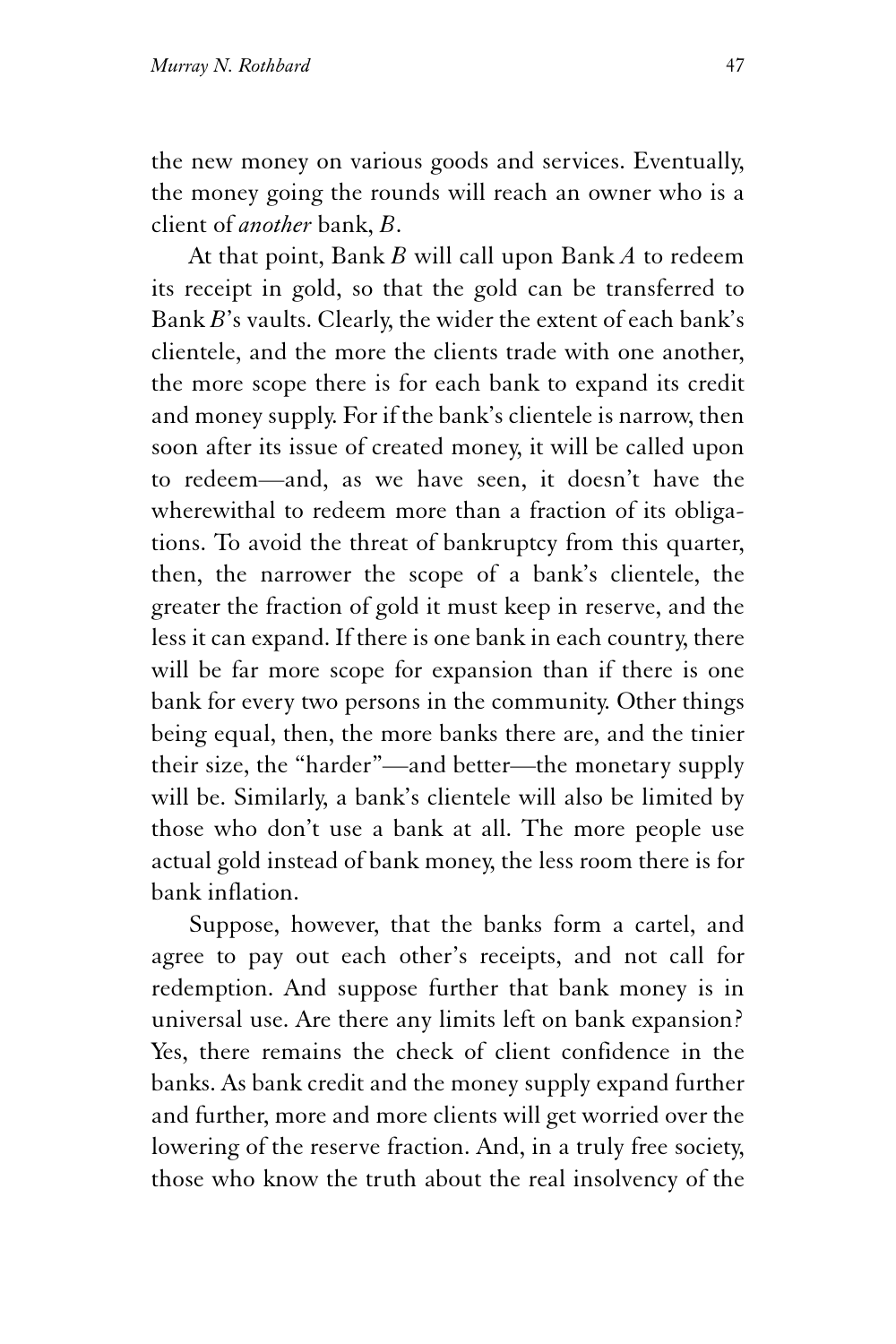the new money on various goods and services. Eventually, the money going the rounds will reach an owner who is a client of *another* bank, *B*.

At that point, Bank *B* will call upon Bank *A* to redeem its receipt in gold, so that the gold can be transferred to Bank *B*'s vaults. Clearly, the wider the extent of each bank's clientele, and the more the clients trade with one another, the more scope there is for each bank to expand its credit and money supply. For if the bank's clientele is narrow, then soon after its issue of created money, it will be called upon to redeem—and, as we have seen, it doesn't have the wherewithal to redeem more than a fraction of its obligations. To avoid the threat of bankruptcy from this quarter, then, the narrower the scope of a bank's clientele, the greater the fraction of gold it must keep in reserve, and the less it can expand. If there is one bank in each country, there will be far more scope for expansion than if there is one bank for every two persons in the community. Other things being equal, then, the more banks there are, and the tinier their size, the "harder"—and better—the monetary supply will be. Similarly, a bank's clientele will also be limited by those who don't use a bank at all. The more people use actual gold instead of bank money, the less room there is for bank inflation.

Suppose, however, that the banks form a cartel, and agree to pay out each other's receipts, and not call for redemption. And suppose further that bank money is in universal use. Are there any limits left on bank expansion? Yes, there remains the check of client confidence in the banks. As bank credit and the money supply expand further and further, more and more clients will get worried over the lowering of the reserve fraction. And, in a truly free society, those who know the truth about the real insolvency of the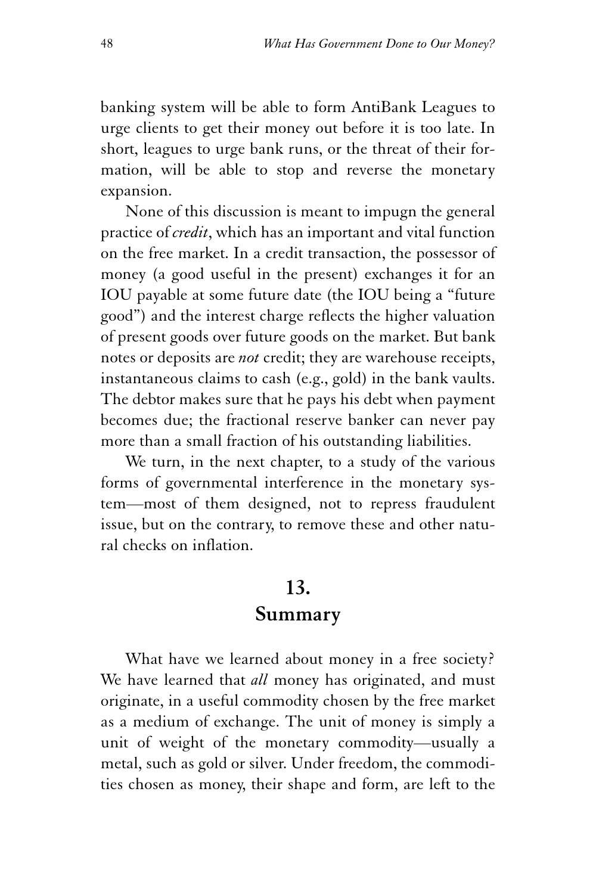banking system will be able to form AntiBank Leagues to urge clients to get their money out before it is too late. In short, leagues to urge bank runs, or the threat of their formation, will be able to stop and reverse the monetary expansion.

None of this discussion is meant to impugn the general practice of *credit*, which has an important and vital function on the free market. In a credit transaction, the possessor of money (a good useful in the present) exchanges it for an IOU payable at some future date (the IOU being a "future good") and the interest charge reflects the higher valuation of present goods over future goods on the market. But bank notes or deposits are *not* credit; they are warehouse receipts, instantaneous claims to cash (e.g., gold) in the bank vaults. The debtor makes sure that he pays his debt when payment becomes due; the fractional reserve banker can never pay more than a small fraction of his outstanding liabilities.

We turn, in the next chapter, to a study of the various forms of governmental interference in the monetary system—most of them designed, not to repress fraudulent issue, but on the contrary, to remove these and other natural checks on inflation.

## 13.
## Summary

What have we learned about money in a free society? We have learned that *all* money has originated, and must originate, in a useful commodity chosen by the free market as a medium of exchange. The unit of money is simply a unit of weight of the monetary commodity—usually a metal, such as gold or silver. Under freedom, the commodities chosen as money, their shape and form, are left to the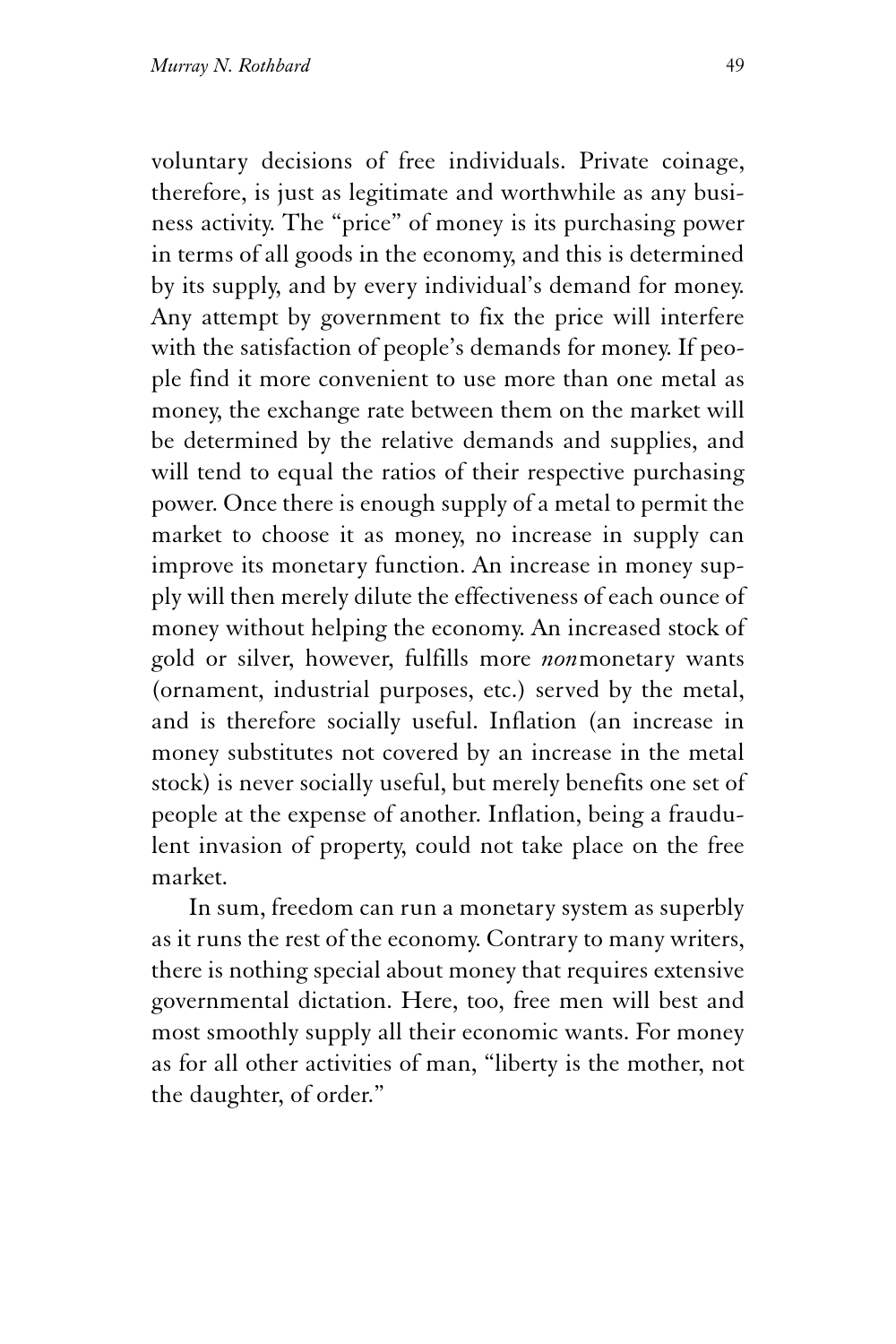voluntary decisions of free individuals. Private coinage, therefore, is just as legitimate and worthwhile as any business activity. The "price" of money is its purchasing power in terms of all goods in the economy, and this is determined by its supply, and by every individual's demand for money. Any attempt by government to fix the price will interfere with the satisfaction of people's demands for money. If people find it more convenient to use more than one metal as money, the exchange rate between them on the market will be determined by the relative demands and supplies, and will tend to equal the ratios of their respective purchasing power. Once there is enough supply of a metal to permit the market to choose it as money, no increase in supply can improve its monetary function. An increase in money supply will then merely dilute the effectiveness of each ounce of money without helping the economy. An increased stock of gold or silver, however, fulfills more *non*monetary wants (ornament, industrial purposes, etc.) served by the metal, and is therefore socially useful. Inflation (an increase in money substitutes not covered by an increase in the metal stock) is never socially useful, but merely benefits one set of people at the expense of another. Inflation, being a fraudulent invasion of property, could not take place on the free market.

In sum, freedom can run a monetary system as superbly as it runs the rest of the economy. Contrary to many writers, there is nothing special about money that requires extensive governmental dictation. Here, too, free men will best and most smoothly supply all their economic wants. For money as for all other activities of man, "liberty is the mother, not the daughter, of order."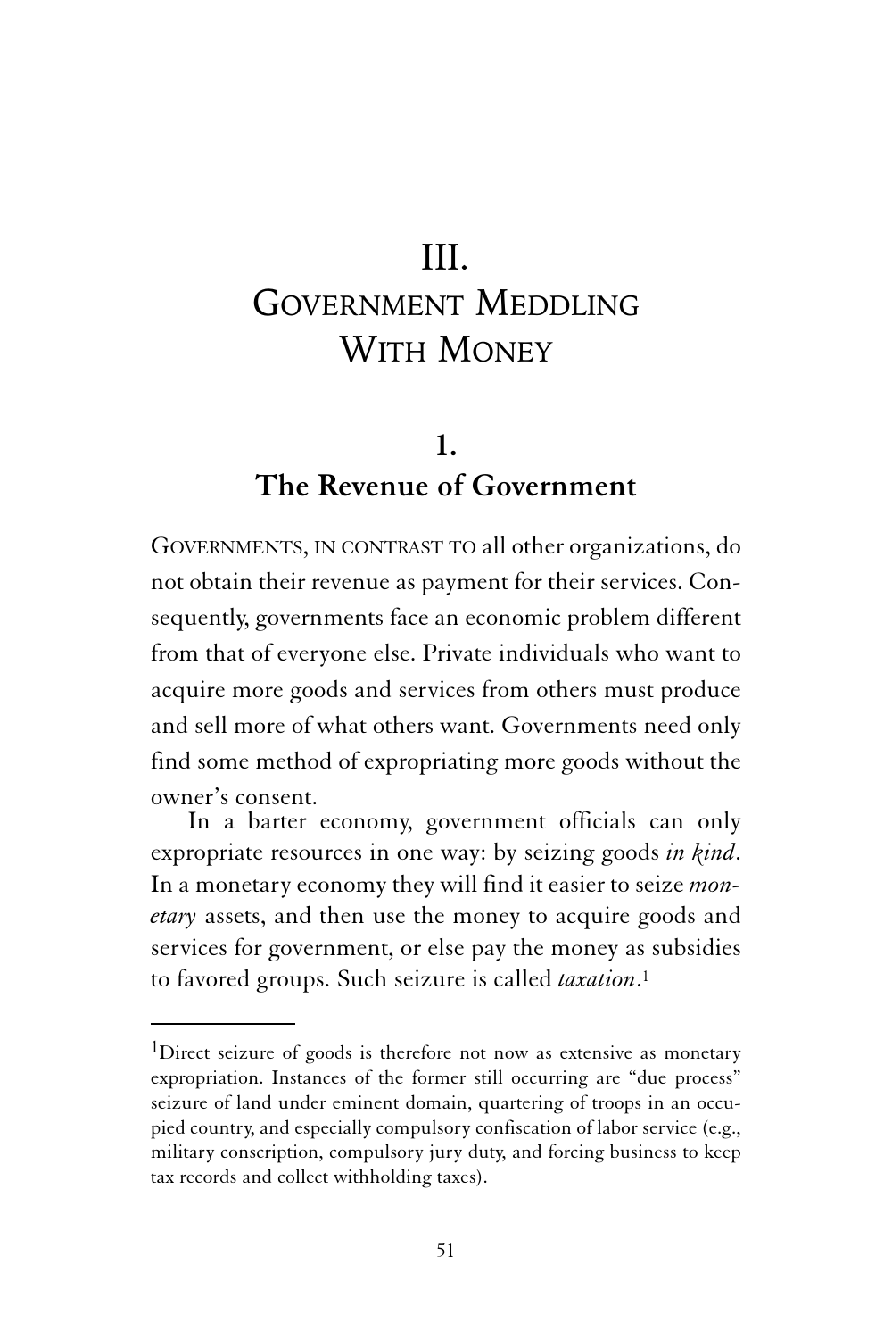# III. Government Meddling With Money

## 1. The Revenue of Government

Governments, in contrast to all other organizations, do not obtain their revenue as payment for their services. Consequently, governments face an economic problem different from that of everyone else. Private individuals who want to acquire more goods and services from others must produce and sell more of what others want. Governments need only find some method of expropriating more goods without the owner's consent.

In a barter economy, government officials can only expropriate resources in one way: by seizing goods *in kind*. In a monetary economy they will find it easier to seize *monetary* assets, and then use the money to acquire goods and services for government, or else pay the money as subsidies to favored groups. Such seizure is called *taxation*.[1]

---

[1]Direct seizure of goods is therefore not now as extensive as monetary expropriation. Instances of the former still occurring are "due process" seizure of land under eminent domain, quartering of troops in an occupied country, and especially compulsory confiscation of labor service (e.g., military conscription, compulsory jury duty, and forcing business to keep tax records and collect withholding taxes).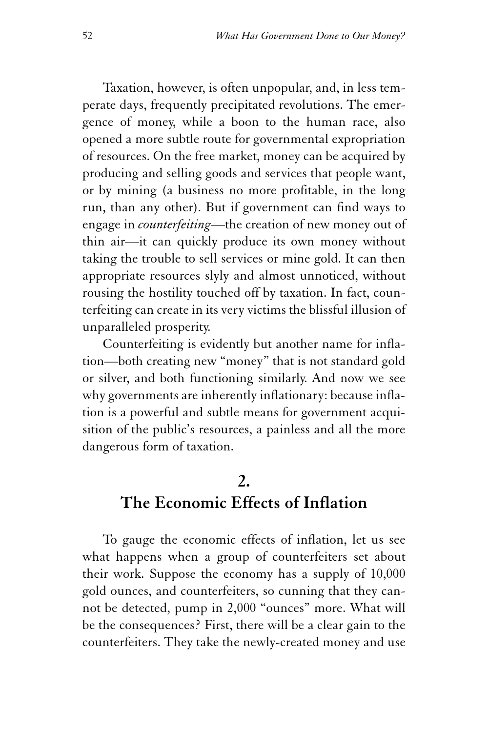Taxation, however, is often unpopular, and, in less temperate days, frequently precipitated revolutions. The emergence of money, while a boon to the human race, also opened a more subtle route for governmental expropriation of resources. On the free market, money can be acquired by producing and selling goods and services that people want, or by mining (a business no more profitable, in the long run, than any other). But if government can find ways to engage in *counterfeiting*—the creation of new money out of thin air—it can quickly produce its own money without taking the trouble to sell services or mine gold. It can then appropriate resources slyly and almost unnoticed, without rousing the hostility touched off by taxation. In fact, counterfeiting can create in its very victims the blissful illusion of unparalleled prosperity.

Counterfeiting is evidently but another name for inflation—both creating new "money" that is not standard gold or silver, and both functioning similarly. And now we see why governments are inherently inflationary: because inflation is a powerful and subtle means for government acquisition of the public's resources, a painless and all the more dangerous form of taxation.

## 2.
## The Economic Effects of Inflation

To gauge the economic effects of inflation, let us see what happens when a group of counterfeiters set about their work. Suppose the economy has a supply of 10,000 gold ounces, and counterfeiters, so cunning that they cannot be detected, pump in 2,000 "ounces" more. What will be the consequences? First, there will be a clear gain to the counterfeiters. They take the newly-created money and use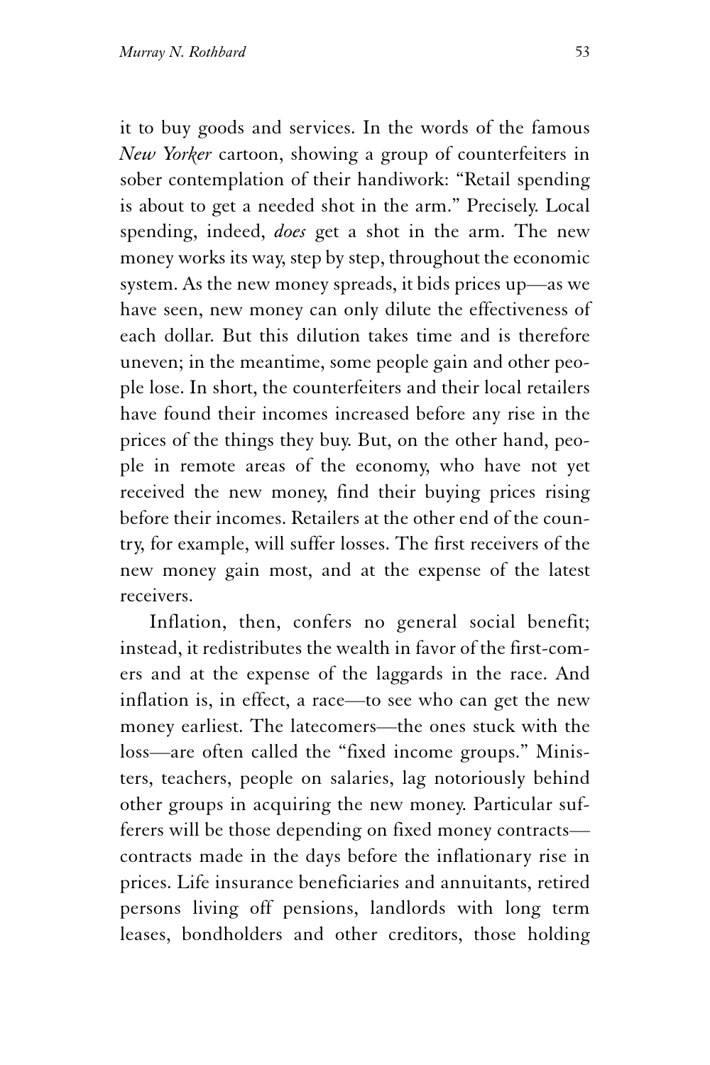it to buy goods and services. In the words of the famous *New Yorker* cartoon, showing a group of counterfeiters in sober contemplation of their handiwork: "Retail spending is about to get a needed shot in the arm." Precisely. Local spending, indeed, *does* get a shot in the arm. The new money works its way, step by step, throughout the economic system. As the new money spreads, it bids prices up—as we have seen, new money can only dilute the effectiveness of each dollar. But this dilution takes time and is therefore uneven; in the meantime, some people gain and other people lose. In short, the counterfeiters and their local retailers have found their incomes increased before any rise in the prices of the things they buy. But, on the other hand, people in remote areas of the economy, who have not yet received the new money, find their buying prices rising before their incomes. Retailers at the other end of the country, for example, will suffer losses. The first receivers of the new money gain most, and at the expense of the latest receivers.

Inflation, then, confers no general social benefit; instead, it redistributes the wealth in favor of the first-comers and at the expense of the laggards in the race. And inflation is, in effect, a race—to see who can get the new money earliest. The latecomers—the ones stuck with the loss—are often called the "fixed income groups." Ministers, teachers, people on salaries, lag notoriously behind other groups in acquiring the new money. Particular sufferers will be those depending on fixed money contracts—contracts made in the days before the inflationary rise in prices. Life insurance beneficiaries and annuitants, retired persons living off pensions, landlords with long term leases, bondholders and other creditors, those holding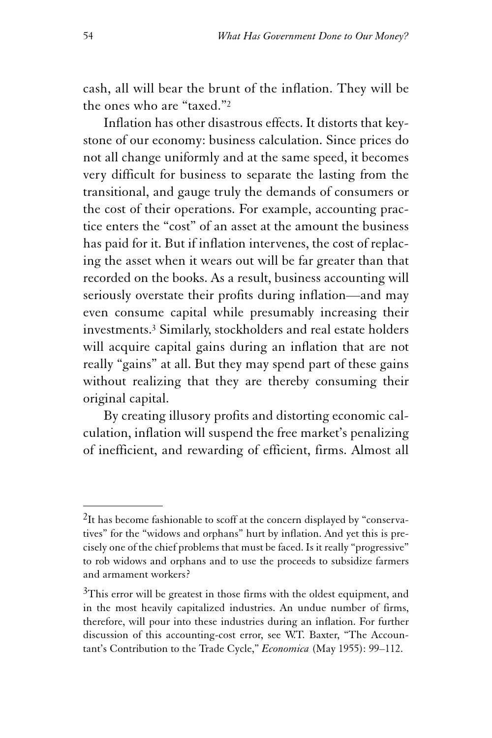cash, all will bear the brunt of the inflation. They will be the ones who are "taxed."[2]

Inflation has other disastrous effects. It distorts that keystone of our economy: business calculation. Since prices do not all change uniformly and at the same speed, it becomes very difficult for business to separate the lasting from the transitional, and gauge truly the demands of consumers or the cost of their operations. For example, accounting practice enters the "cost" of an asset at the amount the business has paid for it. But if inflation intervenes, the cost of replacing the asset when it wears out will be far greater than that recorded on the books. As a result, business accounting will seriously overstate their profits during inflation—and may even consume capital while presumably increasing their investments.[3] Similarly, stockholders and real estate holders will acquire capital gains during an inflation that are not really "gains" at all. But they may spend part of these gains without realizing that they are thereby consuming their original capital.

By creating illusory profits and distorting economic calculation, inflation will suspend the free market's penalizing of inefficient, and rewarding of efficient, firms. Almost all

---

[2]It has become fashionable to scoff at the concern displayed by "conservatives" for the "widows and orphans" hurt by inflation. And yet this is precisely one of the chief problems that must be faced. Is it really "progressive" to rob widows and orphans and to use the proceeds to subsidize farmers and armament workers?

[3]This error will be greatest in those firms with the oldest equipment, and in the most heavily capitalized industries. An undue number of firms, therefore, will pour into these industries during an inflation. For further discussion of this accounting-cost error, see W.T. Baxter, "The Accountant's Contribution to the Trade Cycle," *Economica* (May 1955): 99–112.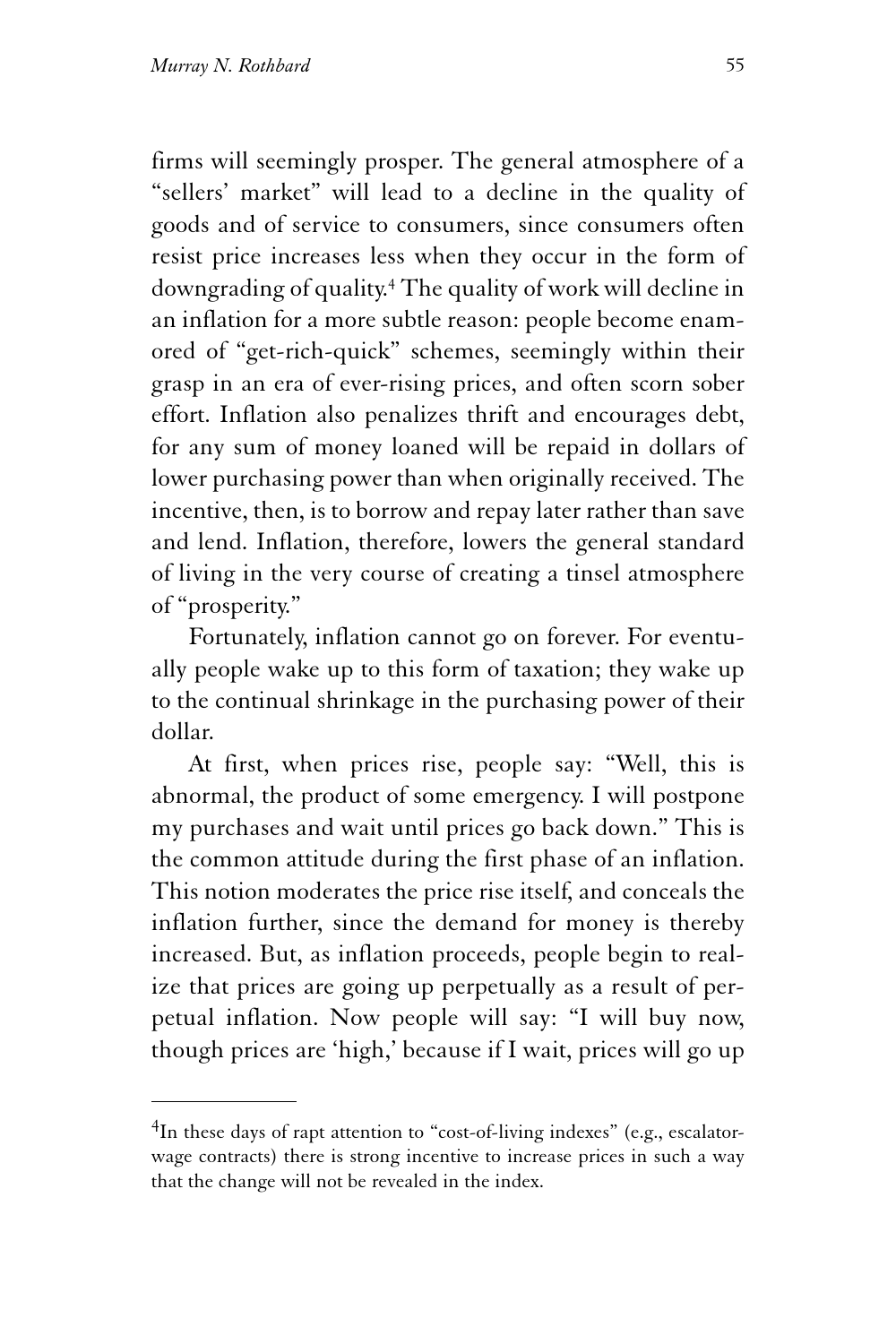firms will seemingly prosper. The general atmosphere of a "sellers' market" will lead to a decline in the quality of goods and of service to consumers, since consumers often resist price increases less when they occur in the form of downgrading of quality.[4] The quality of work will decline in an inflation for a more subtle reason: people become enamored of "get-rich-quick" schemes, seemingly within their grasp in an era of ever-rising prices, and often scorn sober effort. Inflation also penalizes thrift and encourages debt, for any sum of money loaned will be repaid in dollars of lower purchasing power than when originally received. The incentive, then, is to borrow and repay later rather than save and lend. Inflation, therefore, lowers the general standard of living in the very course of creating a tinsel atmosphere of "prosperity."

Fortunately, inflation cannot go on forever. For eventually people wake up to this form of taxation; they wake up to the continual shrinkage in the purchasing power of their dollar.

At first, when prices rise, people say: "Well, this is abnormal, the product of some emergency. I will postpone my purchases and wait until prices go back down." This is the common attitude during the first phase of an inflation. This notion moderates the price rise itself, and conceals the inflation further, since the demand for money is thereby increased. But, as inflation proceeds, people begin to realize that prices are going up perpetually as a result of perpetual inflation. Now people will say: "I will buy now, though prices are 'high,' because if I wait, prices will go up

---

[4]In these days of rapt attention to "cost-of-living indexes" (e.g., escalator-wage contracts) there is strong incentive to increase prices in such a way that the change will not be revealed in the index.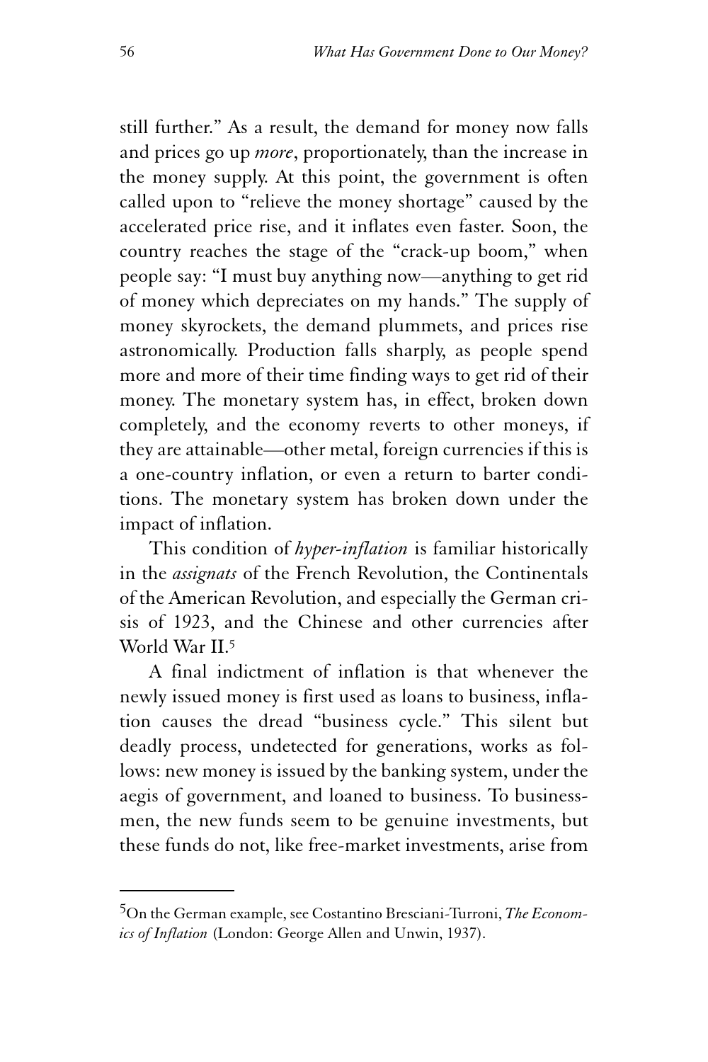still further." As a result, the demand for money now falls and prices go up *more*, proportionately, than the increase in the money supply. At this point, the government is often called upon to "relieve the money shortage" caused by the accelerated price rise, and it inflates even faster. Soon, the country reaches the stage of the "crack-up boom," when people say: "I must buy anything now—anything to get rid of money which depreciates on my hands." The supply of money skyrockets, the demand plummets, and prices rise astronomically. Production falls sharply, as people spend more and more of their time finding ways to get rid of their money. The monetary system has, in effect, broken down completely, and the economy reverts to other moneys, if they are attainable—other metal, foreign currencies if this is a one-country inflation, or even a return to barter conditions. The monetary system has broken down under the impact of inflation.

This condition of *hyper-inflation* is familiar historically in the *assignats* of the French Revolution, the Continentals of the American Revolution, and especially the German crisis of 1923, and the Chinese and other currencies after World War II.[5]

A final indictment of inflation is that whenever the newly issued money is first used as loans to business, inflation causes the dread "business cycle." This silent but deadly process, undetected for generations, works as follows: new money is issued by the banking system, under the aegis of government, and loaned to business. To businessmen, the new funds seem to be genuine investments, but these funds do not, like free-market investments, arise from

[5] On the German example, see Costantino Bresciani-Turroni, *The Economics of Inflation* (London: George Allen and Unwin, 1937).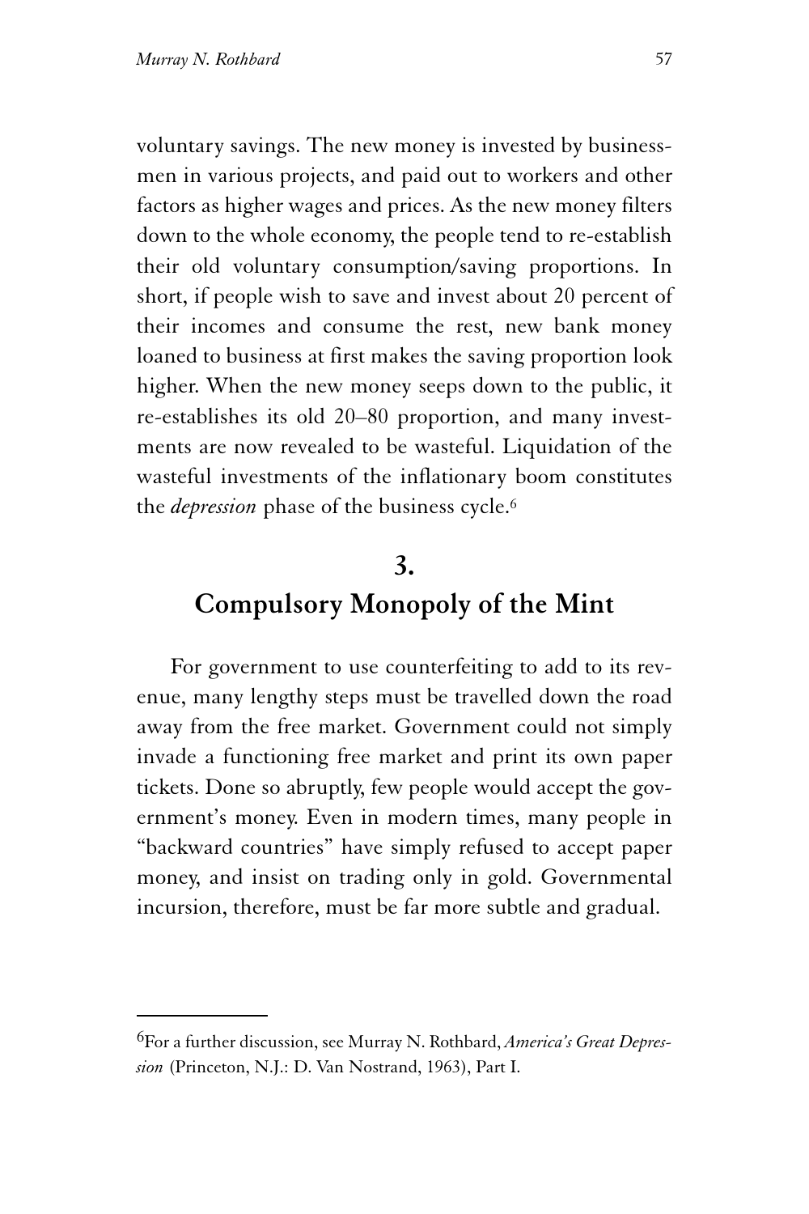voluntary savings. The new money is invested by businessmen in various projects, and paid out to workers and other factors as higher wages and prices. As the new money filters down to the whole economy, the people tend to re-establish their old voluntary consumption/saving proportions. In short, if people wish to save and invest about 20 percent of their incomes and consume the rest, new bank money loaned to business at first makes the saving proportion look higher. When the new money seeps down to the public, it re-establishes its old 20–80 proportion, and many investments are now revealed to be wasteful. Liquidation of the wasteful investments of the inflationary boom constitutes the *depression* phase of the business cycle.[6]

## 3.
## Compulsory Monopoly of the Mint

For government to use counterfeiting to add to its revenue, many lengthy steps must be travelled down the road away from the free market. Government could not simply invade a functioning free market and print its own paper tickets. Done so abruptly, few people would accept the government's money. Even in modern times, many people in "backward countries" have simply refused to accept paper money, and insist on trading only in gold. Governmental incursion, therefore, must be far more subtle and gradual.

---

[6] For a further discussion, see Murray N. Rothbard, *America's Great Depression* (Princeton, N.J.: D. Van Nostrand, 1963), Part I.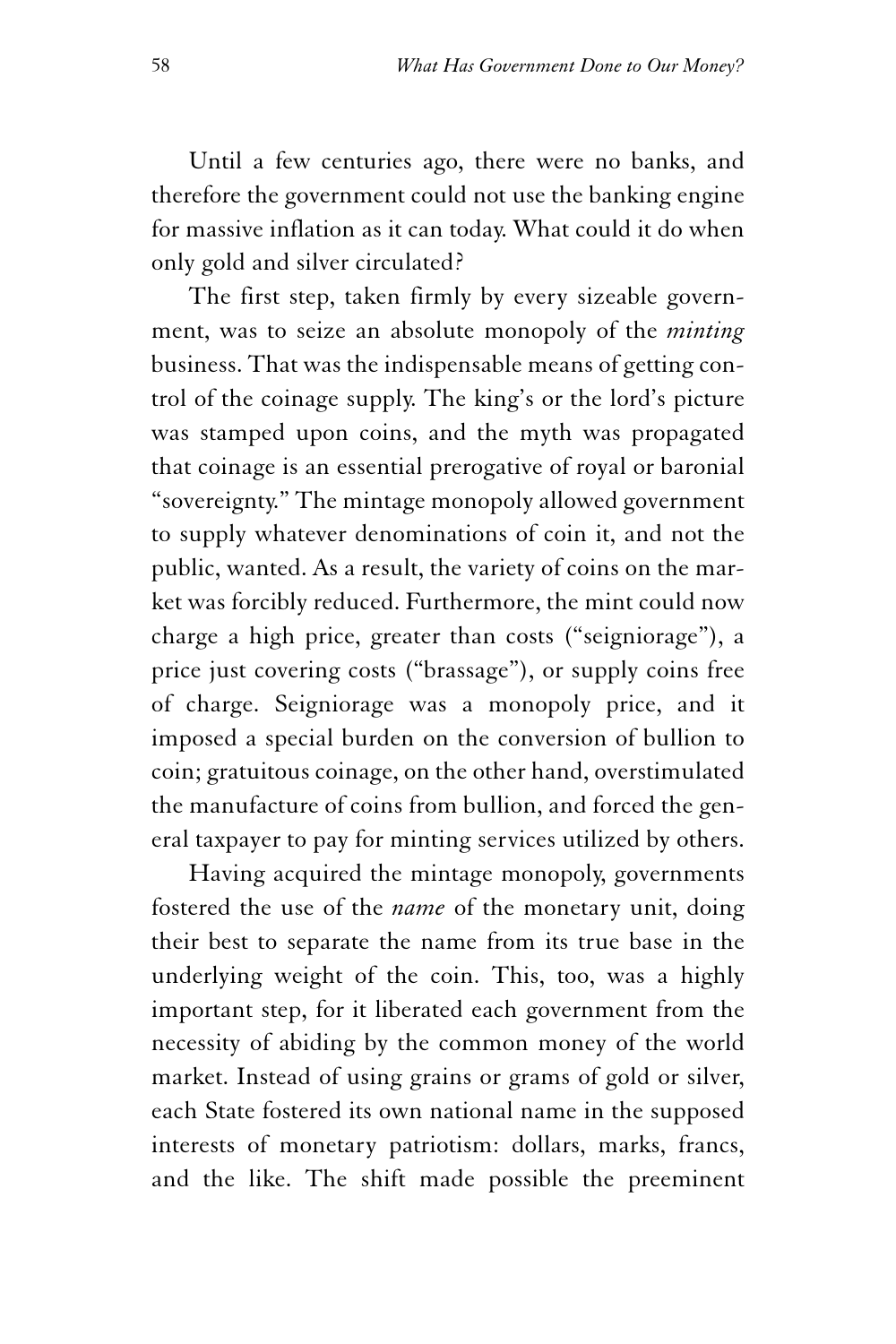Until a few centuries ago, there were no banks, and therefore the government could not use the banking engine for massive inflation as it can today. What could it do when only gold and silver circulated?

The first step, taken firmly by every sizeable government, was to seize an absolute monopoly of the *minting* business. That was the indispensable means of getting control of the coinage supply. The king's or the lord's picture was stamped upon coins, and the myth was propagated that coinage is an essential prerogative of royal or baronial "sovereignty." The mintage monopoly allowed government to supply whatever denominations of coin it, and not the public, wanted. As a result, the variety of coins on the market was forcibly reduced. Furthermore, the mint could now charge a high price, greater than costs ("seigniorage"), a price just covering costs ("brassage"), or supply coins free of charge. Seigniorage was a monopoly price, and it imposed a special burden on the conversion of bullion to coin; gratuitous coinage, on the other hand, overstimulated the manufacture of coins from bullion, and forced the general taxpayer to pay for minting services utilized by others.

Having acquired the mintage monopoly, governments fostered the use of the *name* of the monetary unit, doing their best to separate the name from its true base in the underlying weight of the coin. This, too, was a highly important step, for it liberated each government from the necessity of abiding by the common money of the world market. Instead of using grains or grams of gold or silver, each State fostered its own national name in the supposed interests of monetary patriotism: dollars, marks, francs, and the like. The shift made possible the preeminent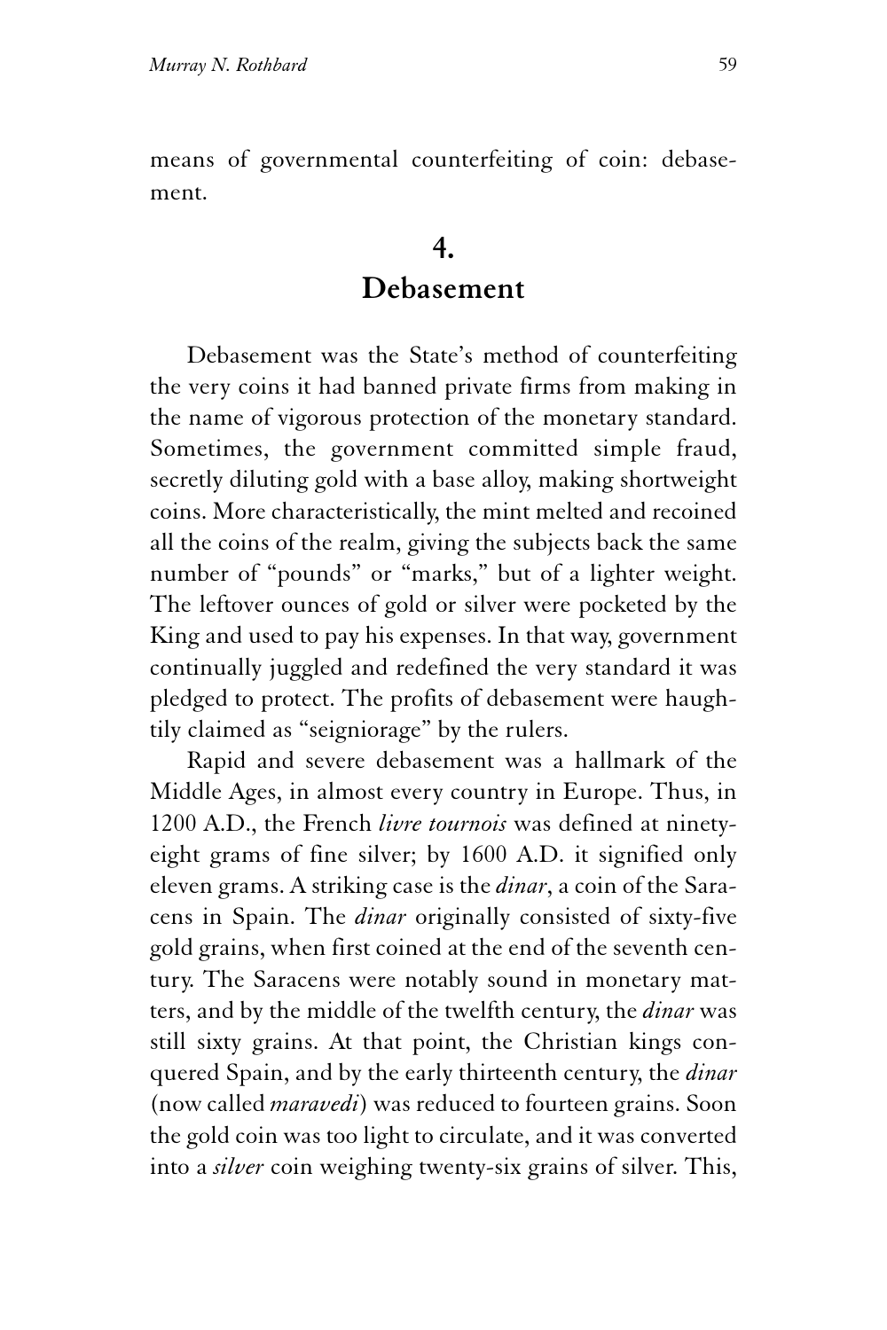means of governmental counterfeiting of coin: debasement.

## 4. Debasement

Debasement was the State's method of counterfeiting the very coins it had banned private firms from making in the name of vigorous protection of the monetary standard. Sometimes, the government committed simple fraud, secretly diluting gold with a base alloy, making shortweight coins. More characteristically, the mint melted and recoined all the coins of the realm, giving the subjects back the same number of "pounds" or "marks," but of a lighter weight. The leftover ounces of gold or silver were pocketed by the King and used to pay his expenses. In that way, government continually juggled and redefined the very standard it was pledged to protect. The profits of debasement were haughtily claimed as "seigniorage" by the rulers.

Rapid and severe debasement was a hallmark of the Middle Ages, in almost every country in Europe. Thus, in 1200 A.D., the French *livre tournois* was defined at ninety-eight grams of fine silver; by 1600 A.D. it signified only eleven grams. A striking case is the *dinar*, a coin of the Saracens in Spain. The *dinar* originally consisted of sixty-five gold grains, when first coined at the end of the seventh century. The Saracens were notably sound in monetary matters, and by the middle of the twelfth century, the *dinar* was still sixty grains. At that point, the Christian kings conquered Spain, and by the early thirteenth century, the *dinar* (now called *maravedi*) was reduced to fourteen grains. Soon the gold coin was too light to circulate, and it was converted into a *silver* coin weighing twenty-six grains of silver. This,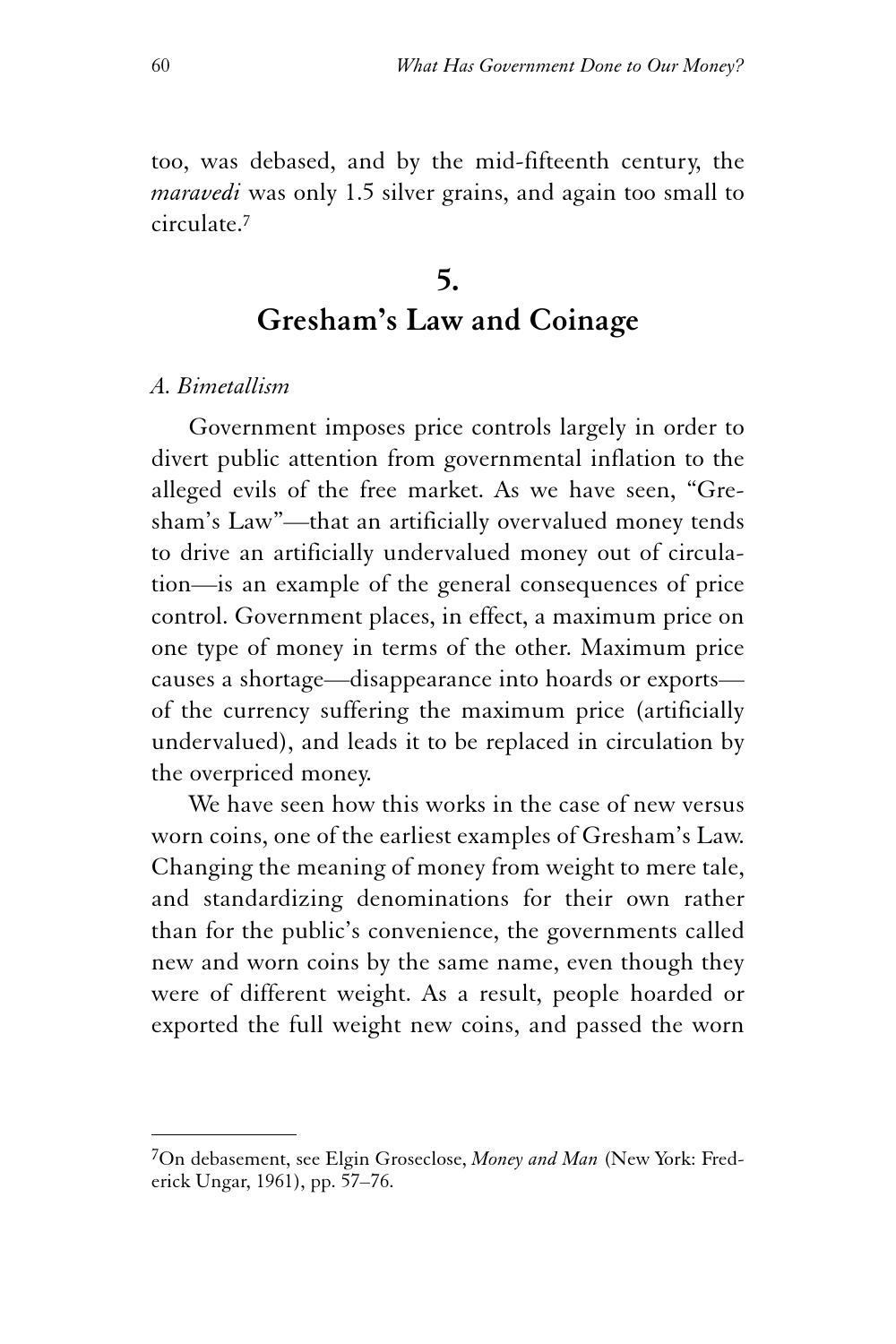too, was debased, and by the mid-fifteenth century, the *maravedi* was only 1.5 silver grains, and again too small to circulate.[7]

## 5. Gresham's Law and Coinage

### *A. Bimetallism*

Government imposes price controls largely in order to divert public attention from governmental inflation to the alleged evils of the free market. As we have seen, "Gresham's Law"—that an artificially overvalued money tends to drive an artificially undervalued money out of circulation—is an example of the general consequences of price control. Government places, in effect, a maximum price on one type of money in terms of the other. Maximum price causes a shortage—disappearance into hoards or exports—of the currency suffering the maximum price (artificially undervalued), and leads it to be replaced in circulation by the overpriced money.

We have seen how this works in the case of new versus worn coins, one of the earliest examples of Gresham's Law. Changing the meaning of money from weight to mere tale, and standardizing denominations for their own rather than for the public's convenience, the governments called new and worn coins by the same name, even though they were of different weight. As a result, people hoarded or exported the full weight new coins, and passed the worn

---

[7]On debasement, see Elgin Groseclose, *Money and Man* (New York: Frederick Ungar, 1961), pp. 57–76.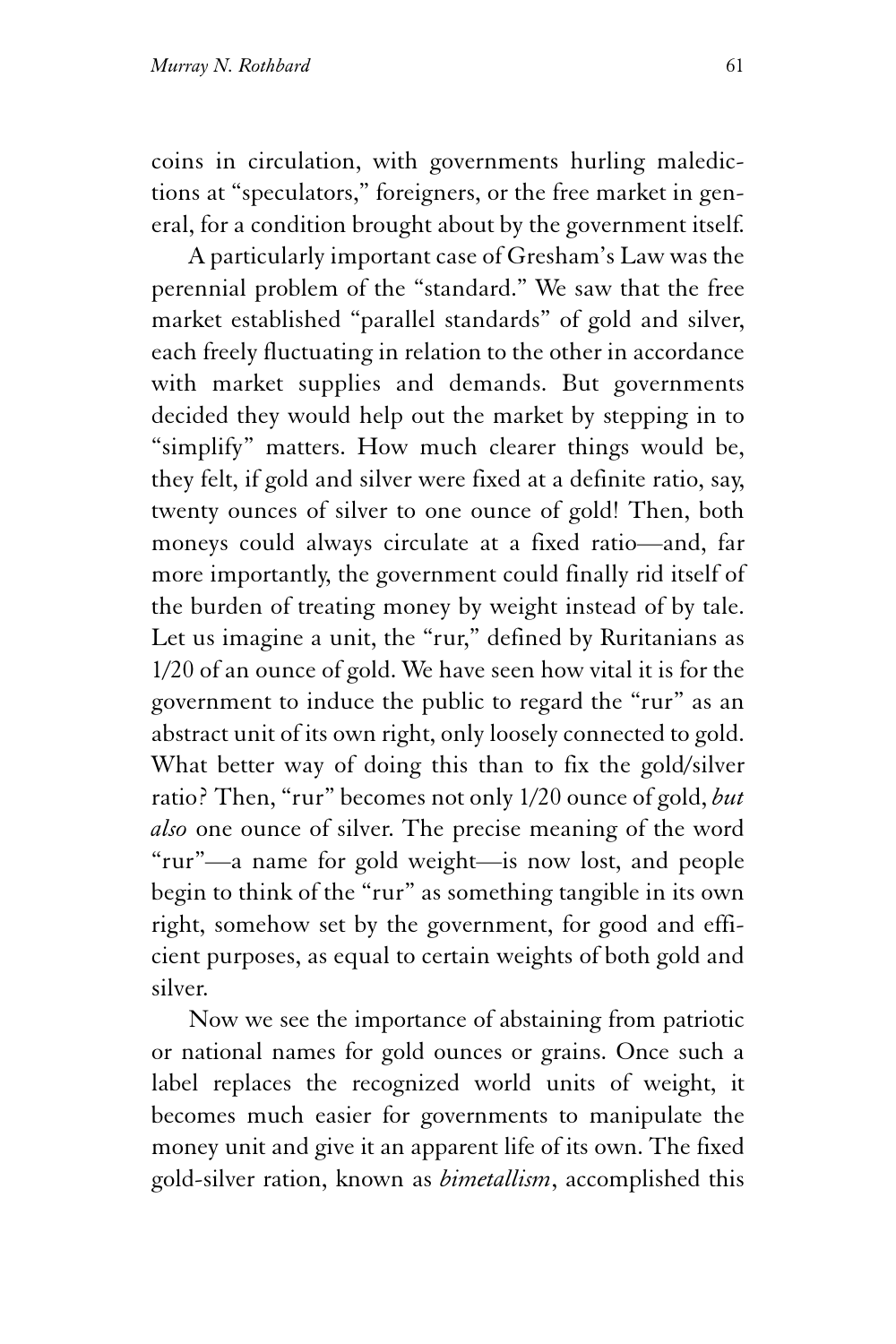coins in circulation, with governments hurling maledictions at "speculators," foreigners, or the free market in general, for a condition brought about by the government itself.

A particularly important case of Gresham's Law was the perennial problem of the "standard." We saw that the free market established "parallel standards" of gold and silver, each freely fluctuating in relation to the other in accordance with market supplies and demands. But governments decided they would help out the market by stepping in to "simplify" matters. How much clearer things would be, they felt, if gold and silver were fixed at a definite ratio, say, twenty ounces of silver to one ounce of gold! Then, both moneys could always circulate at a fixed ratio—and, far more importantly, the government could finally rid itself of the burden of treating money by weight instead of by tale. Let us imagine a unit, the "rur," defined by Ruritanians as 1/20 of an ounce of gold. We have seen how vital it is for the government to induce the public to regard the "rur" as an abstract unit of its own right, only loosely connected to gold. What better way of doing this than to fix the gold/silver ratio? Then, "rur" becomes not only 1/20 ounce of gold, *but also* one ounce of silver. The precise meaning of the word "rur"—a name for gold weight—is now lost, and people begin to think of the "rur" as something tangible in its own right, somehow set by the government, for good and efficient purposes, as equal to certain weights of both gold and silver.

Now we see the importance of abstaining from patriotic or national names for gold ounces or grains. Once such a label replaces the recognized world units of weight, it becomes much easier for governments to manipulate the money unit and give it an apparent life of its own. The fixed gold-silver ration, known as *bimetallism*, accomplished this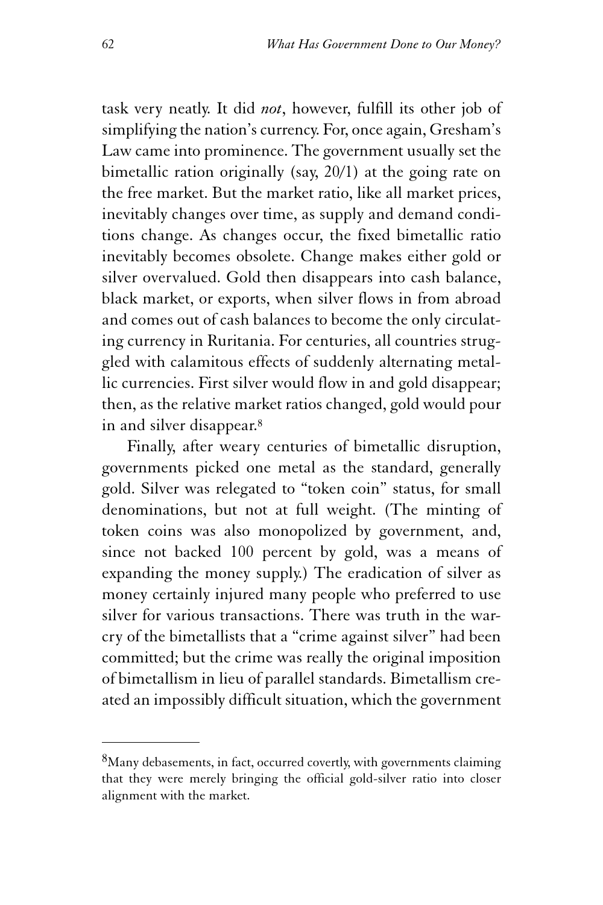task very neatly. It did *not*, however, fulfill its other job of simplifying the nation's currency. For, once again, Gresham's Law came into prominence. The government usually set the bimetallic ration originally (say, 20/1) at the going rate on the free market. But the market ratio, like all market prices, inevitably changes over time, as supply and demand conditions change. As changes occur, the fixed bimetallic ratio inevitably becomes obsolete. Change makes either gold or silver overvalued. Gold then disappears into cash balance, black market, or exports, when silver flows in from abroad and comes out of cash balances to become the only circulating currency in Ruritania. For centuries, all countries struggled with calamitous effects of suddenly alternating metallic currencies. First silver would flow in and gold disappear; then, as the relative market ratios changed, gold would pour in and silver disappear.[8]

Finally, after weary centuries of bimetallic disruption, governments picked one metal as the standard, generally gold. Silver was relegated to "token coin" status, for small denominations, but not at full weight. (The minting of token coins was also monopolized by government, and, since not backed 100 percent by gold, was a means of expanding the money supply.) The eradication of silver as money certainly injured many people who preferred to use silver for various transactions. There was truth in the war-cry of the bimetallists that a "crime against silver" had been committed; but the crime was really the original imposition of bimetallism in lieu of parallel standards. Bimetallism created an impossibly difficult situation, which the government

---

[8]Many debasements, in fact, occurred covertly, with governments claiming that they were merely bringing the official gold-silver ratio into closer alignment with the market.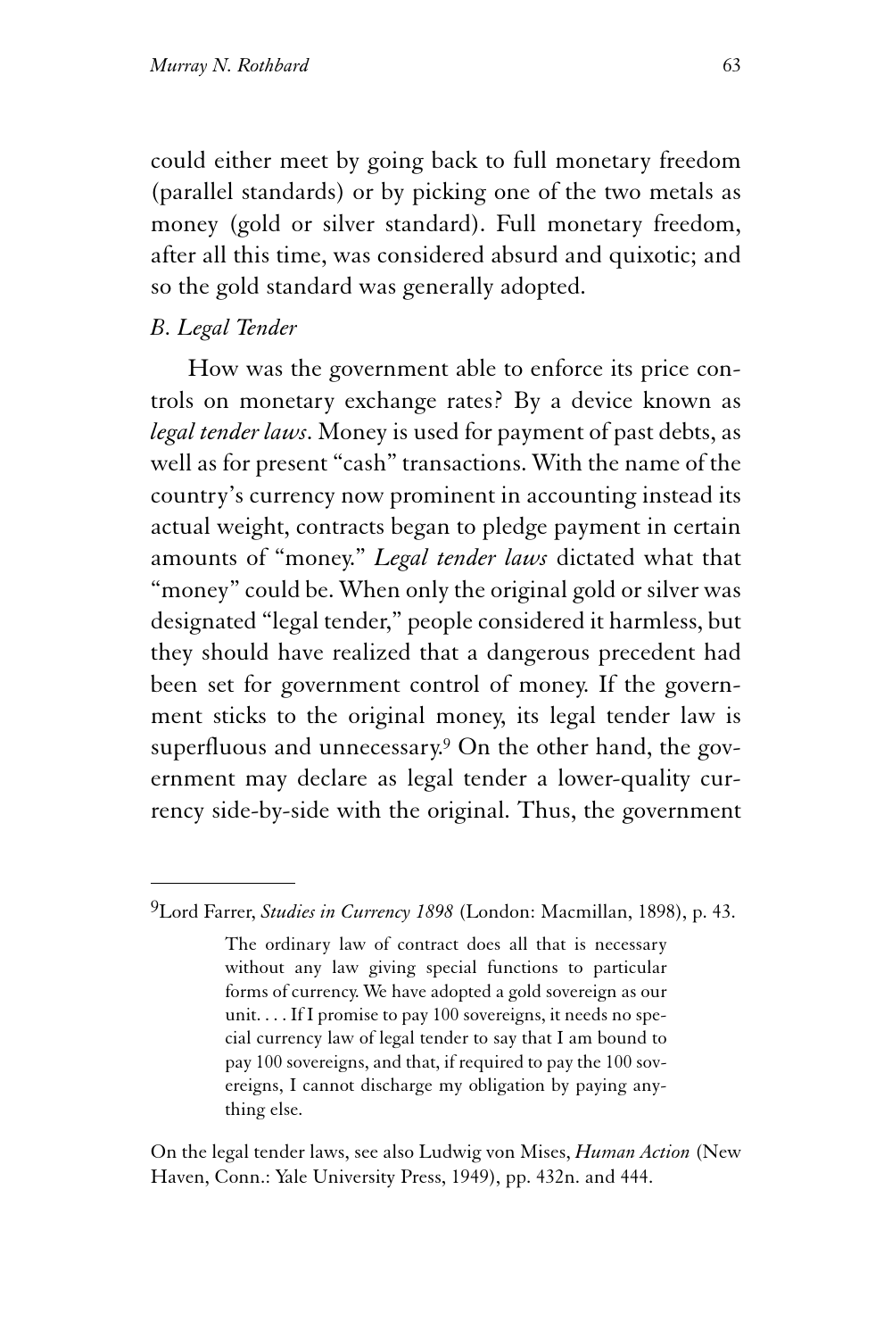could either meet by going back to full monetary freedom (parallel standards) or by picking one of the two metals as money (gold or silver standard). Full monetary freedom, after all this time, was considered absurd and quixotic; and so the gold standard was generally adopted.

### *B. Legal Tender*

How was the government able to enforce its price controls on monetary exchange rates? By a device known as *legal tender laws*. Money is used for payment of past debts, as well as for present "cash" transactions. With the name of the country's currency now prominent in accounting instead its actual weight, contracts began to pledge payment in certain amounts of "money." *Legal tender laws* dictated what that "money" could be. When only the original gold or silver was designated "legal tender," people considered it harmless, but they should have realized that a dangerous precedent had been set for government control of money. If the government sticks to the original money, its legal tender law is superfluous and unnecessary.[9] On the other hand, the government may declare as legal tender a lower-quality currency side-by-side with the original. Thus, the government

---

[9]Lord Farrer, *Studies in Currency 1898* (London: Macmillan, 1898), p. 43.

> The ordinary law of contract does all that is necessary without any law giving special functions to particular forms of currency. We have adopted a gold sovereign as our unit. . . . If I promise to pay 100 sovereigns, it needs no special currency law of legal tender to say that I am bound to pay 100 sovereigns, and that, if required to pay the 100 sovereigns, I cannot discharge my obligation by paying anything else.

On the legal tender laws, see also Ludwig von Mises, *Human Action* (New Haven, Conn.: Yale University Press, 1949), pp. 432n. and 444.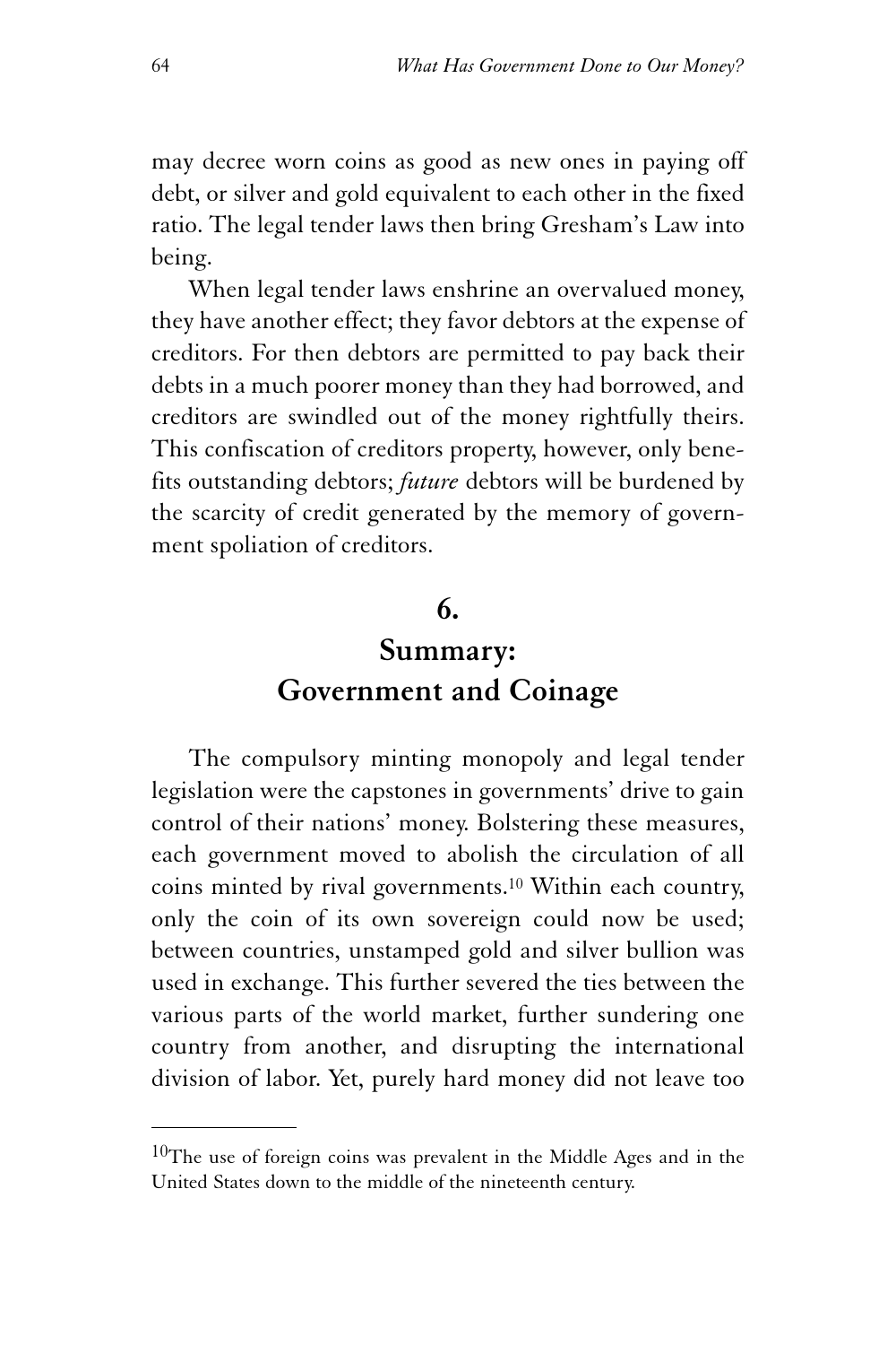may decree worn coins as good as new ones in paying off debt, or silver and gold equivalent to each other in the fixed ratio. The legal tender laws then bring Gresham's Law into being.

When legal tender laws enshrine an overvalued money, they have another effect; they favor debtors at the expense of creditors. For then debtors are permitted to pay back their debts in a much poorer money than they had borrowed, and creditors are swindled out of the money rightfully theirs. This confiscation of creditors property, however, only benefits outstanding debtors; *future* debtors will be burdened by the scarcity of credit generated by the memory of government spoliation of creditors.

## 6.
## Summary: Government and Coinage

The compulsory minting monopoly and legal tender legislation were the capstones in governments' drive to gain control of their nations' money. Bolstering these measures, each government moved to abolish the circulation of all coins minted by rival governments.[10] Within each country, only the coin of its own sovereign could now be used; between countries, unstamped gold and silver bullion was used in exchange. This further severed the ties between the various parts of the world market, further sundering one country from another, and disrupting the international division of labor. Yet, purely hard money did not leave too

[10]The use of foreign coins was prevalent in the Middle Ages and in the United States down to the middle of the nineteenth century.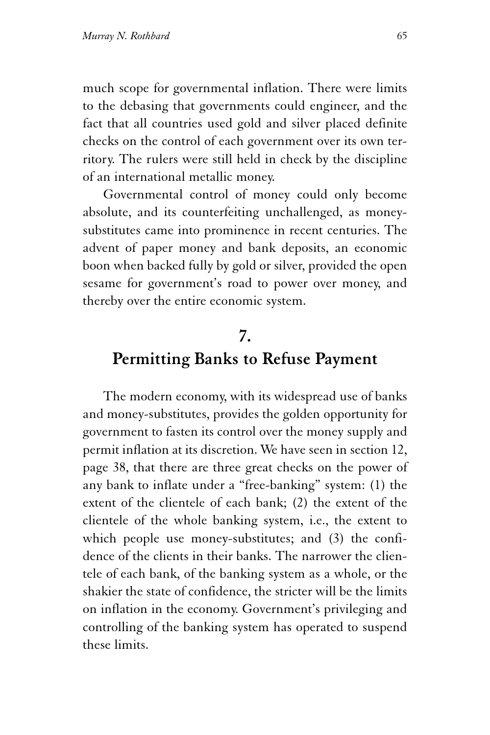much scope for governmental inflation. There were limits to the debasing that governments could engineer, and the fact that all countries used gold and silver placed definite checks on the control of each government over its own territory. The rulers were still held in check by the discipline of an international metallic money.

Governmental control of money could only become absolute, and its counterfeiting unchallenged, as money-substitutes came into prominence in recent centuries. The advent of paper money and bank deposits, an economic boon when backed fully by gold or silver, provided the open sesame for government's road to power over money, and thereby over the entire economic system.

## 7.
## Permitting Banks to Refuse Payment

The modern economy, with its widespread use of banks and money-substitutes, provides the golden opportunity for government to fasten its control over the money supply and permit inflation at its discretion. We have seen in section 12, page 38, that there are three great checks on the power of any bank to inflate under a "free-banking" system: (1) the extent of the clientele of each bank; (2) the extent of the clientele of the whole banking system, i.e., the extent to which people use money-substitutes; and (3) the confidence of the clients in their banks. The narrower the clientele of each bank, of the banking system as a whole, or the shakier the state of confidence, the stricter will be the limits on inflation in the economy. Government's privileging and controlling of the banking system has operated to suspend these limits.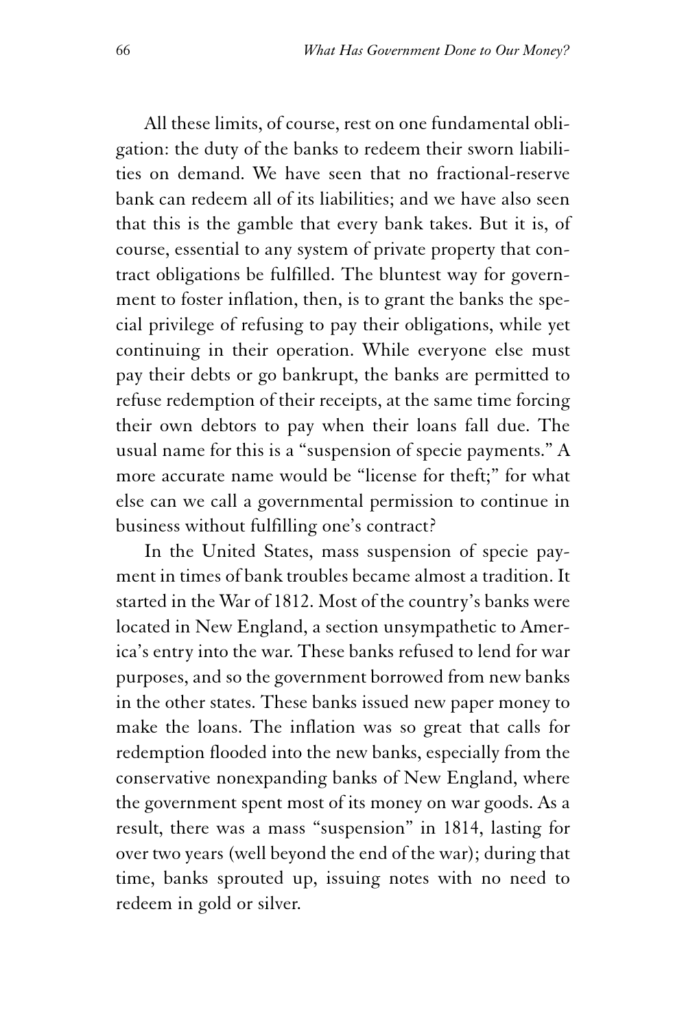All these limits, of course, rest on one fundamental obligation: the duty of the banks to redeem their sworn liabilities on demand. We have seen that no fractional-reserve bank can redeem all of its liabilities; and we have also seen that this is the gamble that every bank takes. But it is, of course, essential to any system of private property that contract obligations be fulfilled. The bluntest way for government to foster inflation, then, is to grant the banks the special privilege of refusing to pay their obligations, while yet continuing in their operation. While everyone else must pay their debts or go bankrupt, the banks are permitted to refuse redemption of their receipts, at the same time forcing their own debtors to pay when their loans fall due. The usual name for this is a "suspension of specie payments." A more accurate name would be "license for theft;" for what else can we call a governmental permission to continue in business without fulfilling one's contract?

In the United States, mass suspension of specie payment in times of bank troubles became almost a tradition. It started in the War of 1812. Most of the country's banks were located in New England, a section unsympathetic to America's entry into the war. These banks refused to lend for war purposes, and so the government borrowed from new banks in the other states. These banks issued new paper money to make the loans. The inflation was so great that calls for redemption flooded into the new banks, especially from the conservative nonexpanding banks of New England, where the government spent most of its money on war goods. As a result, there was a mass "suspension" in 1814, lasting for over two years (well beyond the end of the war); during that time, banks sprouted up, issuing notes with no need to redeem in gold or silver.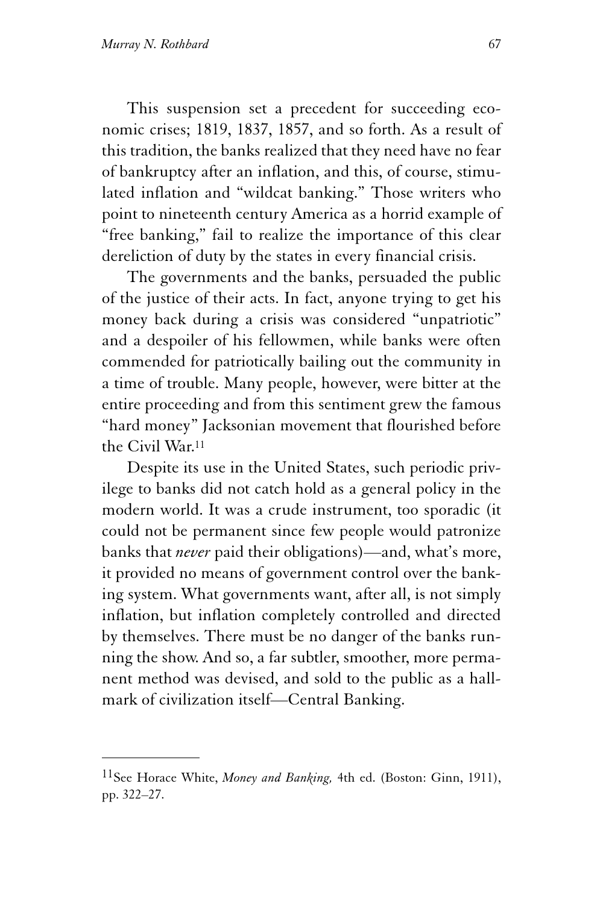This suspension set a precedent for succeeding economic crises; 1819, 1837, 1857, and so forth. As a result of this tradition, the banks realized that they need have no fear of bankruptcy after an inflation, and this, of course, stimulated inflation and "wildcat banking." Those writers who point to nineteenth century America as a horrid example of "free banking," fail to realize the importance of this clear dereliction of duty by the states in every financial crisis.

The governments and the banks, persuaded the public of the justice of their acts. In fact, anyone trying to get his money back during a crisis was considered "unpatriotic" and a despoiler of his fellowmen, while banks were often commended for patriotically bailing out the community in a time of trouble. Many people, however, were bitter at the entire proceeding and from this sentiment grew the famous "hard money" Jacksonian movement that flourished before the Civil War.[11]

Despite its use in the United States, such periodic privilege to banks did not catch hold as a general policy in the modern world. It was a crude instrument, too sporadic (it could not be permanent since few people would patronize banks that *never* paid their obligations)—and, what's more, it provided no means of government control over the banking system. What governments want, after all, is not simply inflation, but inflation completely controlled and directed by themselves. There must be no danger of the banks running the show. And so, a far subtler, smoother, more permanent method was devised, and sold to the public as a hallmark of civilization itself—Central Banking.

---

[11] See Horace White, *Money and Banking,* 4th ed. (Boston: Ginn, 1911), pp. 322–27.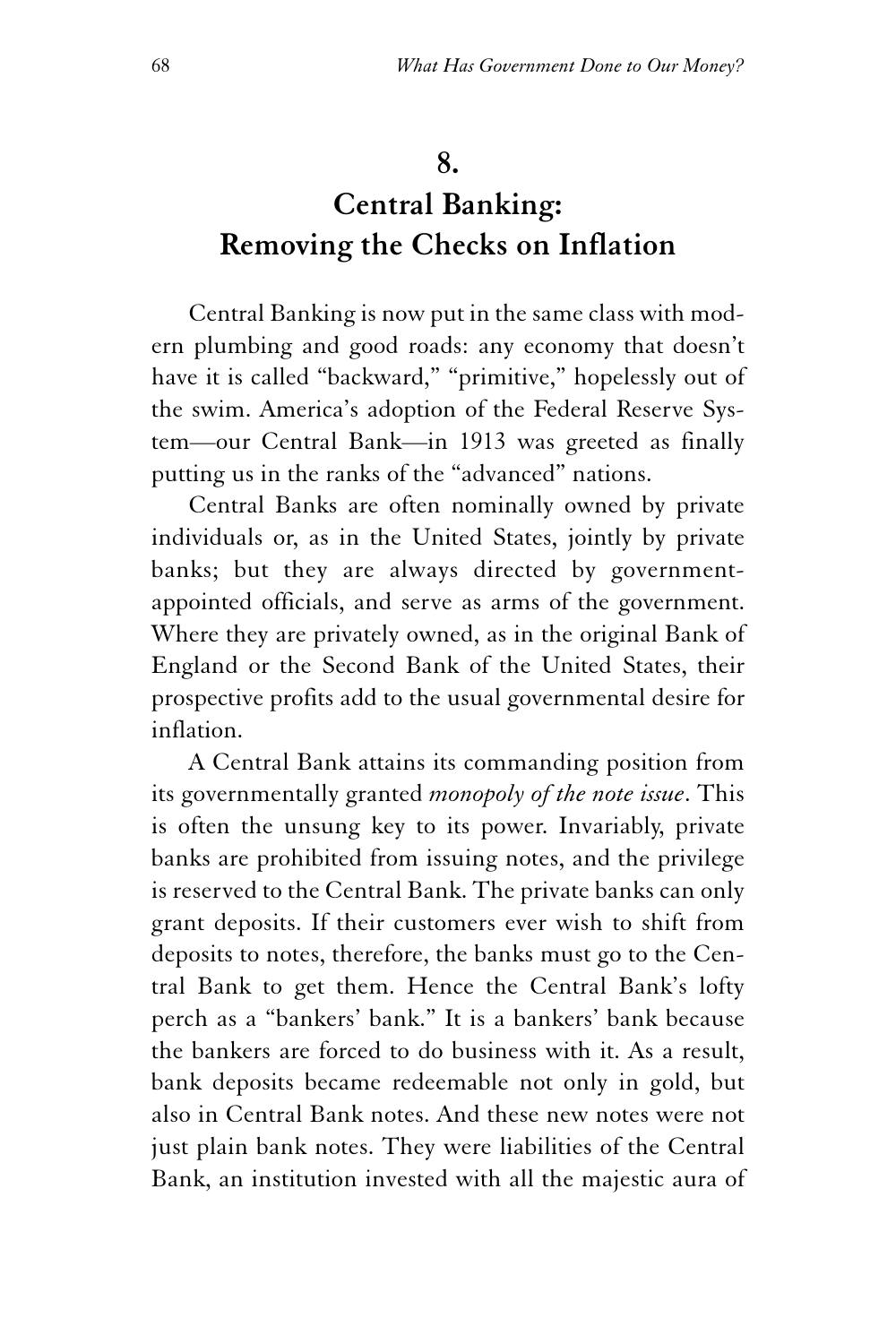## 8.
## Central Banking: Removing the Checks on Inflation

Central Banking is now put in the same class with modern plumbing and good roads: any economy that doesn't have it is called "backward," "primitive," hopelessly out of the swim. America's adoption of the Federal Reserve System—our Central Bank—in 1913 was greeted as finally putting us in the ranks of the "advanced" nations.

Central Banks are often nominally owned by private individuals or, as in the United States, jointly by private banks; but they are always directed by government-appointed officials, and serve as arms of the government. Where they are privately owned, as in the original Bank of England or the Second Bank of the United States, their prospective profits add to the usual governmental desire for inflation.

A Central Bank attains its commanding position from its governmentally granted *monopoly of the note issue*. This is often the unsung key to its power. Invariably, private banks are prohibited from issuing notes, and the privilege is reserved to the Central Bank. The private banks can only grant deposits. If their customers ever wish to shift from deposits to notes, therefore, the banks must go to the Central Bank to get them. Hence the Central Bank's lofty perch as a "bankers' bank." It is a bankers' bank because the bankers are forced to do business with it. As a result, bank deposits became redeemable not only in gold, but also in Central Bank notes. And these new notes were not just plain bank notes. They were liabilities of the Central Bank, an institution invested with all the majestic aura of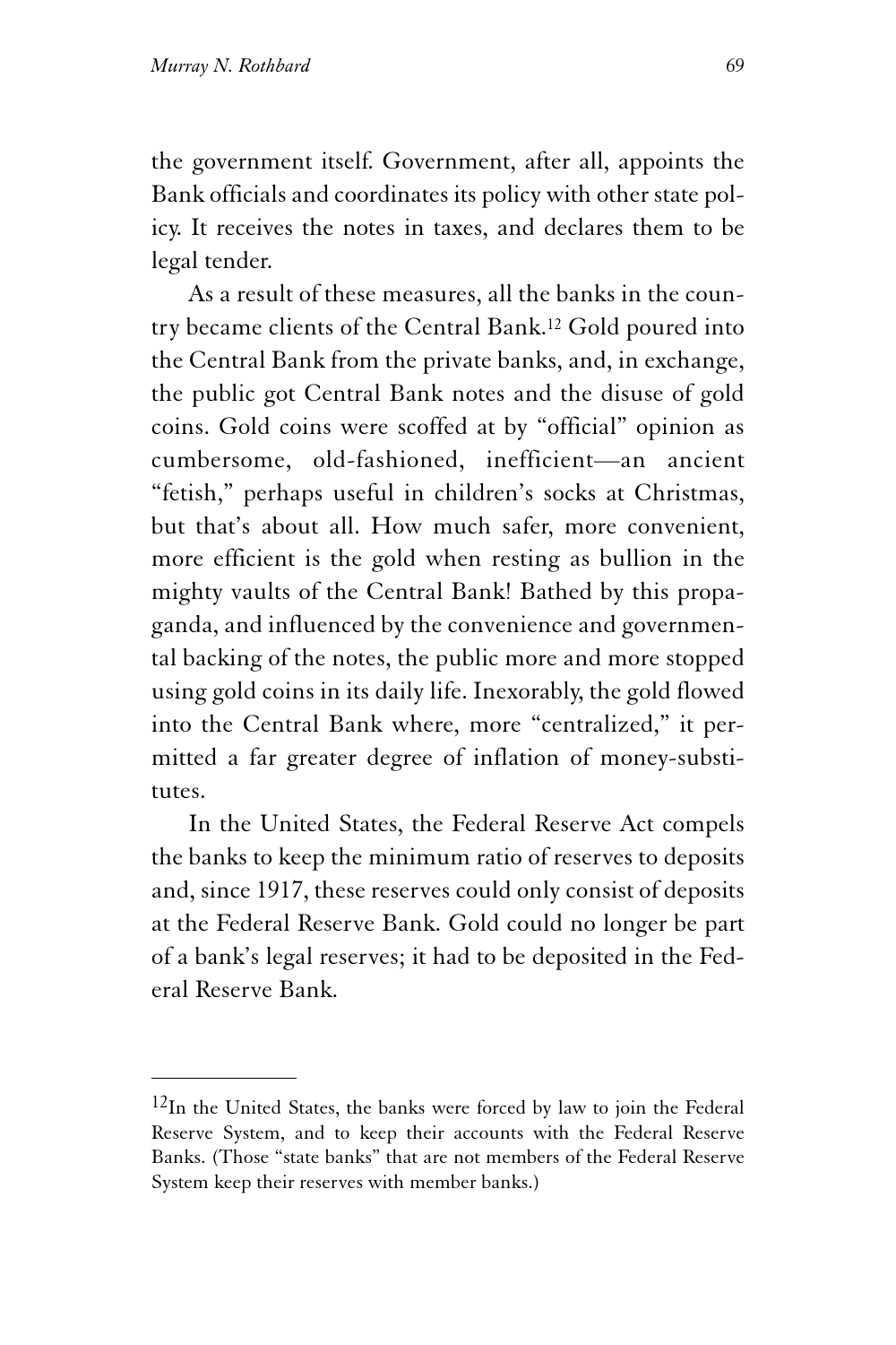the government itself. Government, after all, appoints the Bank officials and coordinates its policy with other state policy. It receives the notes in taxes, and declares them to be legal tender.

As a result of these measures, all the banks in the country became clients of the Central Bank.[12] Gold poured into the Central Bank from the private banks, and, in exchange, the public got Central Bank notes and the disuse of gold coins. Gold coins were scoffed at by "official" opinion as cumbersome, old-fashioned, inefficient—an ancient "fetish," perhaps useful in children's socks at Christmas, but that's about all. How much safer, more convenient, more efficient is the gold when resting as bullion in the mighty vaults of the Central Bank! Bathed by this propaganda, and influenced by the convenience and governmental backing of the notes, the public more and more stopped using gold coins in its daily life. Inexorably, the gold flowed into the Central Bank where, more "centralized," it permitted a far greater degree of inflation of money-substitutes.

In the United States, the Federal Reserve Act compels the banks to keep the minimum ratio of reserves to deposits and, since 1917, these reserves could only consist of deposits at the Federal Reserve Bank. Gold could no longer be part of a bank's legal reserves; it had to be deposited in the Federal Reserve Bank.

---

[12]In the United States, the banks were forced by law to join the Federal Reserve System, and to keep their accounts with the Federal Reserve Banks. (Those "state banks" that are not members of the Federal Reserve System keep their reserves with member banks.)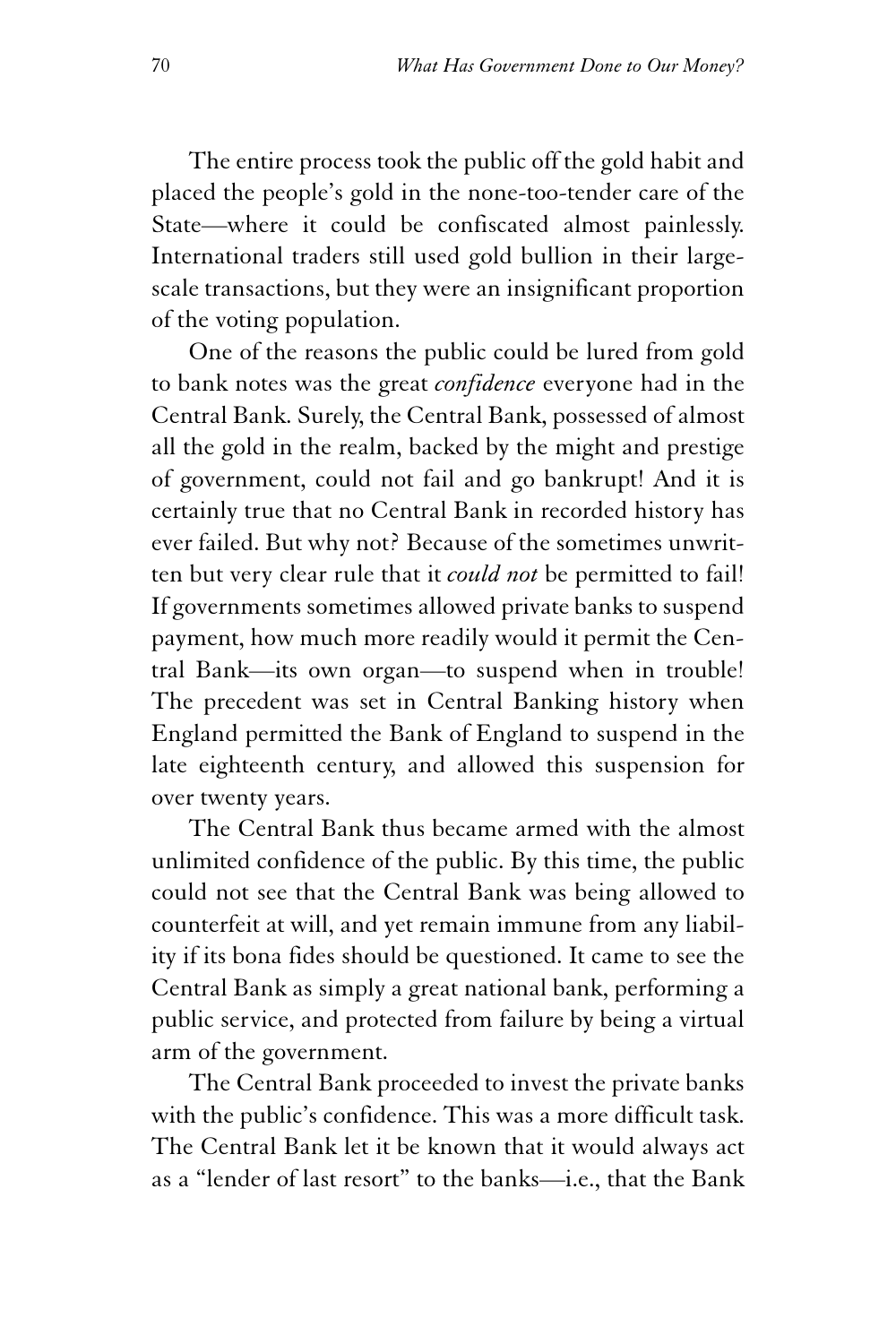The entire process took the public off the gold habit and placed the people's gold in the none-too-tender care of the State—where it could be confiscated almost painlessly. International traders still used gold bullion in their large-scale transactions, but they were an insignificant proportion of the voting population.

One of the reasons the public could be lured from gold to bank notes was the great *confidence* everyone had in the Central Bank. Surely, the Central Bank, possessed of almost all the gold in the realm, backed by the might and prestige of government, could not fail and go bankrupt! And it is certainly true that no Central Bank in recorded history has ever failed. But why not? Because of the sometimes unwritten but very clear rule that it *could not* be permitted to fail! If governments sometimes allowed private banks to suspend payment, how much more readily would it permit the Central Bank—its own organ—to suspend when in trouble! The precedent was set in Central Banking history when England permitted the Bank of England to suspend in the late eighteenth century, and allowed this suspension for over twenty years.

The Central Bank thus became armed with the almost unlimited confidence of the public. By this time, the public could not see that the Central Bank was being allowed to counterfeit at will, and yet remain immune from any liability if its bona fides should be questioned. It came to see the Central Bank as simply a great national bank, performing a public service, and protected from failure by being a virtual arm of the government.

The Central Bank proceeded to invest the private banks with the public's confidence. This was a more difficult task. The Central Bank let it be known that it would always act as a "lender of last resort" to the banks—i.e., that the Bank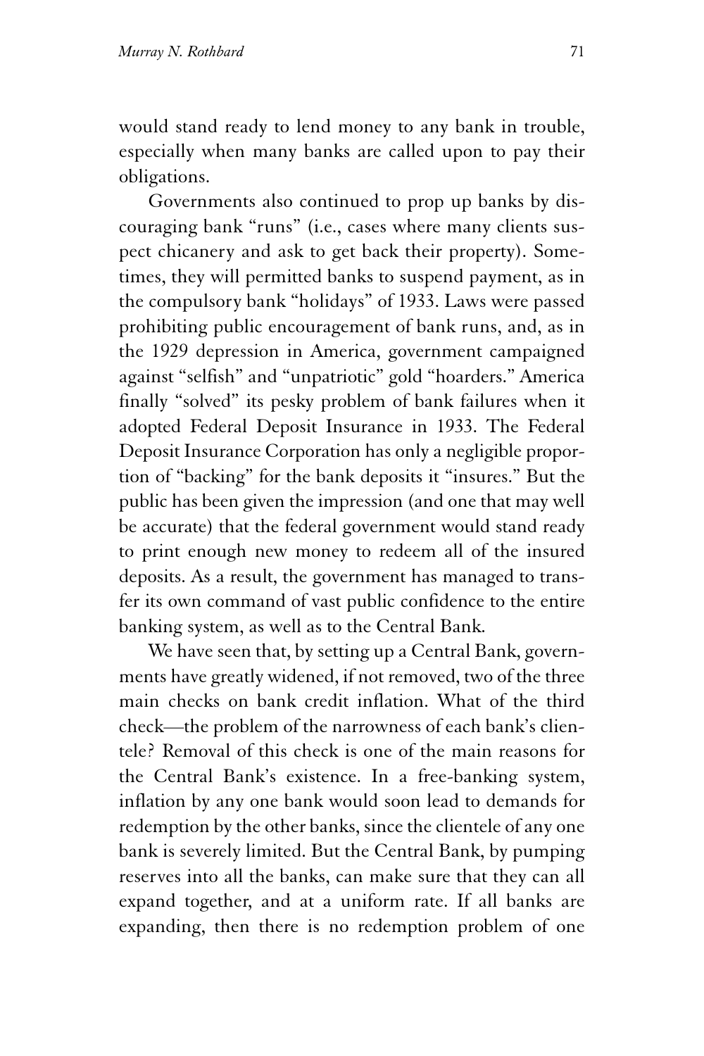would stand ready to lend money to any bank in trouble, especially when many banks are called upon to pay their obligations.

Governments also continued to prop up banks by discouraging bank "runs" (i.e., cases where many clients suspect chicanery and ask to get back their property). Sometimes, they will permitted banks to suspend payment, as in the compulsory bank "holidays" of 1933. Laws were passed prohibiting public encouragement of bank runs, and, as in the 1929 depression in America, government campaigned against "selfish" and "unpatriotic" gold "hoarders." America finally "solved" its pesky problem of bank failures when it adopted Federal Deposit Insurance in 1933. The Federal Deposit Insurance Corporation has only a negligible proportion of "backing" for the bank deposits it "insures." But the public has been given the impression (and one that may well be accurate) that the federal government would stand ready to print enough new money to redeem all of the insured deposits. As a result, the government has managed to transfer its own command of vast public confidence to the entire banking system, as well as to the Central Bank.

We have seen that, by setting up a Central Bank, governments have greatly widened, if not removed, two of the three main checks on bank credit inflation. What of the third check—the problem of the narrowness of each bank's clientele? Removal of this check is one of the main reasons for the Central Bank's existence. In a free-banking system, inflation by any one bank would soon lead to demands for redemption by the other banks, since the clientele of any one bank is severely limited. But the Central Bank, by pumping reserves into all the banks, can make sure that they can all expand together, and at a uniform rate. If all banks are expanding, then there is no redemption problem of one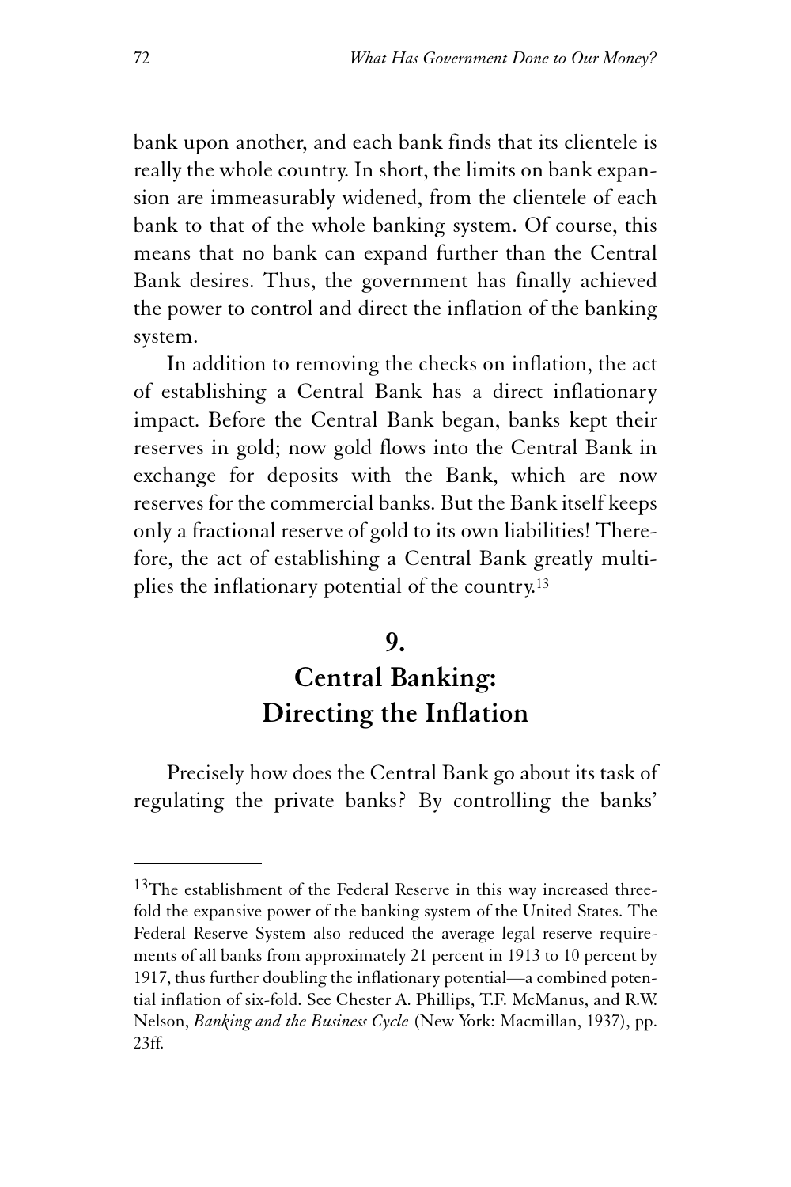bank upon another, and each bank finds that its clientele is really the whole country. In short, the limits on bank expansion are immeasurably widened, from the clientele of each bank to that of the whole banking system. Of course, this means that no bank can expand further than the Central Bank desires. Thus, the government has finally achieved the power to control and direct the inflation of the banking system.

In addition to removing the checks on inflation, the act of establishing a Central Bank has a direct inflationary impact. Before the Central Bank began, banks kept their reserves in gold; now gold flows into the Central Bank in exchange for deposits with the Bank, which are now reserves for the commercial banks. But the Bank itself keeps only a fractional reserve of gold to its own liabilities! Therefore, the act of establishing a Central Bank greatly multiplies the inflationary potential of the country.[13]

## 9. Central Banking: Directing the Inflation

Precisely how does the Central Bank go about its task of regulating the private banks? By controlling the banks'

---

[13]The establishment of the Federal Reserve in this way increased threefold the expansive power of the banking system of the United States. The Federal Reserve System also reduced the average legal reserve requirements of all banks from approximately 21 percent in 1913 to 10 percent by 1917, thus further doubling the inflationary potential—a combined potential inflation of six-fold. See Chester A. Phillips, T.F. McManus, and R.W. Nelson, *Banking and the Business Cycle* (New York: Macmillan, 1937), pp. 23ff.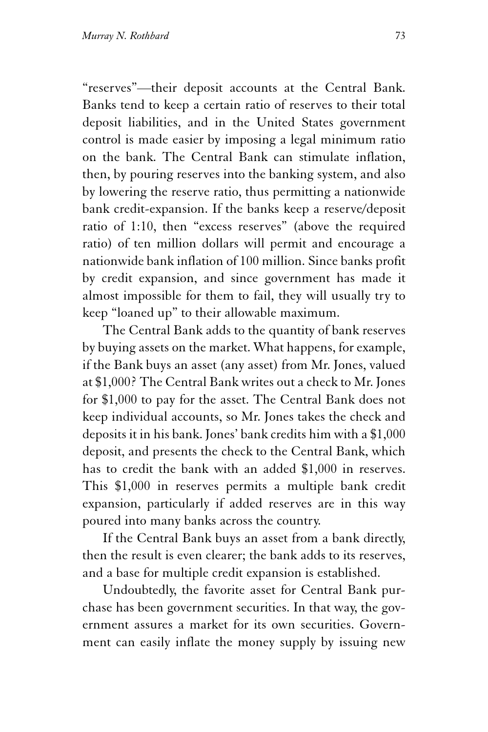"reserves"—their deposit accounts at the Central Bank. Banks tend to keep a certain ratio of reserves to their total deposit liabilities, and in the United States government control is made easier by imposing a legal minimum ratio on the bank. The Central Bank can stimulate inflation, then, by pouring reserves into the banking system, and also by lowering the reserve ratio, thus permitting a nationwide bank credit-expansion. If the banks keep a reserve/deposit ratio of 1:10, then "excess reserves" (above the required ratio) of ten million dollars will permit and encourage a nationwide bank inflation of 100 million. Since banks profit by credit expansion, and since government has made it almost impossible for them to fail, they will usually try to keep "loaned up" to their allowable maximum.

The Central Bank adds to the quantity of bank reserves by buying assets on the market. What happens, for example, if the Bank buys an asset (any asset) from Mr. Jones, valued at $1,000? The Central Bank writes out a check to Mr. Jones for $1,000 to pay for the asset. The Central Bank does not keep individual accounts, so Mr. Jones takes the check and deposits it in his bank. Jones' bank credits him with a $1,000 deposit, and presents the check to the Central Bank, which has to credit the bank with an added $1,000 in reserves. This $1,000 in reserves permits a multiple bank credit expansion, particularly if added reserves are in this way poured into many banks across the country.

If the Central Bank buys an asset from a bank directly, then the result is even clearer; the bank adds to its reserves, and a base for multiple credit expansion is established.

Undoubtedly, the favorite asset for Central Bank purchase has been government securities. In that way, the government assures a market for its own securities. Government can easily inflate the money supply by issuing new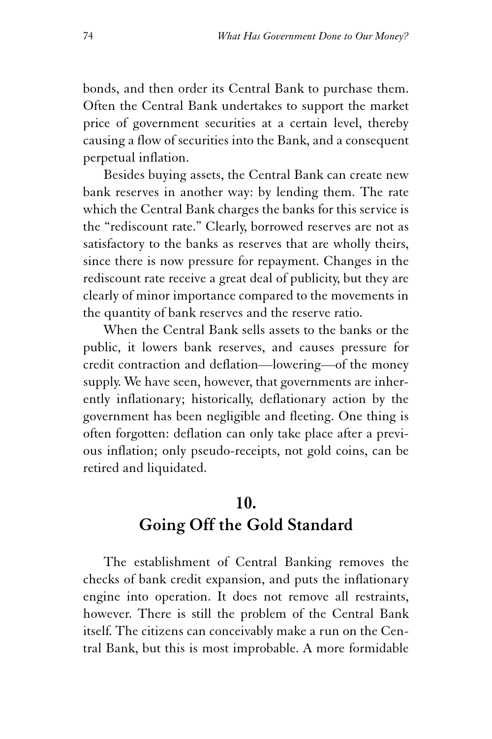bonds, and then order its Central Bank to purchase them. Often the Central Bank undertakes to support the market price of government securities at a certain level, thereby causing a flow of securities into the Bank, and a consequent perpetual inflation.

Besides buying assets, the Central Bank can create new bank reserves in another way: by lending them. The rate which the Central Bank charges the banks for this service is the "rediscount rate." Clearly, borrowed reserves are not as satisfactory to the banks as reserves that are wholly theirs, since there is now pressure for repayment. Changes in the rediscount rate receive a great deal of publicity, but they are clearly of minor importance compared to the movements in the quantity of bank reserves and the reserve ratio.

When the Central Bank sells assets to the banks or the public, it lowers bank reserves, and causes pressure for credit contraction and deflation—lowering—of the money supply. We have seen, however, that governments are inherently inflationary; historically, deflationary action by the government has been negligible and fleeting. One thing is often forgotten: deflation can only take place after a previous inflation; only pseudo-receipts, not gold coins, can be retired and liquidated.

## 10. Going Off the Gold Standard

The establishment of Central Banking removes the checks of bank credit expansion, and puts the inflationary engine into operation. It does not remove all restraints, however. There is still the problem of the Central Bank itself. The citizens can conceivably make a run on the Central Bank, but this is most improbable. A more formidable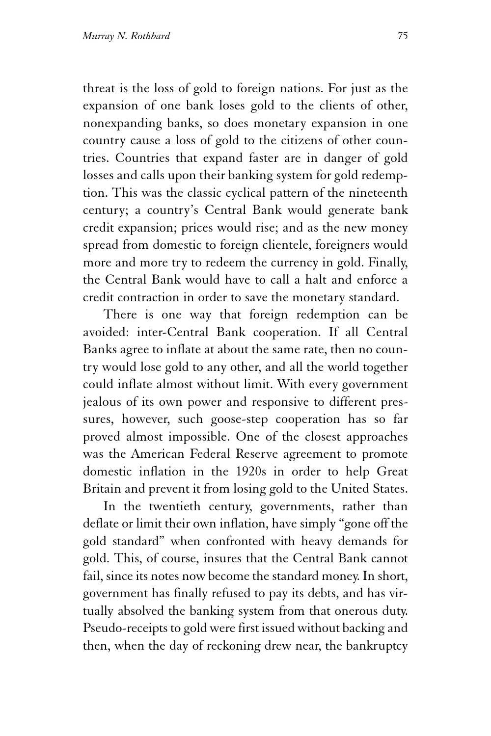threat is the loss of gold to foreign nations. For just as the expansion of one bank loses gold to the clients of other, nonexpanding banks, so does monetary expansion in one country cause a loss of gold to the citizens of other countries. Countries that expand faster are in danger of gold losses and calls upon their banking system for gold redemption. This was the classic cyclical pattern of the nineteenth century; a country's Central Bank would generate bank credit expansion; prices would rise; and as the new money spread from domestic to foreign clientele, foreigners would more and more try to redeem the currency in gold. Finally, the Central Bank would have to call a halt and enforce a credit contraction in order to save the monetary standard.

There is one way that foreign redemption can be avoided: inter-Central Bank cooperation. If all Central Banks agree to inflate at about the same rate, then no country would lose gold to any other, and all the world together could inflate almost without limit. With every government jealous of its own power and responsive to different pressures, however, such goose-step cooperation has so far proved almost impossible. One of the closest approaches was the American Federal Reserve agreement to promote domestic inflation in the 1920s in order to help Great Britain and prevent it from losing gold to the United States.

In the twentieth century, governments, rather than deflate or limit their own inflation, have simply "gone off the gold standard" when confronted with heavy demands for gold. This, of course, insures that the Central Bank cannot fail, since its notes now become the standard money. In short, government has finally refused to pay its debts, and has virtually absolved the banking system from that onerous duty. Pseudo-receipts to gold were first issued without backing and then, when the day of reckoning drew near, the bankruptcy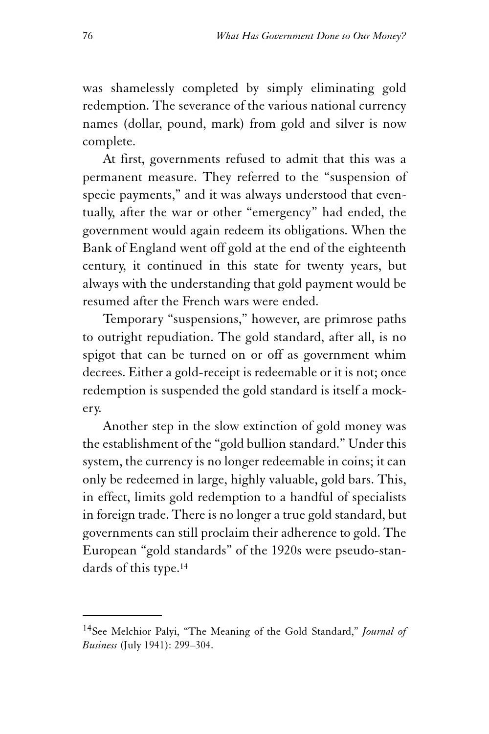was shamelessly completed by simply eliminating gold redemption. The severance of the various national currency names (dollar, pound, mark) from gold and silver is now complete.

At first, governments refused to admit that this was a permanent measure. They referred to the "suspension of specie payments," and it was always understood that eventually, after the war or other "emergency" had ended, the government would again redeem its obligations. When the Bank of England went off gold at the end of the eighteenth century, it continued in this state for twenty years, but always with the understanding that gold payment would be resumed after the French wars were ended.

Temporary "suspensions," however, are primrose paths to outright repudiation. The gold standard, after all, is no spigot that can be turned on or off as government whim decrees. Either a gold-receipt is redeemable or it is not; once redemption is suspended the gold standard is itself a mockery.

Another step in the slow extinction of gold money was the establishment of the "gold bullion standard." Under this system, the currency is no longer redeemable in coins; it can only be redeemed in large, highly valuable, gold bars. This, in effect, limits gold redemption to a handful of specialists in foreign trade. There is no longer a true gold standard, but governments can still proclaim their adherence to gold. The European "gold standards" of the 1920s were pseudo-standards of this type.[14]

---

[14] See Melchior Palyi, "The Meaning of the Gold Standard," *Journal of Business* (July 1941): 299–304.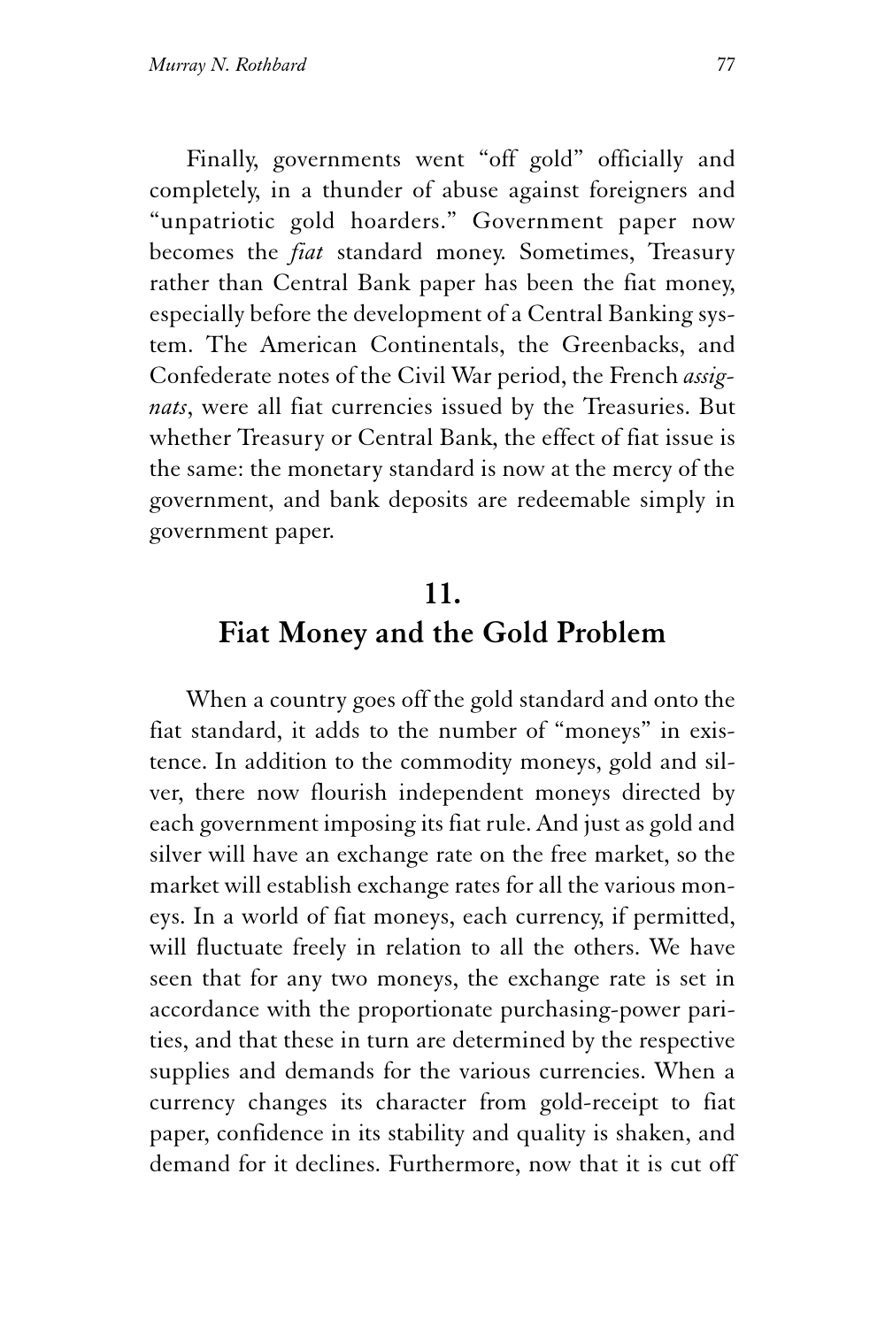Finally, governments went "off gold" officially and completely, in a thunder of abuse against foreigners and "unpatriotic gold hoarders." Government paper now becomes the *fiat* standard money. Sometimes, Treasury rather than Central Bank paper has been the fiat money, especially before the development of a Central Banking system. The American Continentals, the Greenbacks, and Confederate notes of the Civil War period, the French *assignats*, were all fiat currencies issued by the Treasuries. But whether Treasury or Central Bank, the effect of fiat issue is the same: the monetary standard is now at the mercy of the government, and bank deposits are redeemable simply in government paper.

## 11. Fiat Money and the Gold Problem

When a country goes off the gold standard and onto the fiat standard, it adds to the number of "moneys" in existence. In addition to the commodity moneys, gold and silver, there now flourish independent moneys directed by each government imposing its fiat rule. And just as gold and silver will have an exchange rate on the free market, so the market will establish exchange rates for all the various moneys. In a world of fiat moneys, each currency, if permitted, will fluctuate freely in relation to all the others. We have seen that for any two moneys, the exchange rate is set in accordance with the proportionate purchasing-power parities, and that these in turn are determined by the respective supplies and demands for the various currencies. When a currency changes its character from gold-receipt to fiat paper, confidence in its stability and quality is shaken, and demand for it declines. Furthermore, now that it is cut off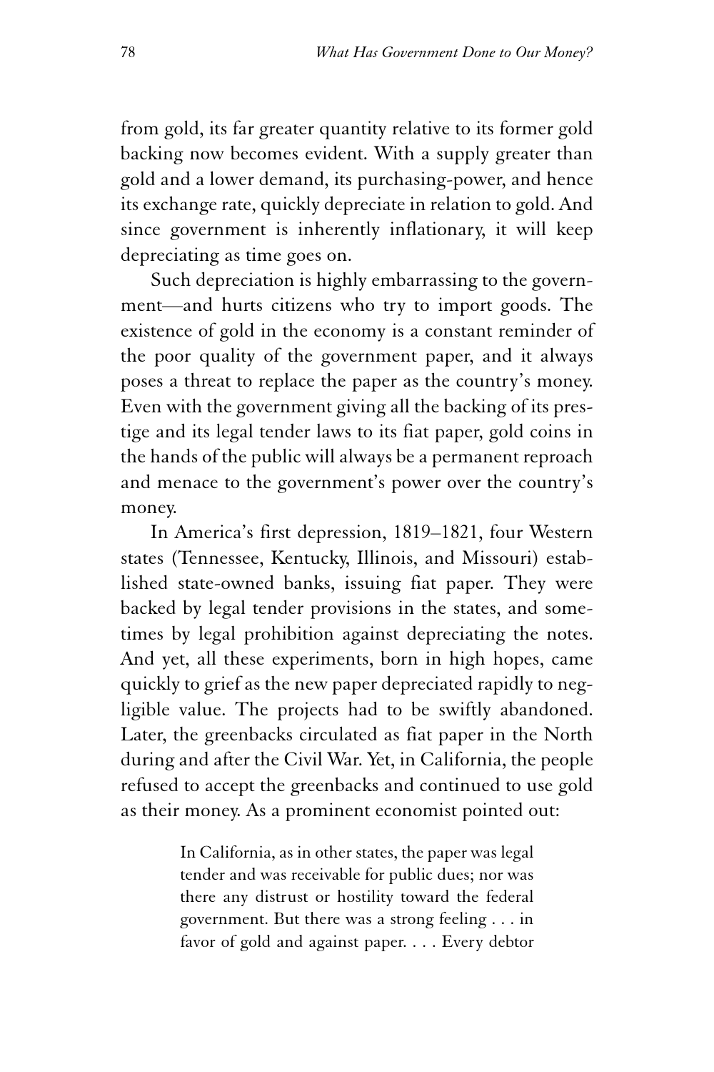from gold, its far greater quantity relative to its former gold backing now becomes evident. With a supply greater than gold and a lower demand, its purchasing-power, and hence its exchange rate, quickly depreciate in relation to gold. And since government is inherently inflationary, it will keep depreciating as time goes on.

Such depreciation is highly embarrassing to the government—and hurts citizens who try to import goods. The existence of gold in the economy is a constant reminder of the poor quality of the government paper, and it always poses a threat to replace the paper as the country's money. Even with the government giving all the backing of its prestige and its legal tender laws to its fiat paper, gold coins in the hands of the public will always be a permanent reproach and menace to the government's power over the country's money.

In America's first depression, 1819–1821, four Western states (Tennessee, Kentucky, Illinois, and Missouri) established state-owned banks, issuing fiat paper. They were backed by legal tender provisions in the states, and sometimes by legal prohibition against depreciating the notes. And yet, all these experiments, born in high hopes, came quickly to grief as the new paper depreciated rapidly to negligible value. The projects had to be swiftly abandoned. Later, the greenbacks circulated as fiat paper in the North during and after the Civil War. Yet, in California, the people refused to accept the greenbacks and continued to use gold as their money. As a prominent economist pointed out:

> In California, as in other states, the paper was legal tender and was receivable for public dues; nor was there any distrust or hostility toward the federal government. But there was a strong feeling . . . in favor of gold and against paper. . . . Every debtor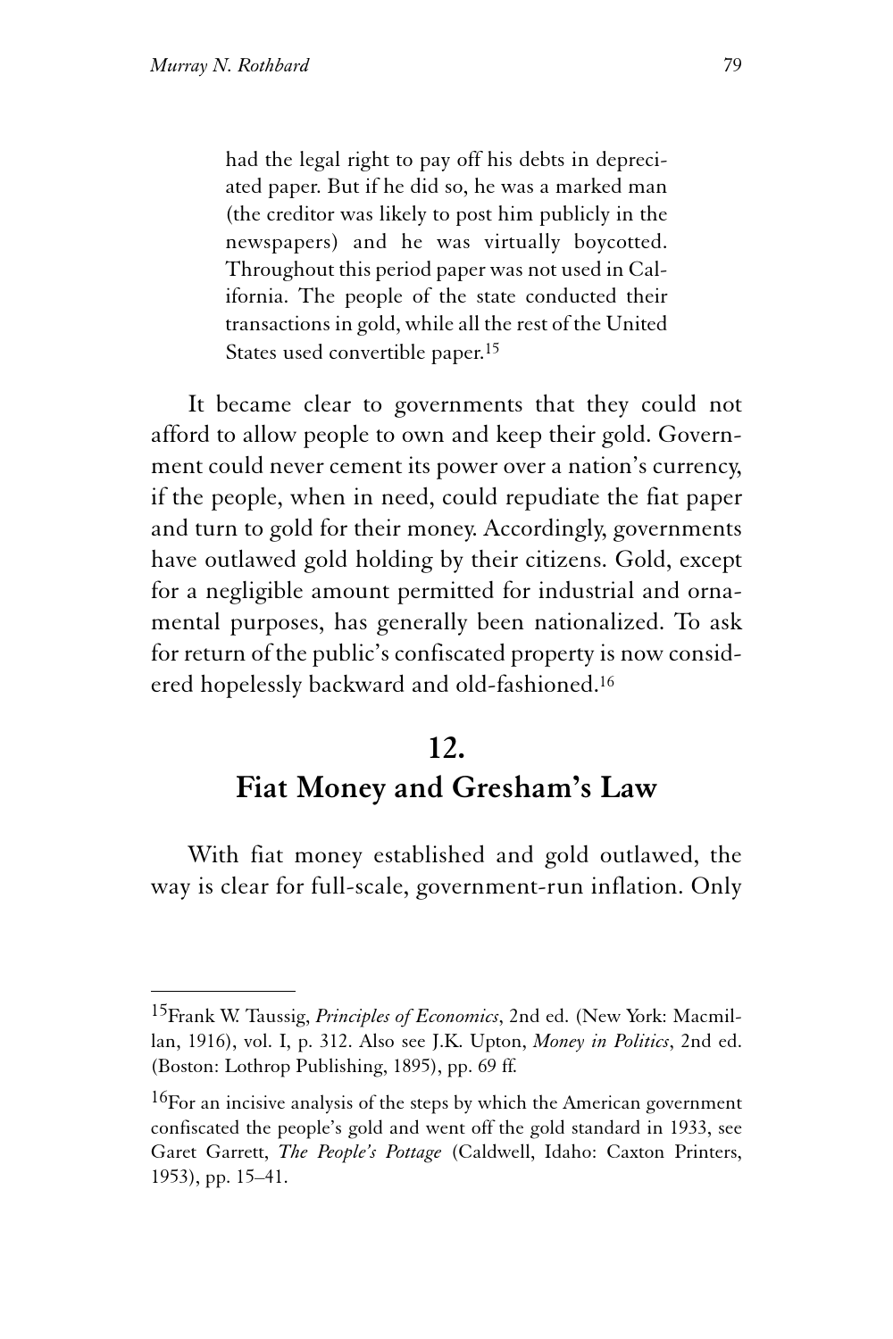> had the legal right to pay off his debts in depreciated paper. But if he did so, he was a marked man (the creditor was likely to post him publicly in the newspapers) and he was virtually boycotted. Throughout this period paper was not used in California. The people of the state conducted their transactions in gold, while all the rest of the United States used convertible paper.[15]

It became clear to governments that they could not afford to allow people to own and keep their gold. Government could never cement its power over a nation's currency, if the people, when in need, could repudiate the fiat paper and turn to gold for their money. Accordingly, governments have outlawed gold holding by their citizens. Gold, except for a negligible amount permitted for industrial and ornamental purposes, has generally been nationalized. To ask for return of the public's confiscated property is now considered hopelessly backward and old-fashioned.[16]

## 12. Fiat Money and Gresham's Law

With fiat money established and gold outlawed, the way is clear for full-scale, government-run inflation. Only

---

[15] Frank W. Taussig, *Principles of Economics*, 2nd ed. (New York: Macmillan, 1916), vol. I, p. 312. Also see J.K. Upton, *Money in Politics*, 2nd ed. (Boston: Lothrop Publishing, 1895), pp. 69 ff.

[16] For an incisive analysis of the steps by which the American government confiscated the people's gold and went off the gold standard in 1933, see Garet Garrett, *The People's Pottage* (Caldwell, Idaho: Caxton Printers, 1953), pp. 15–41.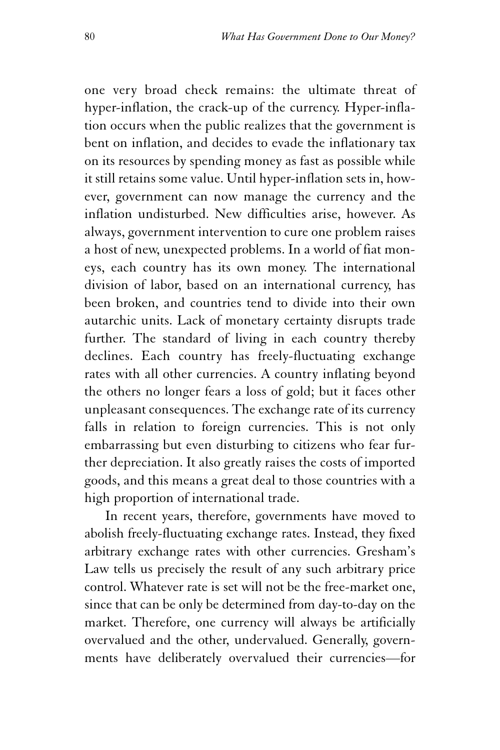one very broad check remains: the ultimate threat of hyper-inflation, the crack-up of the currency. Hyper-inflation occurs when the public realizes that the government is bent on inflation, and decides to evade the inflationary tax on its resources by spending money as fast as possible while it still retains some value. Until hyper-inflation sets in, however, government can now manage the currency and the inflation undisturbed. New difficulties arise, however. As always, government intervention to cure one problem raises a host of new, unexpected problems. In a world of fiat moneys, each country has its own money. The international division of labor, based on an international currency, has been broken, and countries tend to divide into their own autarchic units. Lack of monetary certainty disrupts trade further. The standard of living in each country thereby declines. Each country has freely-fluctuating exchange rates with all other currencies. A country inflating beyond the others no longer fears a loss of gold; but it faces other unpleasant consequences. The exchange rate of its currency falls in relation to foreign currencies. This is not only embarrassing but even disturbing to citizens who fear further depreciation. It also greatly raises the costs of imported goods, and this means a great deal to those countries with a high proportion of international trade.

In recent years, therefore, governments have moved to abolish freely-fluctuating exchange rates. Instead, they fixed arbitrary exchange rates with other currencies. Gresham's Law tells us precisely the result of any such arbitrary price control. Whatever rate is set will not be the free-market one, since that can be only be determined from day-to-day on the market. Therefore, one currency will always be artificially overvalued and the other, undervalued. Generally, governments have deliberately overvalued their currencies—for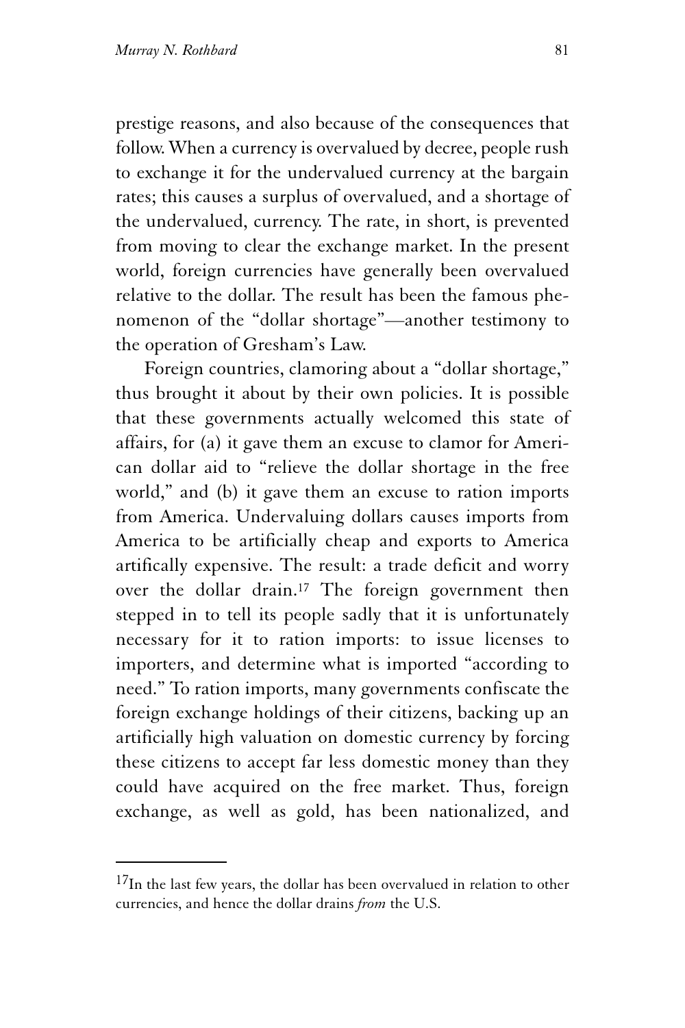prestige reasons, and also because of the consequences that follow. When a currency is overvalued by decree, people rush to exchange it for the undervalued currency at the bargain rates; this causes a surplus of overvalued, and a shortage of the undervalued, currency. The rate, in short, is prevented from moving to clear the exchange market. In the present world, foreign currencies have generally been overvalued relative to the dollar. The result has been the famous phenomenon of the "dollar shortage"—another testimony to the operation of Gresham's Law.

Foreign countries, clamoring about a "dollar shortage," thus brought it about by their own policies. It is possible that these governments actually welcomed this state of affairs, for (a) it gave them an excuse to clamor for American dollar aid to "relieve the dollar shortage in the free world," and (b) it gave them an excuse to ration imports from America. Undervaluing dollars causes imports from America to be artificially cheap and exports to America artifically expensive. The result: a trade deficit and worry over the dollar drain.[17] The foreign government then stepped in to tell its people sadly that it is unfortunately necessary for it to ration imports: to issue licenses to importers, and determine what is imported "according to need." To ration imports, many governments confiscate the foreign exchange holdings of their citizens, backing up an artificially high valuation on domestic currency by forcing these citizens to accept far less domestic money than they could have acquired on the free market. Thus, foreign exchange, as well as gold, has been nationalized, and

[17] In the last few years, the dollar has been overvalued in relation to other currencies, and hence the dollar drains *from* the U.S.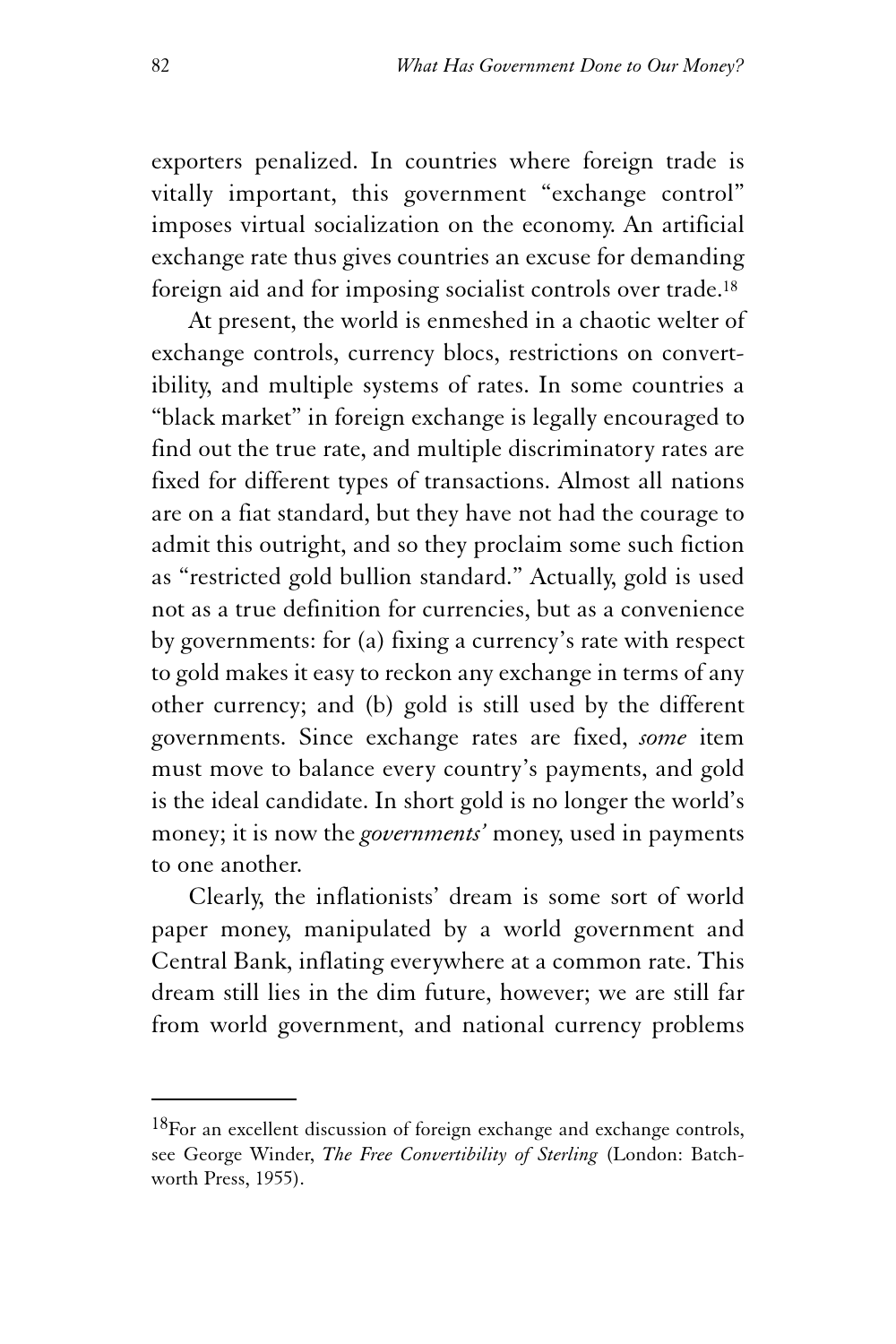exporters penalized. In countries where foreign trade is vitally important, this government "exchange control" imposes virtual socialization on the economy. An artificial exchange rate thus gives countries an excuse for demanding foreign aid and for imposing socialist controls over trade.[18]

At present, the world is enmeshed in a chaotic welter of exchange controls, currency blocs, restrictions on convertibility, and multiple systems of rates. In some countries a "black market" in foreign exchange is legally encouraged to find out the true rate, and multiple discriminatory rates are fixed for different types of transactions. Almost all nations are on a fiat standard, but they have not had the courage to admit this outright, and so they proclaim some such fiction as "restricted gold bullion standard." Actually, gold is used not as a true definition for currencies, but as a convenience by governments: for (a) fixing a currency's rate with respect to gold makes it easy to reckon any exchange in terms of any other currency; and (b) gold is still used by the different governments. Since exchange rates are fixed, *some* item must move to balance every country's payments, and gold is the ideal candidate. In short gold is no longer the world's money; it is now the *governments'* money, used in payments to one another.

Clearly, the inflationists' dream is some sort of world paper money, manipulated by a world government and Central Bank, inflating everywhere at a common rate. This dream still lies in the dim future, however; we are still far from world government, and national currency problems

---

[18] For an excellent discussion of foreign exchange and exchange controls, see George Winder, *The Free Convertibility of Sterling* (London: Batchworth Press, 1955).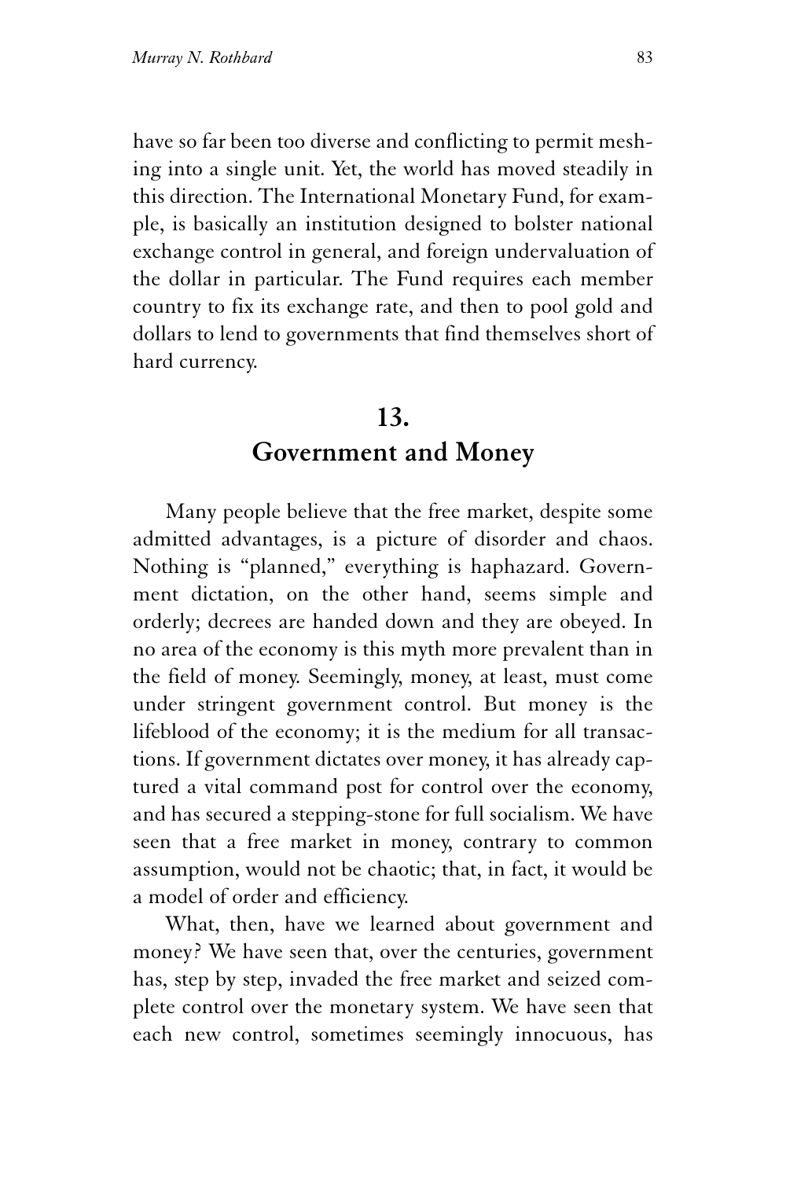have so far been too diverse and conflicting to permit meshing into a single unit. Yet, the world has moved steadily in this direction. The International Monetary Fund, for example, is basically an institution designed to bolster national exchange control in general, and foreign undervaluation of the dollar in particular. The Fund requires each member country to fix its exchange rate, and then to pool gold and dollars to lend to governments that find themselves short of hard currency.

## 13.
## Government and Money

Many people believe that the free market, despite some admitted advantages, is a picture of disorder and chaos. Nothing is "planned," everything is haphazard. Government dictation, on the other hand, seems simple and orderly; decrees are handed down and they are obeyed. In no area of the economy is this myth more prevalent than in the field of money. Seemingly, money, at least, must come under stringent government control. But money is the lifeblood of the economy; it is the medium for all transactions. If government dictates over money, it has already captured a vital command post for control over the economy, and has secured a stepping-stone for full socialism. We have seen that a free market in money, contrary to common assumption, would not be chaotic; that, in fact, it would be a model of order and efficiency.

What, then, have we learned about government and money? We have seen that, over the centuries, government has, step by step, invaded the free market and seized complete control over the monetary system. We have seen that each new control, sometimes seemingly innocuous, has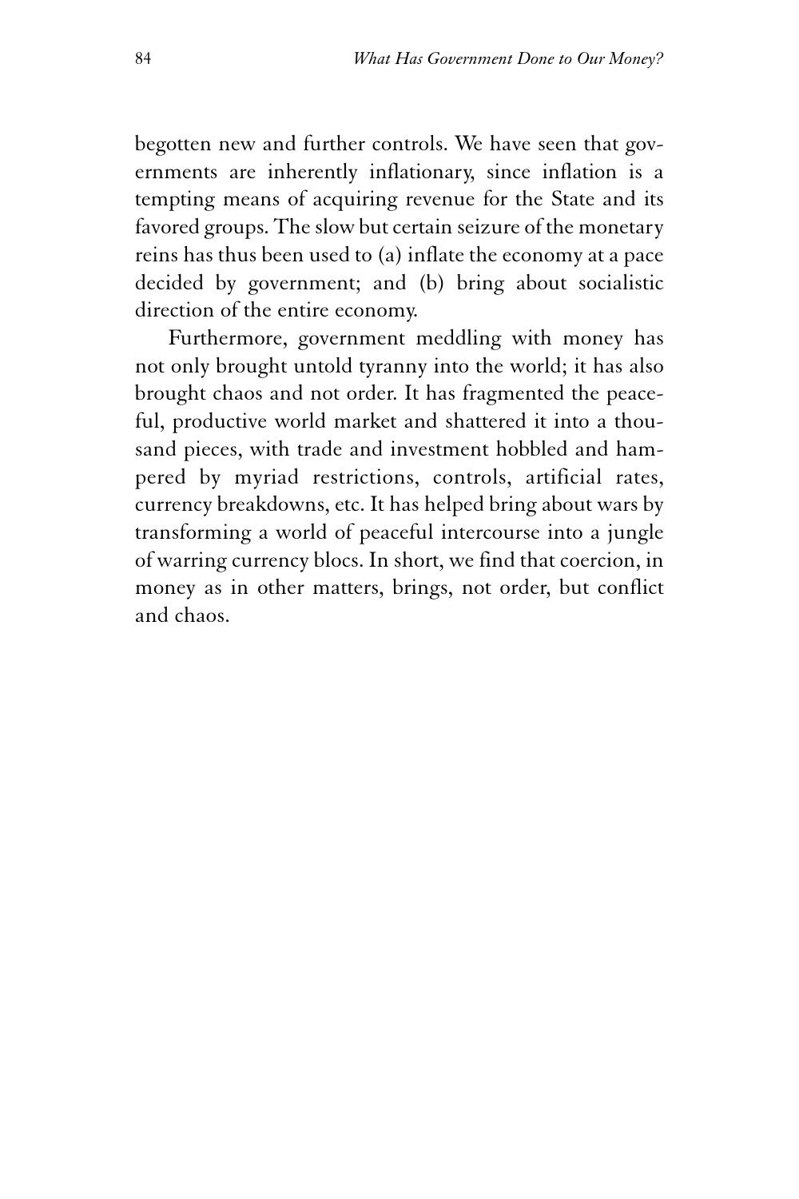begotten new and further controls. We have seen that governments are inherently inflationary, since inflation is a tempting means of acquiring revenue for the State and its favored groups. The slow but certain seizure of the monetary reins has thus been used to (a) inflate the economy at a pace decided by government; and (b) bring about socialistic direction of the entire economy.

Furthermore, government meddling with money has not only brought untold tyranny into the world; it has also brought chaos and not order. It has fragmented the peaceful, productive world market and shattered it into a thousand pieces, with trade and investment hobbled and hampered by myriad restrictions, controls, artificial rates, currency breakdowns, etc. It has helped bring about wars by transforming a world of peaceful intercourse into a jungle of warring currency blocs. In short, we find that coercion, in money as in other matters, brings, not order, but conflict and chaos.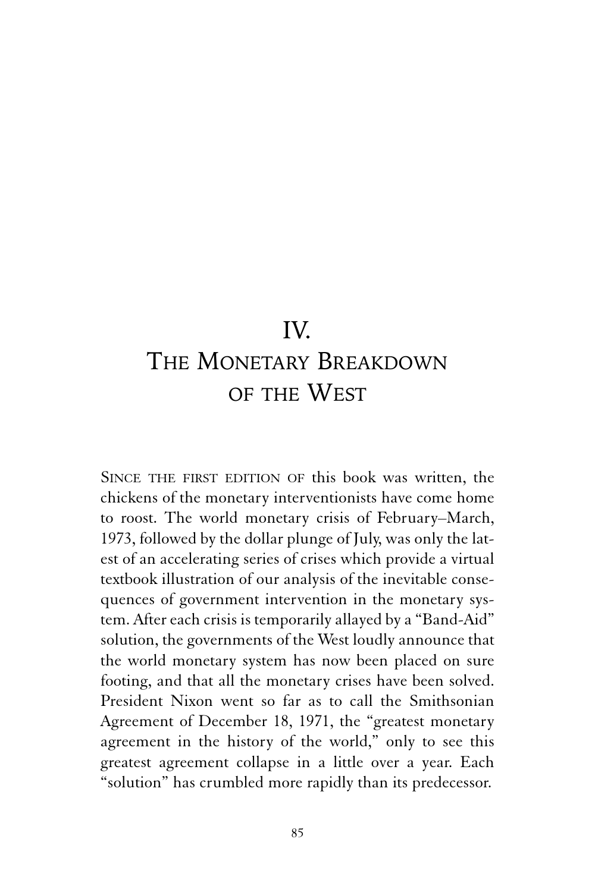# IV. The Monetary Breakdown of the West

Since the first edition of this book was written, the chickens of the monetary interventionists have come home to roost. The world monetary crisis of February–March, 1973, followed by the dollar plunge of July, was only the latest of an accelerating series of crises which provide a virtual textbook illustration of our analysis of the inevitable consequences of government intervention in the monetary system. After each crisis is temporarily allayed by a "Band-Aid" solution, the governments of the West loudly announce that the world monetary system has now been placed on sure footing, and that all the monetary crises have been solved. President Nixon went so far as to call the Smithsonian Agreement of December 18, 1971, the "greatest monetary agreement in the history of the world," only to see this greatest agreement collapse in a little over a year. Each "solution" has crumbled more rapidly than its predecessor.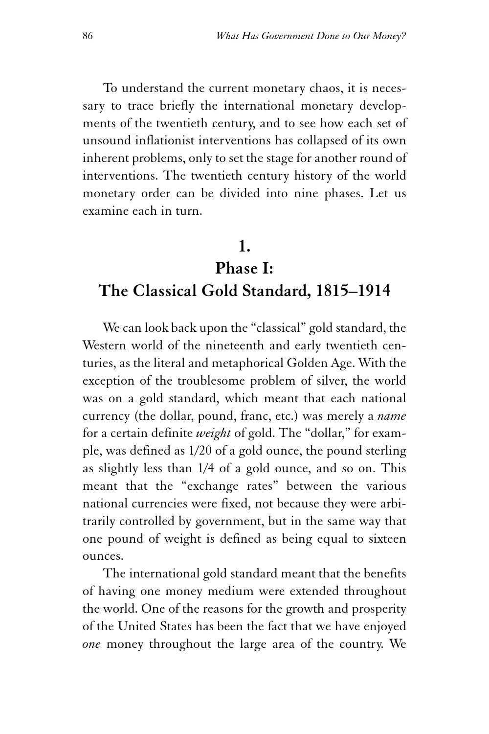To understand the current monetary chaos, it is necessary to trace briefly the international monetary developments of the twentieth century, and to see how each set of unsound inflationist interventions has collapsed of its own inherent problems, only to set the stage for another round of interventions. The twentieth century history of the world monetary order can be divided into nine phases. Let us examine each in turn.

## 1.
## Phase I:
## The Classical Gold Standard, 1815–1914

We can look back upon the "classical" gold standard, the Western world of the nineteenth and early twentieth centuries, as the literal and metaphorical Golden Age. With the exception of the troublesome problem of silver, the world was on a gold standard, which meant that each national currency (the dollar, pound, franc, etc.) was merely a *name* for a certain definite *weight* of gold. The "dollar," for example, was defined as 1/20 of a gold ounce, the pound sterling as slightly less than 1/4 of a gold ounce, and so on. This meant that the "exchange rates" between the various national currencies were fixed, not because they were arbitrarily controlled by government, but in the same way that one pound of weight is defined as being equal to sixteen ounces.

The international gold standard meant that the benefits of having one money medium were extended throughout the world. One of the reasons for the growth and prosperity of the United States has been the fact that we have enjoyed *one* money throughout the large area of the country. We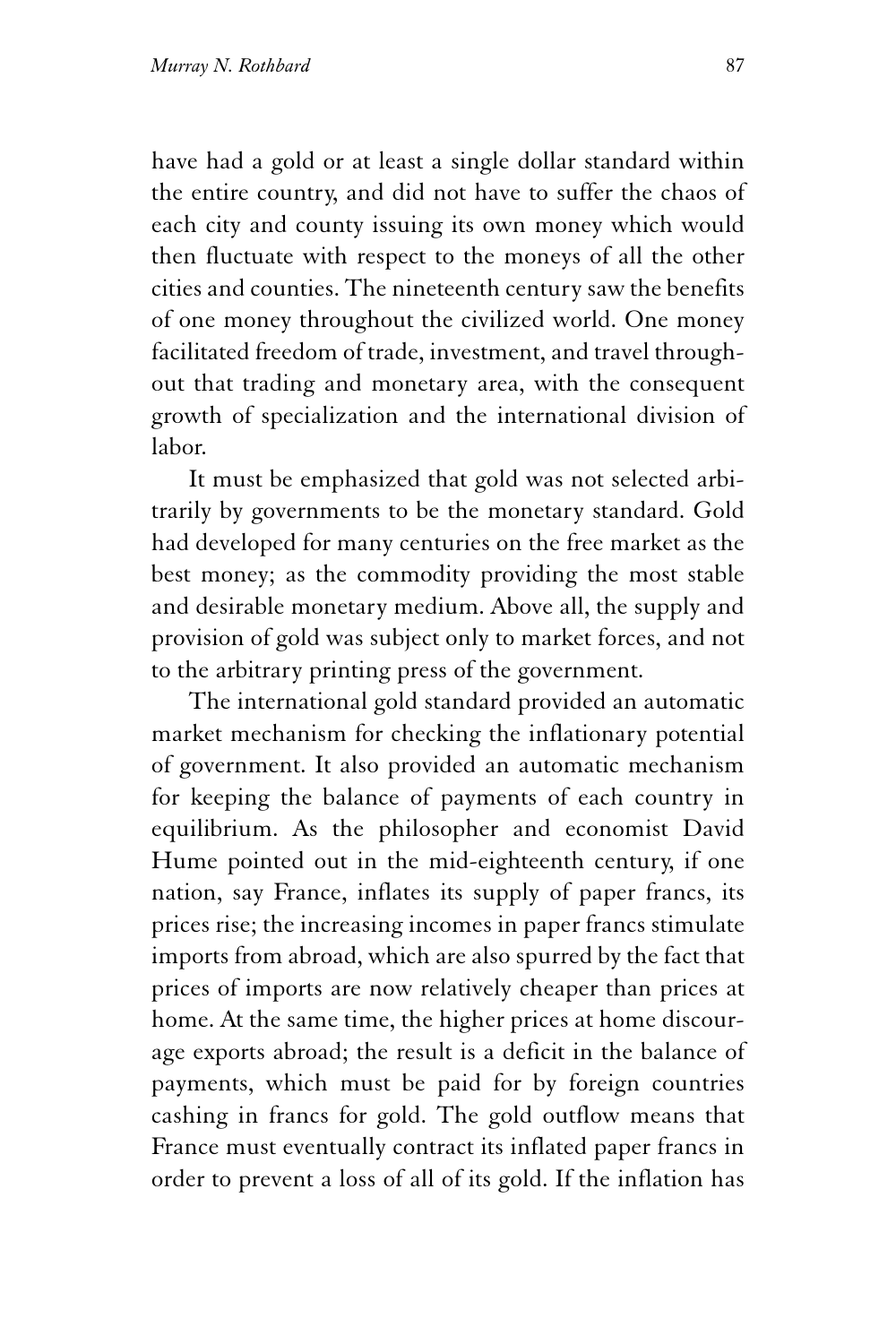have had a gold or at least a single dollar standard within the entire country, and did not have to suffer the chaos of each city and county issuing its own money which would then fluctuate with respect to the moneys of all the other cities and counties. The nineteenth century saw the benefits of one money throughout the civilized world. One money facilitated freedom of trade, investment, and travel throughout that trading and monetary area, with the consequent growth of specialization and the international division of labor.

It must be emphasized that gold was not selected arbitrarily by governments to be the monetary standard. Gold had developed for many centuries on the free market as the best money; as the commodity providing the most stable and desirable monetary medium. Above all, the supply and provision of gold was subject only to market forces, and not to the arbitrary printing press of the government.

The international gold standard provided an automatic market mechanism for checking the inflationary potential of government. It also provided an automatic mechanism for keeping the balance of payments of each country in equilibrium. As the philosopher and economist David Hume pointed out in the mid-eighteenth century, if one nation, say France, inflates its supply of paper francs, its prices rise; the increasing incomes in paper francs stimulate imports from abroad, which are also spurred by the fact that prices of imports are now relatively cheaper than prices at home. At the same time, the higher prices at home discourage exports abroad; the result is a deficit in the balance of payments, which must be paid for by foreign countries cashing in francs for gold. The gold outflow means that France must eventually contract its inflated paper francs in order to prevent a loss of all of its gold. If the inflation has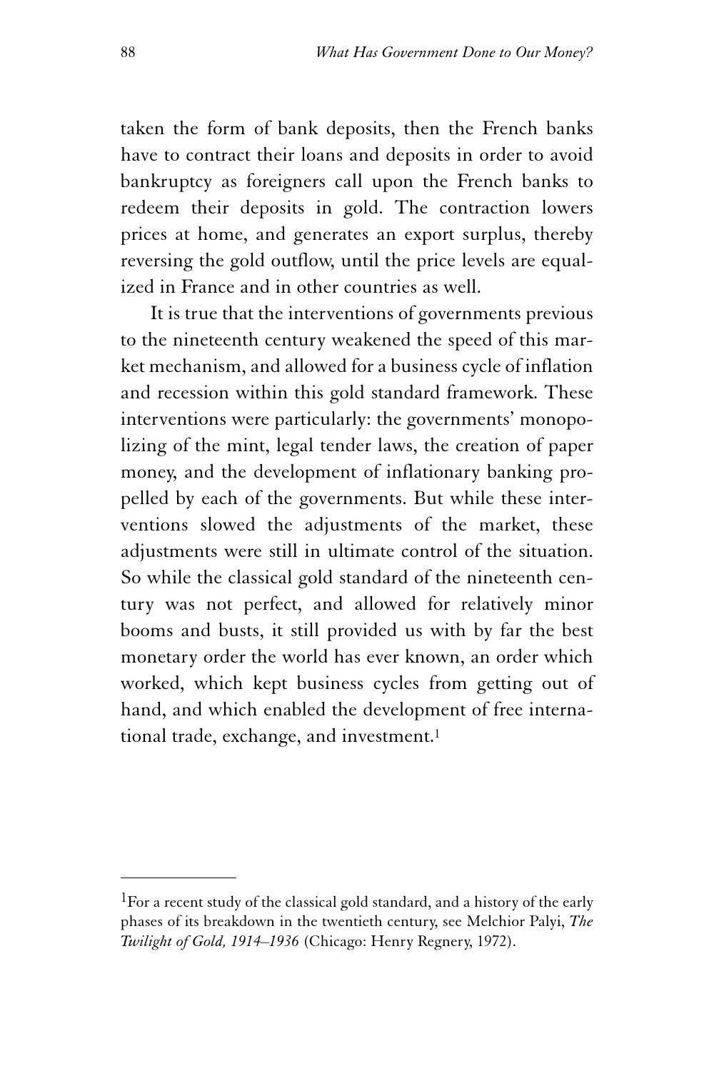taken the form of bank deposits, then the French banks have to contract their loans and deposits in order to avoid bankruptcy as foreigners call upon the French banks to redeem their deposits in gold. The contraction lowers prices at home, and generates an export surplus, thereby reversing the gold outflow, until the price levels are equalized in France and in other countries as well.

It is true that the interventions of governments previous to the nineteenth century weakened the speed of this market mechanism, and allowed for a business cycle of inflation and recession within this gold standard framework. These interventions were particularly: the governments' monopolizing of the mint, legal tender laws, the creation of paper money, and the development of inflationary banking propelled by each of the governments. But while these interventions slowed the adjustments of the market, these adjustments were still in ultimate control of the situation. So while the classical gold standard of the nineteenth century was not perfect, and allowed for relatively minor booms and busts, it still provided us with by far the best monetary order the world has ever known, an order which worked, which kept business cycles from getting out of hand, and which enabled the development of free international trade, exchange, and investment.[1]

---

[1]For a recent study of the classical gold standard, and a history of the early phases of its breakdown in the twentieth century, see Melchior Palyi, *The Twilight of Gold, 1914–1936* (Chicago: Henry Regnery, 1972).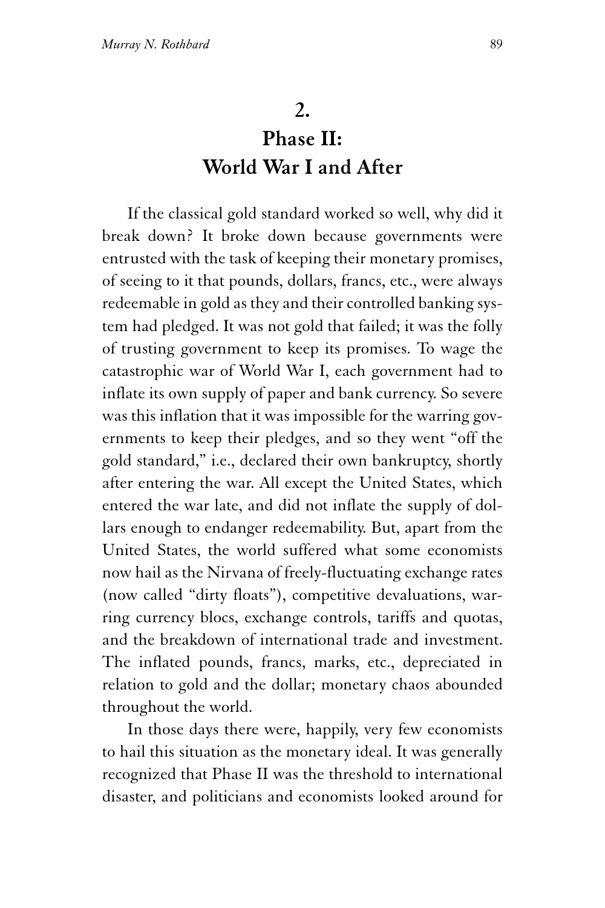## 2.
## Phase II: World War I and After

If the classical gold standard worked so well, why did it break down? It broke down because governments were entrusted with the task of keeping their monetary promises, of seeing to it that pounds, dollars, francs, etc., were always redeemable in gold as they and their controlled banking system had pledged. It was not gold that failed; it was the folly of trusting government to keep its promises. To wage the catastrophic war of World War I, each government had to inflate its own supply of paper and bank currency. So severe was this inflation that it was impossible for the warring governments to keep their pledges, and so they went "off the gold standard," i.e., declared their own bankruptcy, shortly after entering the war. All except the United States, which entered the war late, and did not inflate the supply of dollars enough to endanger redeemability. But, apart from the United States, the world suffered what some economists now hail as the Nirvana of freely-fluctuating exchange rates (now called "dirty floats"), competitive devaluations, warring currency blocs, exchange controls, tariffs and quotas, and the breakdown of international trade and investment. The inflated pounds, francs, marks, etc., depreciated in relation to gold and the dollar; monetary chaos abounded throughout the world.

In those days there were, happily, very few economists to hail this situation as the monetary ideal. It was generally recognized that Phase II was the threshold to international disaster, and politicians and economists looked around for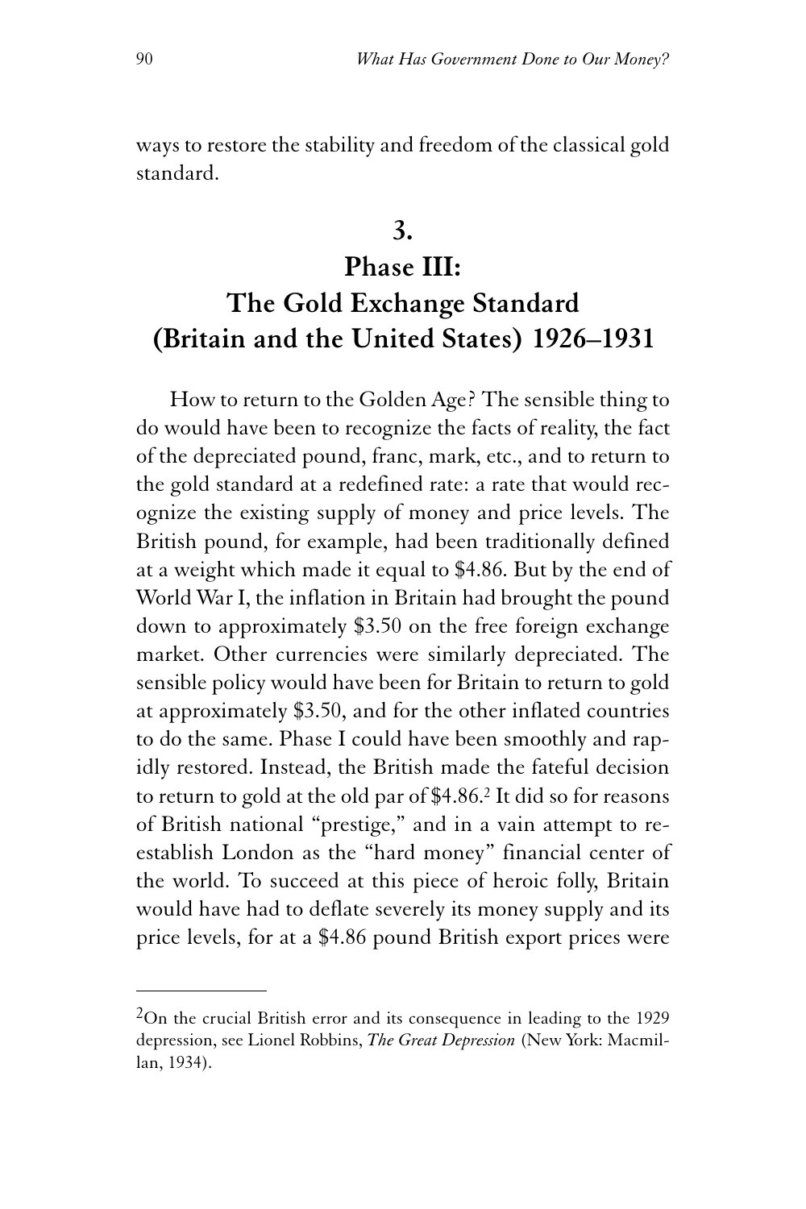ways to restore the stability and freedom of the classical gold standard.

## 3.
## Phase III: The Gold Exchange Standard (Britain and the United States) 1926–1931

How to return to the Golden Age? The sensible thing to do would have been to recognize the facts of reality, the fact of the depreciated pound, franc, mark, etc., and to return to the gold standard at a redefined rate: a rate that would recognize the existing supply of money and price levels. The British pound, for example, had been traditionally defined at a weight which made it equal to $4.86. But by the end of World War I, the inflation in Britain had brought the pound down to approximately $3.50 on the free foreign exchange market. Other currencies were similarly depreciated. The sensible policy would have been for Britain to return to gold at approximately $3.50, and for the other inflated countries to do the same. Phase I could have been smoothly and rapidly restored. Instead, the British made the fateful decision to return to gold at the old par of $4.86.[2] It did so for reasons of British national "prestige," and in a vain attempt to reestablish London as the "hard money" financial center of the world. To succeed at this piece of heroic folly, Britain would have had to deflate severely its money supply and its price levels, for at a $4.86 pound British export prices were

---

[2] On the crucial British error and its consequence in leading to the 1929 depression, see Lionel Robbins, *The Great Depression* (New York: Macmillan, 1934).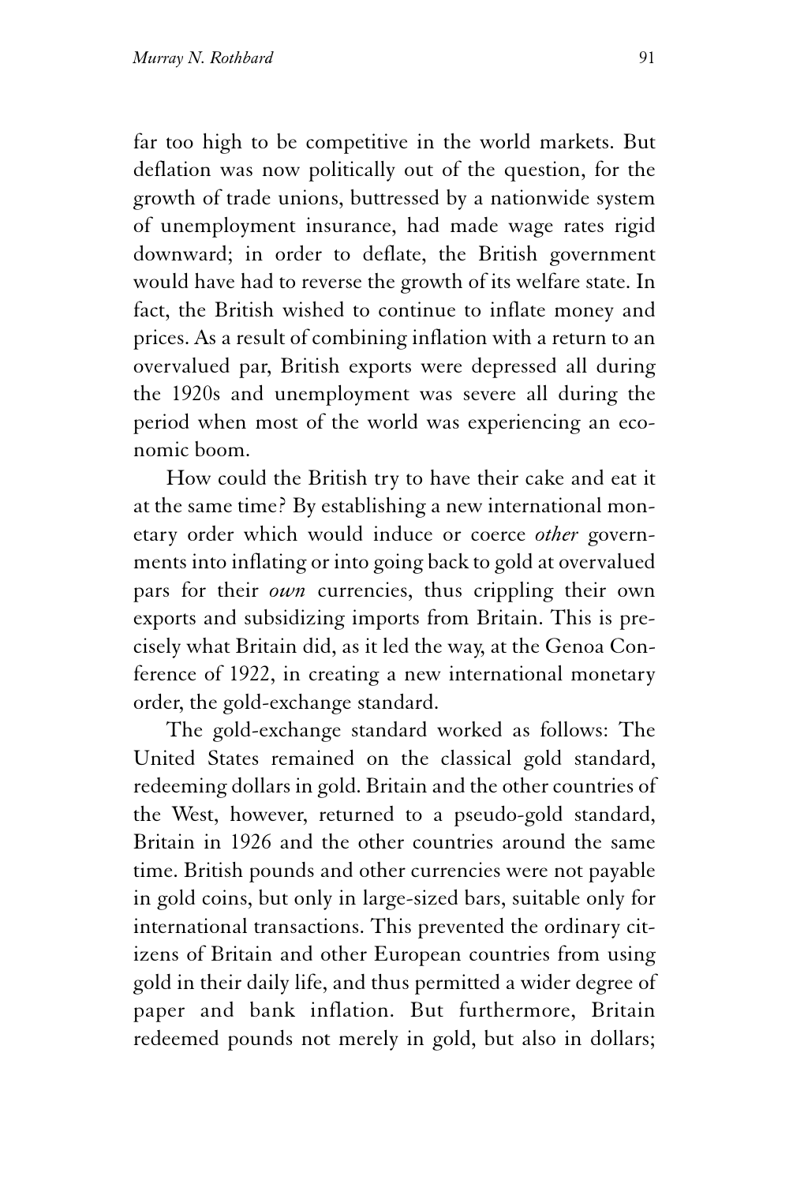far too high to be competitive in the world markets. But deflation was now politically out of the question, for the growth of trade unions, buttressed by a nationwide system of unemployment insurance, had made wage rates rigid downward; in order to deflate, the British government would have had to reverse the growth of its welfare state. In fact, the British wished to continue to inflate money and prices. As a result of combining inflation with a return to an overvalued par, British exports were depressed all during the 1920s and unemployment was severe all during the period when most of the world was experiencing an economic boom.

How could the British try to have their cake and eat it at the same time? By establishing a new international monetary order which would induce or coerce *other* governments into inflating or into going back to gold at overvalued pars for their *own* currencies, thus crippling their own exports and subsidizing imports from Britain. This is precisely what Britain did, as it led the way, at the Genoa Conference of 1922, in creating a new international monetary order, the gold-exchange standard.

The gold-exchange standard worked as follows: The United States remained on the classical gold standard, redeeming dollars in gold. Britain and the other countries of the West, however, returned to a pseudo-gold standard, Britain in 1926 and the other countries around the same time. British pounds and other currencies were not payable in gold coins, but only in large-sized bars, suitable only for international transactions. This prevented the ordinary citizens of Britain and other European countries from using gold in their daily life, and thus permitted a wider degree of paper and bank inflation. But furthermore, Britain redeemed pounds not merely in gold, but also in dollars;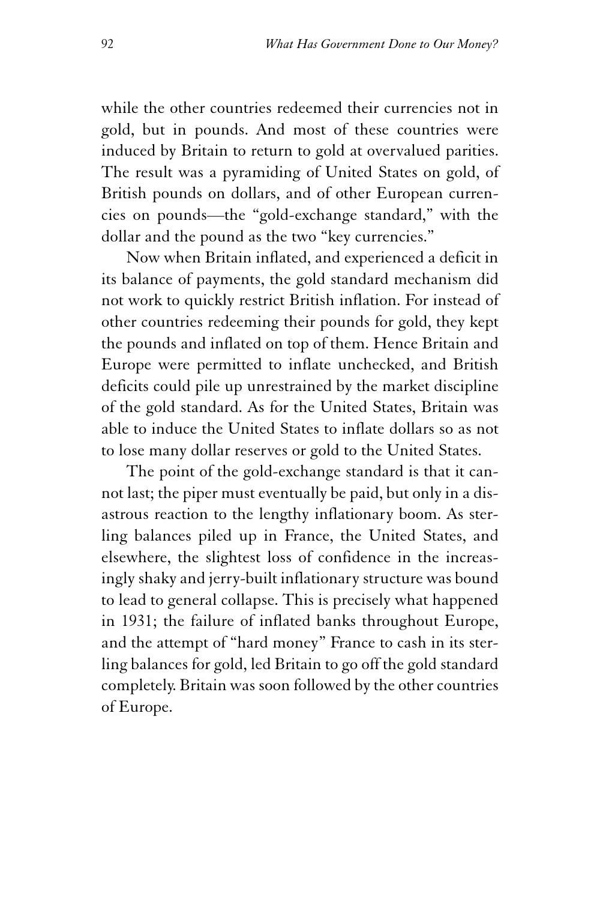while the other countries redeemed their currencies not in gold, but in pounds. And most of these countries were induced by Britain to return to gold at overvalued parities. The result was a pyramiding of United States on gold, of British pounds on dollars, and of other European currencies on pounds—the "gold-exchange standard," with the dollar and the pound as the two "key currencies."

Now when Britain inflated, and experienced a deficit in its balance of payments, the gold standard mechanism did not work to quickly restrict British inflation. For instead of other countries redeeming their pounds for gold, they kept the pounds and inflated on top of them. Hence Britain and Europe were permitted to inflate unchecked, and British deficits could pile up unrestrained by the market discipline of the gold standard. As for the United States, Britain was able to induce the United States to inflate dollars so as not to lose many dollar reserves or gold to the United States.

The point of the gold-exchange standard is that it cannot last; the piper must eventually be paid, but only in a disastrous reaction to the lengthy inflationary boom. As sterling balances piled up in France, the United States, and elsewhere, the slightest loss of confidence in the increasingly shaky and jerry-built inflationary structure was bound to lead to general collapse. This is precisely what happened in 1931; the failure of inflated banks throughout Europe, and the attempt of "hard money" France to cash in its sterling balances for gold, led Britain to go off the gold standard completely. Britain was soon followed by the other countries of Europe.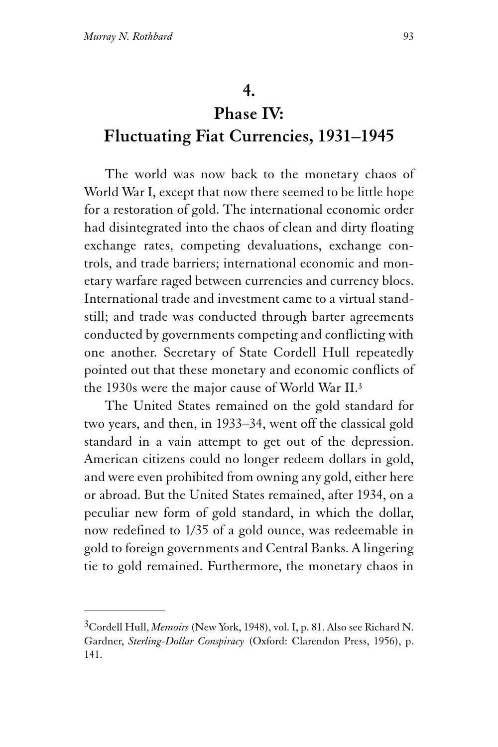# 4.

# Phase IV: Fluctuating Fiat Currencies, 1931–1945

The world was now back to the monetary chaos of World War I, except that now there seemed to be little hope for a restoration of gold. The international economic order had disintegrated into the chaos of clean and dirty floating exchange rates, competing devaluations, exchange controls, and trade barriers; international economic and monetary warfare raged between currencies and currency blocs. International trade and investment came to a virtual standstill; and trade was conducted through barter agreements conducted by governments competing and conflicting with one another. Secretary of State Cordell Hull repeatedly pointed out that these monetary and economic conflicts of the 1930s were the major cause of World War II.[3]

The United States remained on the gold standard for two years, and then, in 1933–34, went off the classical gold standard in a vain attempt to get out of the depression. American citizens could no longer redeem dollars in gold, and were even prohibited from owning any gold, either here or abroad. But the United States remained, after 1934, on a peculiar new form of gold standard, in which the dollar, now redefined to 1/35 of a gold ounce, was redeemable in gold to foreign governments and Central Banks. A lingering tie to gold remained. Furthermore, the monetary chaos in

---

[3]Cordell Hull, *Memoirs* (New York, 1948), vol. I, p. 81. Also see Richard N. Gardner, *Sterling-Dollar Conspiracy* (Oxford: Clarendon Press, 1956), p. 141.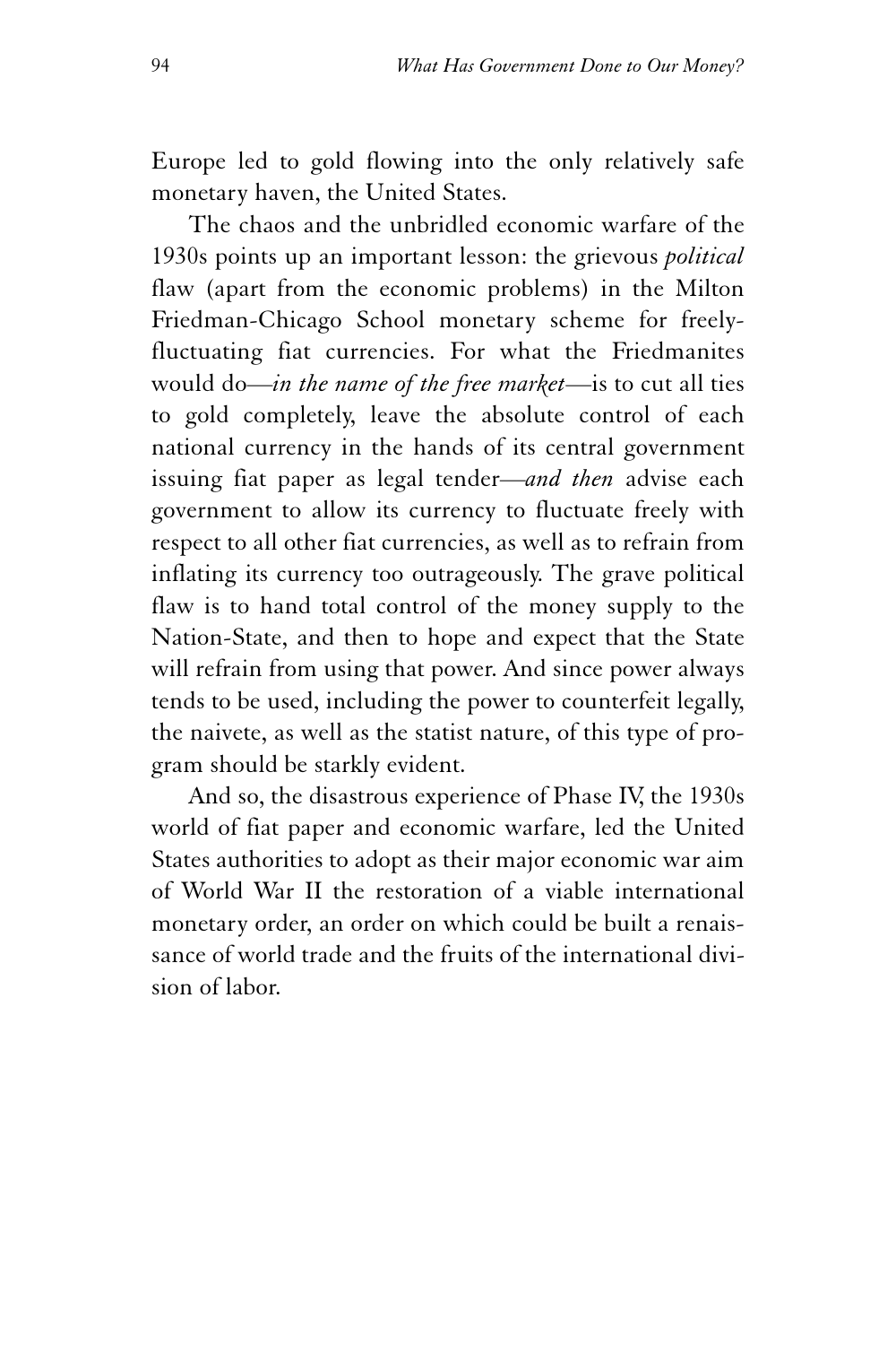Europe led to gold flowing into the only relatively safe monetary haven, the United States.

The chaos and the unbridled economic warfare of the 1930s points up an important lesson: the grievous *political* flaw (apart from the economic problems) in the Milton Friedman-Chicago School monetary scheme for freely-fluctuating fiat currencies. For what the Friedmanites would do—*in the name of the free market*—is to cut all ties to gold completely, leave the absolute control of each national currency in the hands of its central government issuing fiat paper as legal tender—*and then* advise each government to allow its currency to fluctuate freely with respect to all other fiat currencies, as well as to refrain from inflating its currency too outrageously. The grave political flaw is to hand total control of the money supply to the Nation-State, and then to hope and expect that the State will refrain from using that power. And since power always tends to be used, including the power to counterfeit legally, the naivete, as well as the statist nature, of this type of program should be starkly evident.

And so, the disastrous experience of Phase IV, the 1930s world of fiat paper and economic warfare, led the United States authorities to adopt as their major economic war aim of World War II the restoration of a viable international monetary order, an order on which could be built a renaissance of world trade and the fruits of the international division of labor.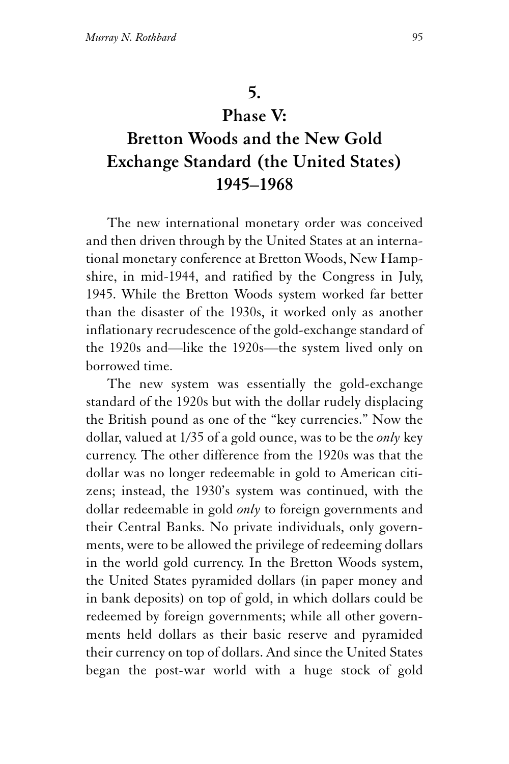# 5.
# Phase V: Bretton Woods and the New Gold Exchange Standard (the United States) 1945–1968

The new international monetary order was conceived and then driven through by the United States at an international monetary conference at Bretton Woods, New Hampshire, in mid-1944, and ratified by the Congress in July, 1945. While the Bretton Woods system worked far better than the disaster of the 1930s, it worked only as another inflationary recrudescence of the gold-exchange standard of the 1920s and—like the 1920s—the system lived only on borrowed time.

The new system was essentially the gold-exchange standard of the 1920s but with the dollar rudely displacing the British pound as one of the "key currencies." Now the dollar, valued at 1/35 of a gold ounce, was to be the *only* key currency. The other difference from the 1920s was that the dollar was no longer redeemable in gold to American citizens; instead, the 1930's system was continued, with the dollar redeemable in gold *only* to foreign governments and their Central Banks. No private individuals, only governments, were to be allowed the privilege of redeeming dollars in the world gold currency. In the Bretton Woods system, the United States pyramided dollars (in paper money and in bank deposits) on top of gold, in which dollars could be redeemed by foreign governments; while all other governments held dollars as their basic reserve and pyramided their currency on top of dollars. And since the United States began the post-war world with a huge stock of gold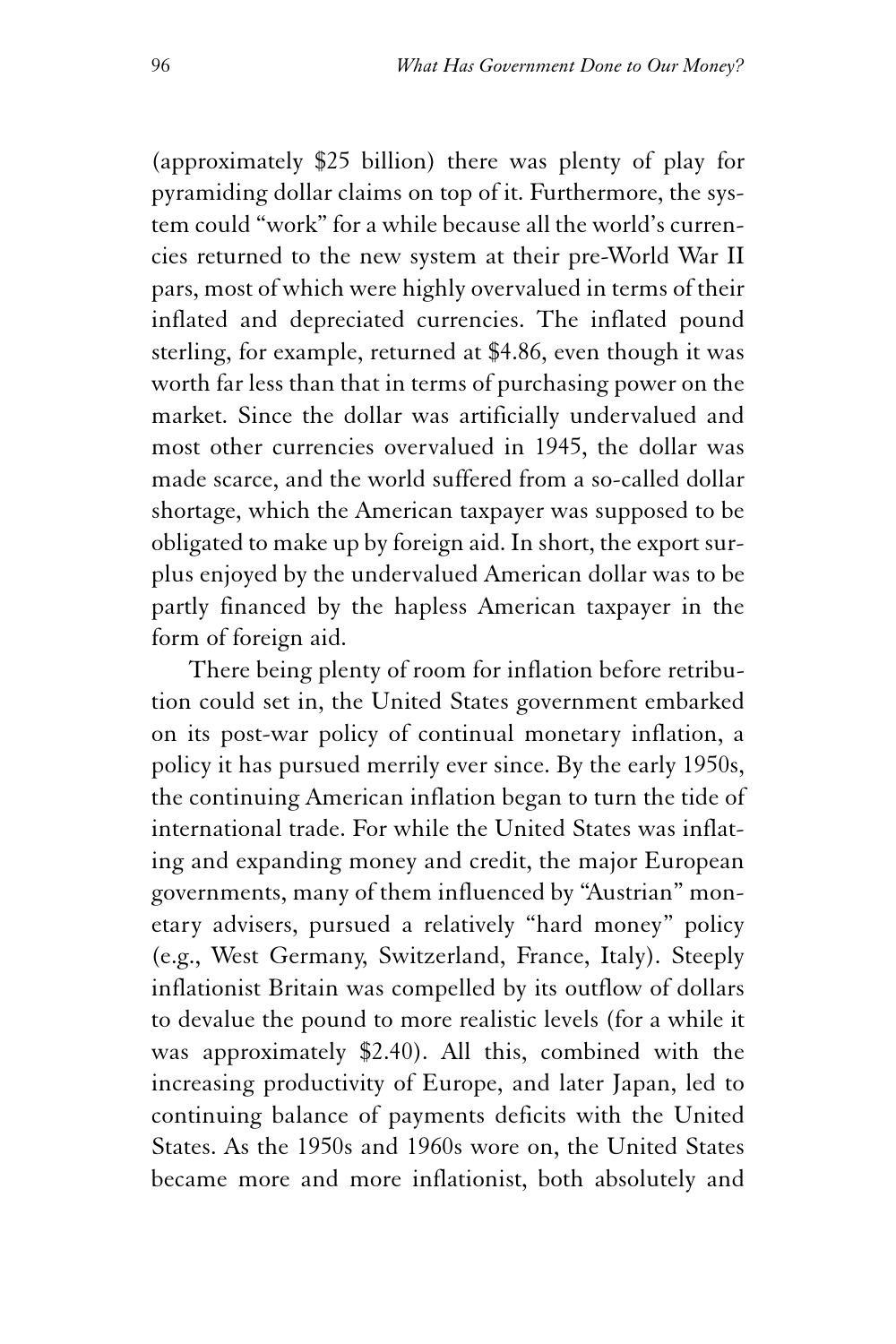(approximately $25 billion) there was plenty of play for pyramiding dollar claims on top of it. Furthermore, the system could "work" for a while because all the world's currencies returned to the new system at their pre-World War II pars, most of which were highly overvalued in terms of their inflated and depreciated currencies. The inflated pound sterling, for example, returned at $4.86, even though it was worth far less than that in terms of purchasing power on the market. Since the dollar was artificially undervalued and most other currencies overvalued in 1945, the dollar was made scarce, and the world suffered from a so-called dollar shortage, which the American taxpayer was supposed to be obligated to make up by foreign aid. In short, the export surplus enjoyed by the undervalued American dollar was to be partly financed by the hapless American taxpayer in the form of foreign aid.

There being plenty of room for inflation before retribution could set in, the United States government embarked on its post-war policy of continual monetary inflation, a policy it has pursued merrily ever since. By the early 1950s, the continuing American inflation began to turn the tide of international trade. For while the United States was inflating and expanding money and credit, the major European governments, many of them influenced by "Austrian" monetary advisers, pursued a relatively "hard money" policy (e.g., West Germany, Switzerland, France, Italy). Steeply inflationist Britain was compelled by its outflow of dollars to devalue the pound to more realistic levels (for a while it was approximately $2.40). All this, combined with the increasing productivity of Europe, and later Japan, led to continuing balance of payments deficits with the United States. As the 1950s and 1960s wore on, the United States became more and more inflationist, both absolutely and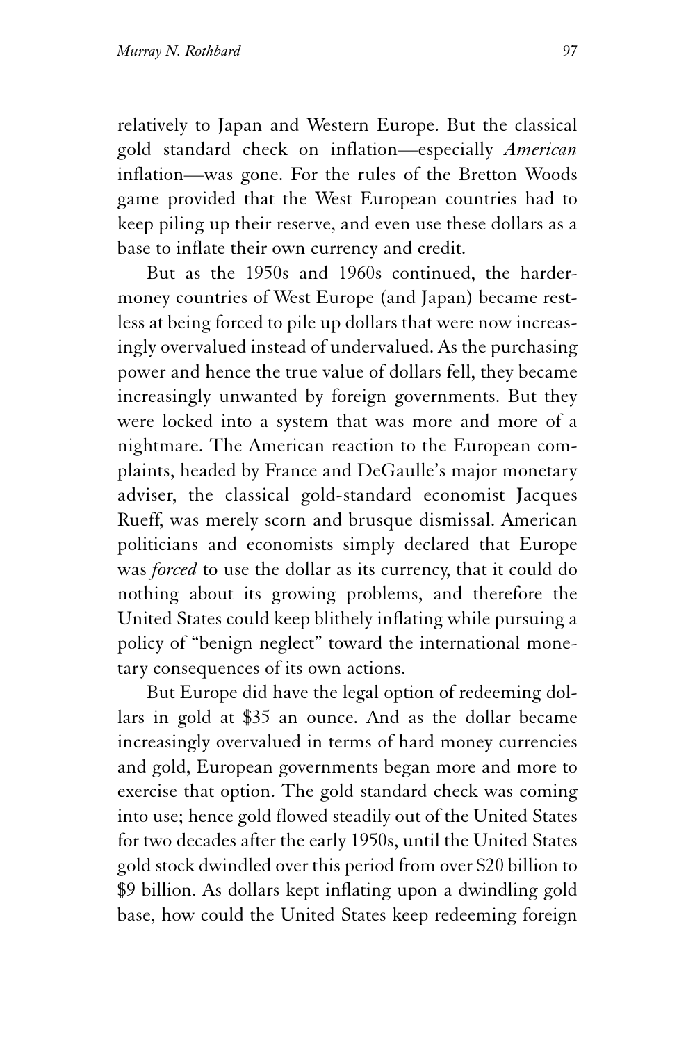relatively to Japan and Western Europe. But the classical gold standard check on inflation—especially *American* inflation—was gone. For the rules of the Bretton Woods game provided that the West European countries had to keep piling up their reserve, and even use these dollars as a base to inflate their own currency and credit.

But as the 1950s and 1960s continued, the harder-money countries of West Europe (and Japan) became restless at being forced to pile up dollars that were now increasingly overvalued instead of undervalued. As the purchasing power and hence the true value of dollars fell, they became increasingly unwanted by foreign governments. But they were locked into a system that was more and more of a nightmare. The American reaction to the European complaints, headed by France and DeGaulle's major monetary adviser, the classical gold-standard economist Jacques Rueff, was merely scorn and brusque dismissal. American politicians and economists simply declared that Europe was *forced* to use the dollar as its currency, that it could do nothing about its growing problems, and therefore the United States could keep blithely inflating while pursuing a policy of "benign neglect" toward the international monetary consequences of its own actions.

But Europe did have the legal option of redeeming dollars in gold at $35 an ounce. And as the dollar became increasingly overvalued in terms of hard money currencies and gold, European governments began more and more to exercise that option. The gold standard check was coming into use; hence gold flowed steadily out of the United States for two decades after the early 1950s, until the United States gold stock dwindled over this period from over $20 billion to $9 billion. As dollars kept inflating upon a dwindling gold base, how could the United States keep redeeming foreign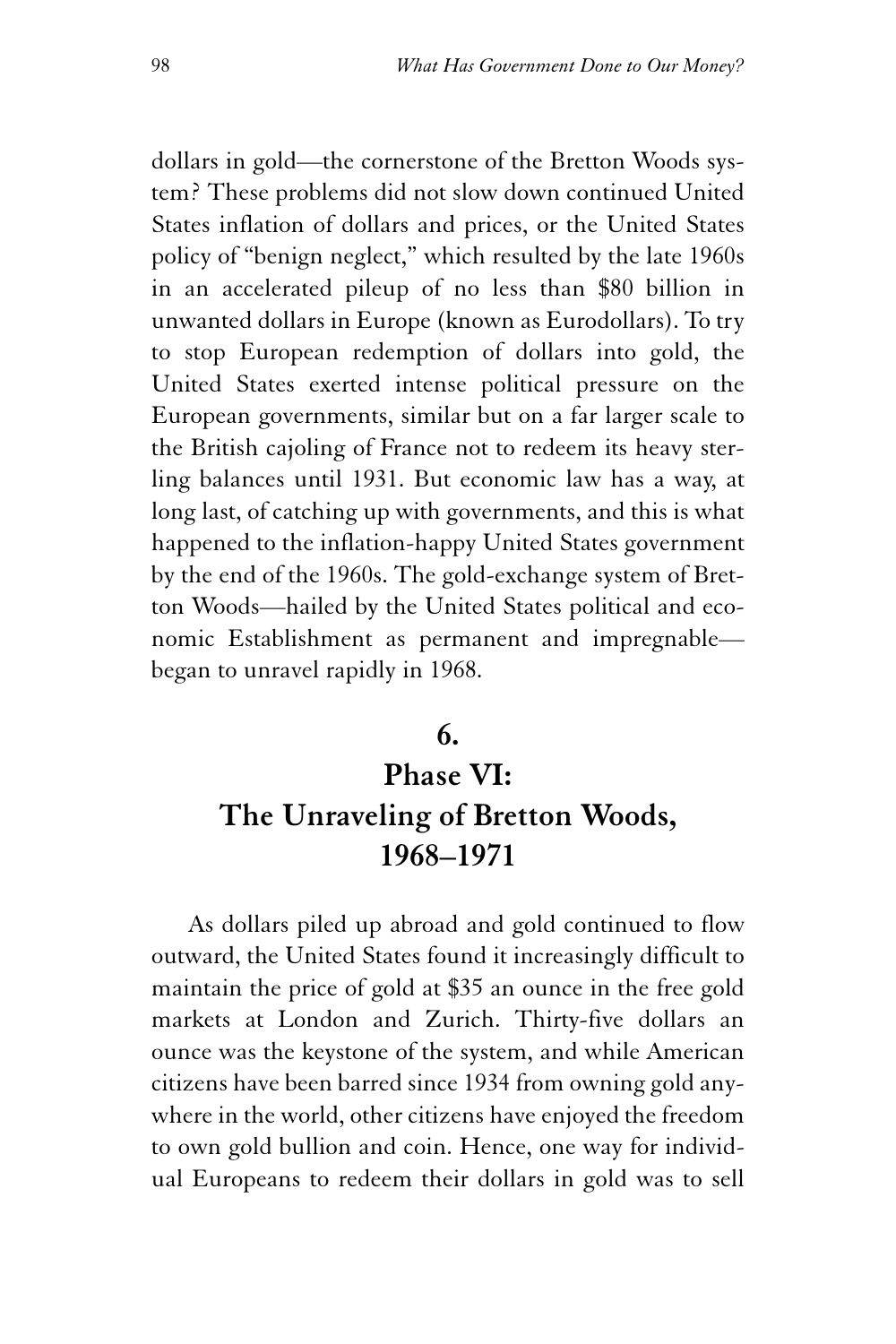dollars in gold—the cornerstone of the Bretton Woods system? These problems did not slow down continued United States inflation of dollars and prices, or the United States policy of "benign neglect," which resulted by the late 1960s in an accelerated pileup of no less than $80 billion in unwanted dollars in Europe (known as Eurodollars). To try to stop European redemption of dollars into gold, the United States exerted intense political pressure on the European governments, similar but on a far larger scale to the British cajoling of France not to redeem its heavy sterling balances until 1931. But economic law has a way, at long last, of catching up with governments, and this is what happened to the inflation-happy United States government by the end of the 1960s. The gold-exchange system of Bretton Woods—hailed by the United States political and economic Establishment as permanent and impregnable—began to unravel rapidly in 1968.

## 6.
## Phase VI: The Unraveling of Bretton Woods, 1968–1971

As dollars piled up abroad and gold continued to flow outward, the United States found it increasingly difficult to maintain the price of gold at $35 an ounce in the free gold markets at London and Zurich. Thirty-five dollars an ounce was the keystone of the system, and while American citizens have been barred since 1934 from owning gold anywhere in the world, other citizens have enjoyed the freedom to own gold bullion and coin. Hence, one way for individual Europeans to redeem their dollars in gold was to sell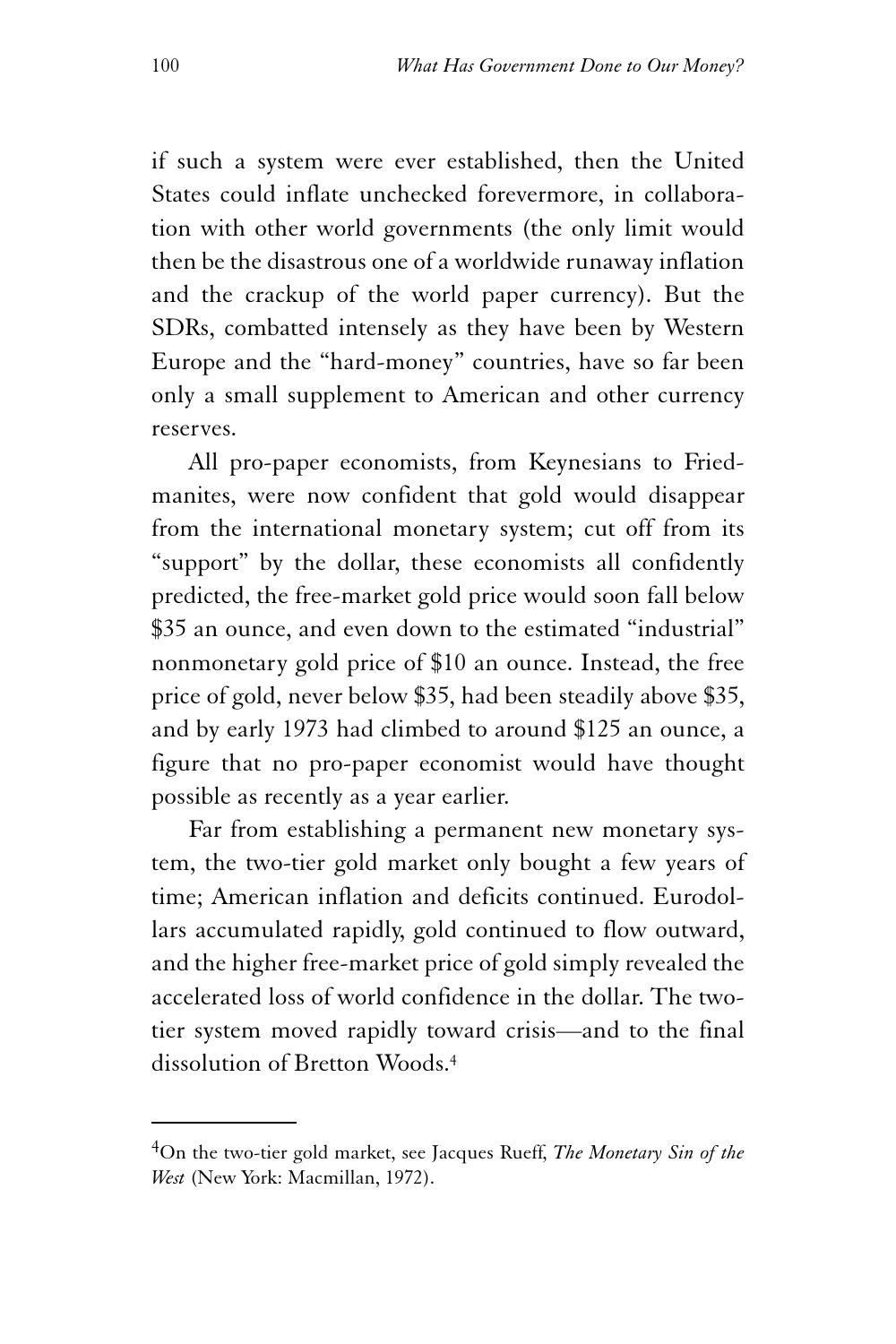if such a system were ever established, then the United States could inflate unchecked forevermore, in collaboration with other world governments (the only limit would then be the disastrous one of a worldwide runaway inflation and the crackup of the world paper currency). But the SDRs, combatted intensely as they have been by Western Europe and the "hard-money" countries, have so far been only a small supplement to American and other currency reserves.

All pro-paper economists, from Keynesians to Friedmanites, were now confident that gold would disappear from the international monetary system; cut off from its "support" by the dollar, these economists all confidently predicted, the free-market gold price would soon fall below \$35 an ounce, and even down to the estimated "industrial" nonmonetary gold price of \$10 an ounce. Instead, the free price of gold, never below \$35, had been steadily above \$35, and by early 1973 had climbed to around \$125 an ounce, a figure that no pro-paper economist would have thought possible as recently as a year earlier.

Far from establishing a permanent new monetary system, the two-tier gold market only bought a few years of time; American inflation and deficits continued. Eurodollars accumulated rapidly, gold continued to flow outward, and the higher free-market price of gold simply revealed the accelerated loss of world confidence in the dollar. The two-tier system moved rapidly toward crisis—and to the final dissolution of Bretton Woods.[4]

---

[4]On the two-tier gold market, see Jacques Rueff, *The Monetary Sin of the West* (New York: Macmillan, 1972).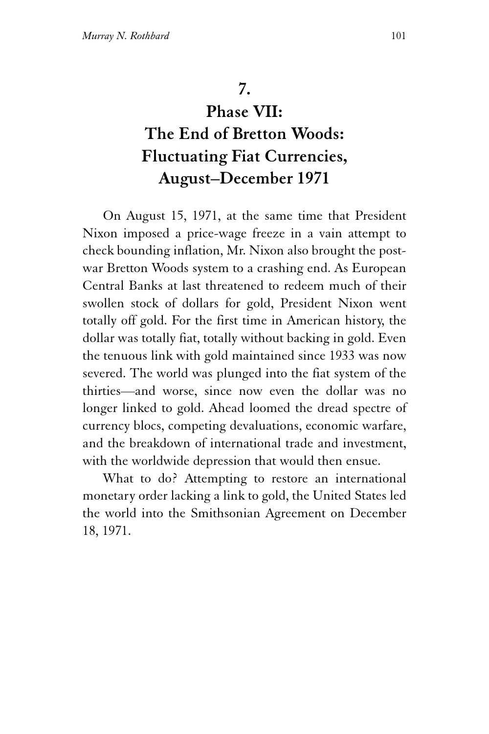# 7.

# Phase VII: The End of Bretton Woods: Fluctuating Fiat Currencies, August–December 1971

On August 15, 1971, at the same time that President Nixon imposed a price-wage freeze in a vain attempt to check bounding inflation, Mr. Nixon also brought the postwar Bretton Woods system to a crashing end. As European Central Banks at last threatened to redeem much of their swollen stock of dollars for gold, President Nixon went totally off gold. For the first time in American history, the dollar was totally fiat, totally without backing in gold. Even the tenuous link with gold maintained since 1933 was now severed. The world was plunged into the fiat system of the thirties—and worse, since now even the dollar was no longer linked to gold. Ahead loomed the dread spectre of currency blocs, competing devaluations, economic warfare, and the breakdown of international trade and investment, with the worldwide depression that would then ensue.

What to do? Attempting to restore an international monetary order lacking a link to gold, the United States led the world into the Smithsonian Agreement on December 18, 1971.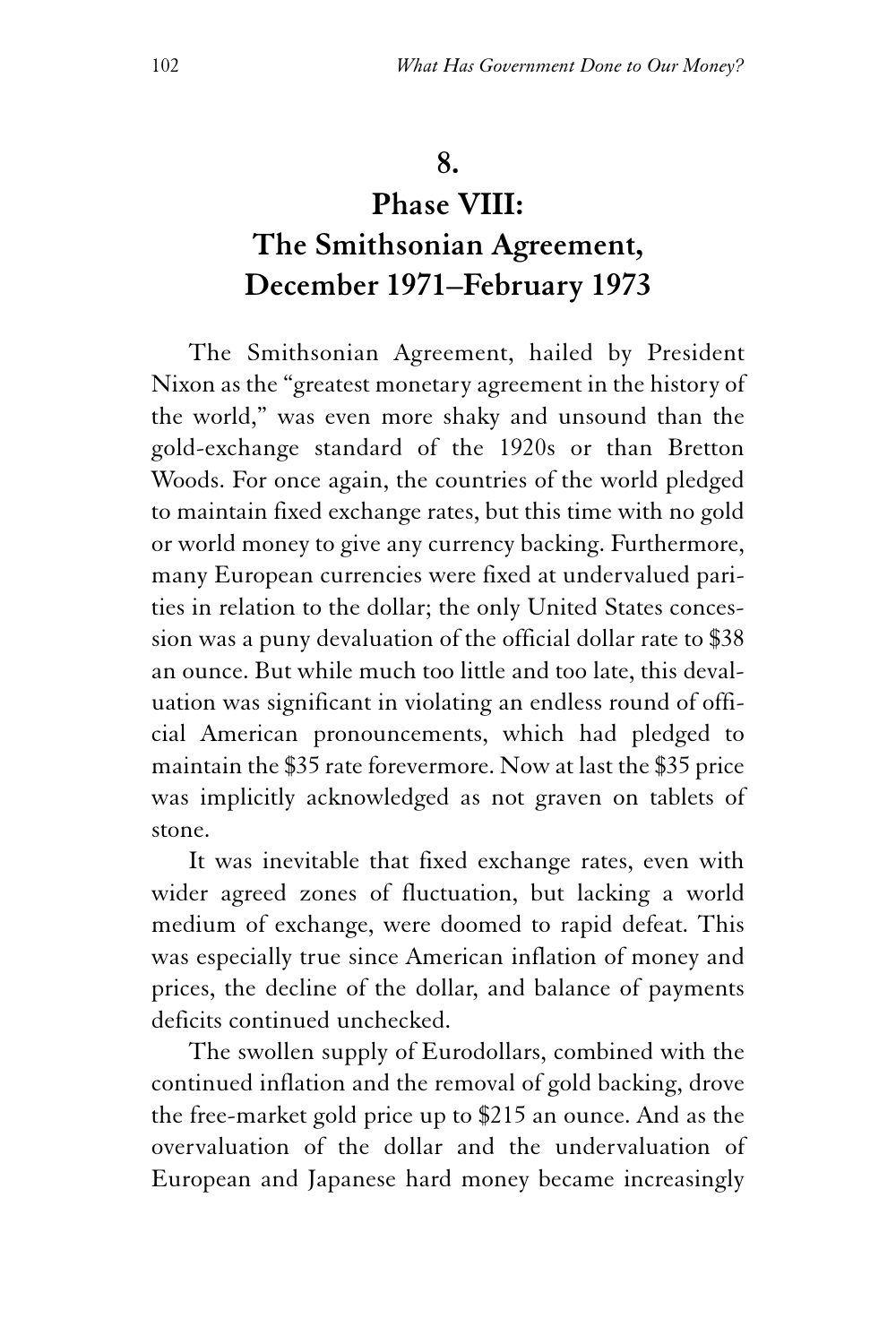## 8.
## Phase VIII: The Smithsonian Agreement, December 1971–February 1973

The Smithsonian Agreement, hailed by President Nixon as the "greatest monetary agreement in the history of the world," was even more shaky and unsound than the gold-exchange standard of the 1920s or than Bretton Woods. For once again, the countries of the world pledged to maintain fixed exchange rates, but this time with no gold or world money to give any currency backing. Furthermore, many European currencies were fixed at undervalued parities in relation to the dollar; the only United States concession was a puny devaluation of the official dollar rate to $38 an ounce. But while much too little and too late, this devaluation was significant in violating an endless round of official American pronouncements, which had pledged to maintain the $35 rate forevermore. Now at last the $35 price was implicitly acknowledged as not graven on tablets of stone.

It was inevitable that fixed exchange rates, even with wider agreed zones of fluctuation, but lacking a world medium of exchange, were doomed to rapid defeat. This was especially true since American inflation of money and prices, the decline of the dollar, and balance of payments deficits continued unchecked.

The swollen supply of Eurodollars, combined with the continued inflation and the removal of gold backing, drove the free-market gold price up to $215 an ounce. And as the overvaluation of the dollar and the undervaluation of European and Japanese hard money became increasingly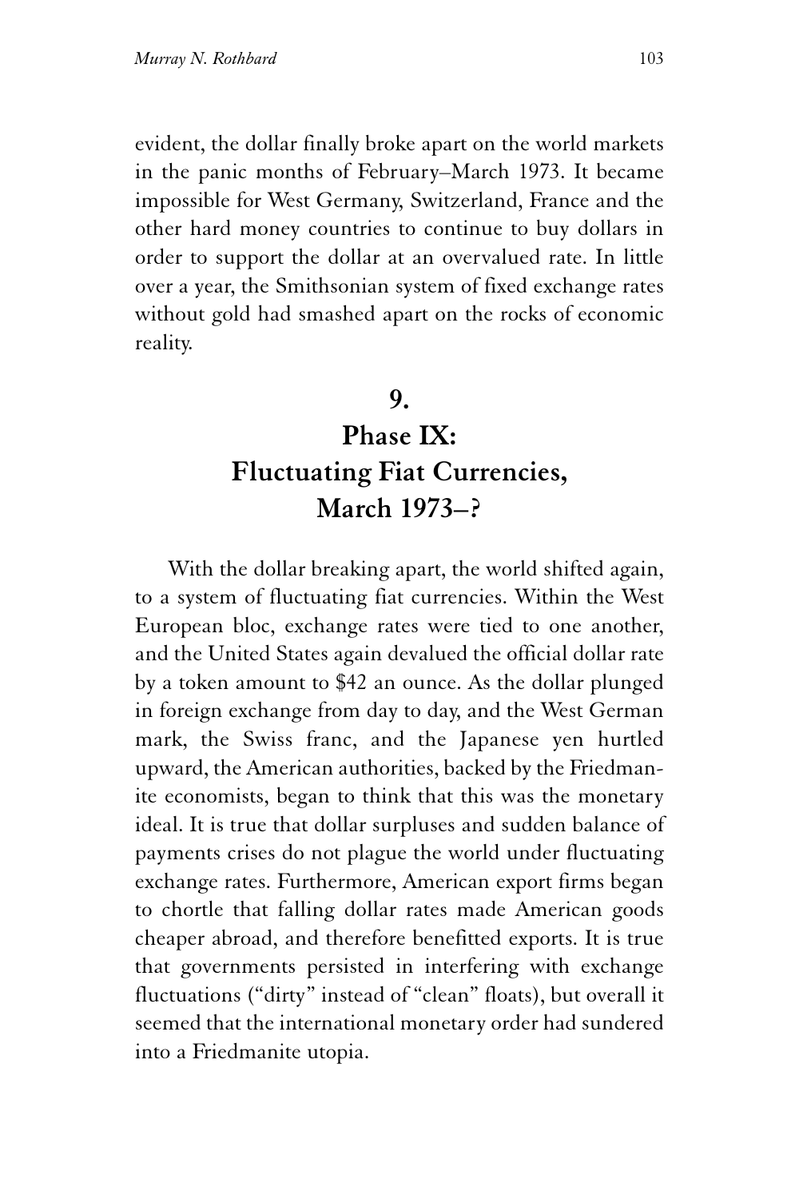evident, the dollar finally broke apart on the world markets in the panic months of February–March 1973. It became impossible for West Germany, Switzerland, France and the other hard money countries to continue to buy dollars in order to support the dollar at an overvalued rate. In little over a year, the Smithsonian system of fixed exchange rates without gold had smashed apart on the rocks of economic reality.

## 9. Phase IX: Fluctuating Fiat Currencies, March 1973–?

With the dollar breaking apart, the world shifted again, to a system of fluctuating fiat currencies. Within the West European bloc, exchange rates were tied to one another, and the United States again devalued the official dollar rate by a token amount to $42 an ounce. As the dollar plunged in foreign exchange from day to day, and the West German mark, the Swiss franc, and the Japanese yen hurtled upward, the American authorities, backed by the Friedmanite economists, began to think that this was the monetary ideal. It is true that dollar surpluses and sudden balance of payments crises do not plague the world under fluctuating exchange rates. Furthermore, American export firms began to chortle that falling dollar rates made American goods cheaper abroad, and therefore benefitted exports. It is true that governments persisted in interfering with exchange fluctuations ("dirty" instead of "clean" floats), but overall it seemed that the international monetary order had sundered into a Friedmanite utopia.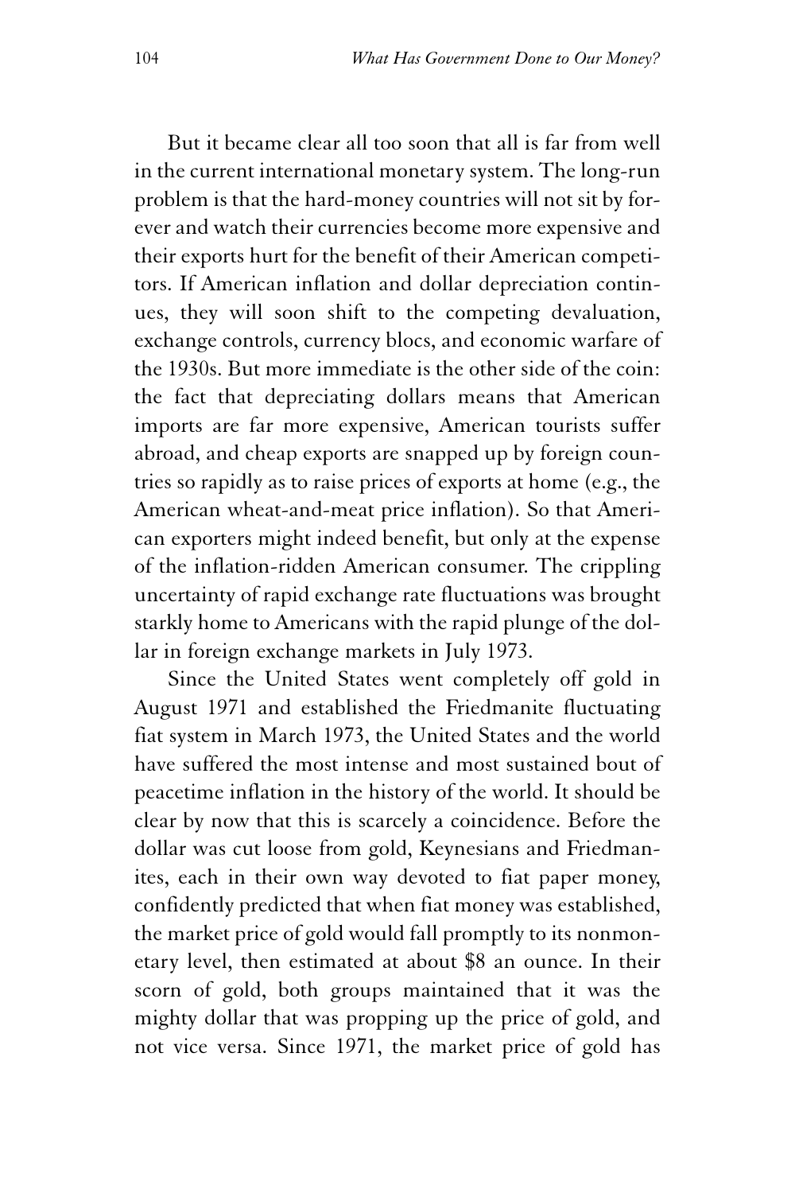But it became clear all too soon that all is far from well in the current international monetary system. The long-run problem is that the hard-money countries will not sit by forever and watch their currencies become more expensive and their exports hurt for the benefit of their American competitors. If American inflation and dollar depreciation continues, they will soon shift to the competing devaluation, exchange controls, currency blocs, and economic warfare of the 1930s. But more immediate is the other side of the coin: the fact that depreciating dollars means that American imports are far more expensive, American tourists suffer abroad, and cheap exports are snapped up by foreign countries so rapidly as to raise prices of exports at home (e.g., the American wheat-and-meat price inflation). So that American exporters might indeed benefit, but only at the expense of the inflation-ridden American consumer. The crippling uncertainty of rapid exchange rate fluctuations was brought starkly home to Americans with the rapid plunge of the dollar in foreign exchange markets in July 1973.

Since the United States went completely off gold in August 1971 and established the Friedmanite fluctuating fiat system in March 1973, the United States and the world have suffered the most intense and most sustained bout of peacetime inflation in the history of the world. It should be clear by now that this is scarcely a coincidence. Before the dollar was cut loose from gold, Keynesians and Friedmanites, each in their own way devoted to fiat paper money, confidently predicted that when fiat money was established, the market price of gold would fall promptly to its nonmonetary level, then estimated at about $8 an ounce. In their scorn of gold, both groups maintained that it was the mighty dollar that was propping up the price of gold, and not vice versa. Since 1971, the market price of gold has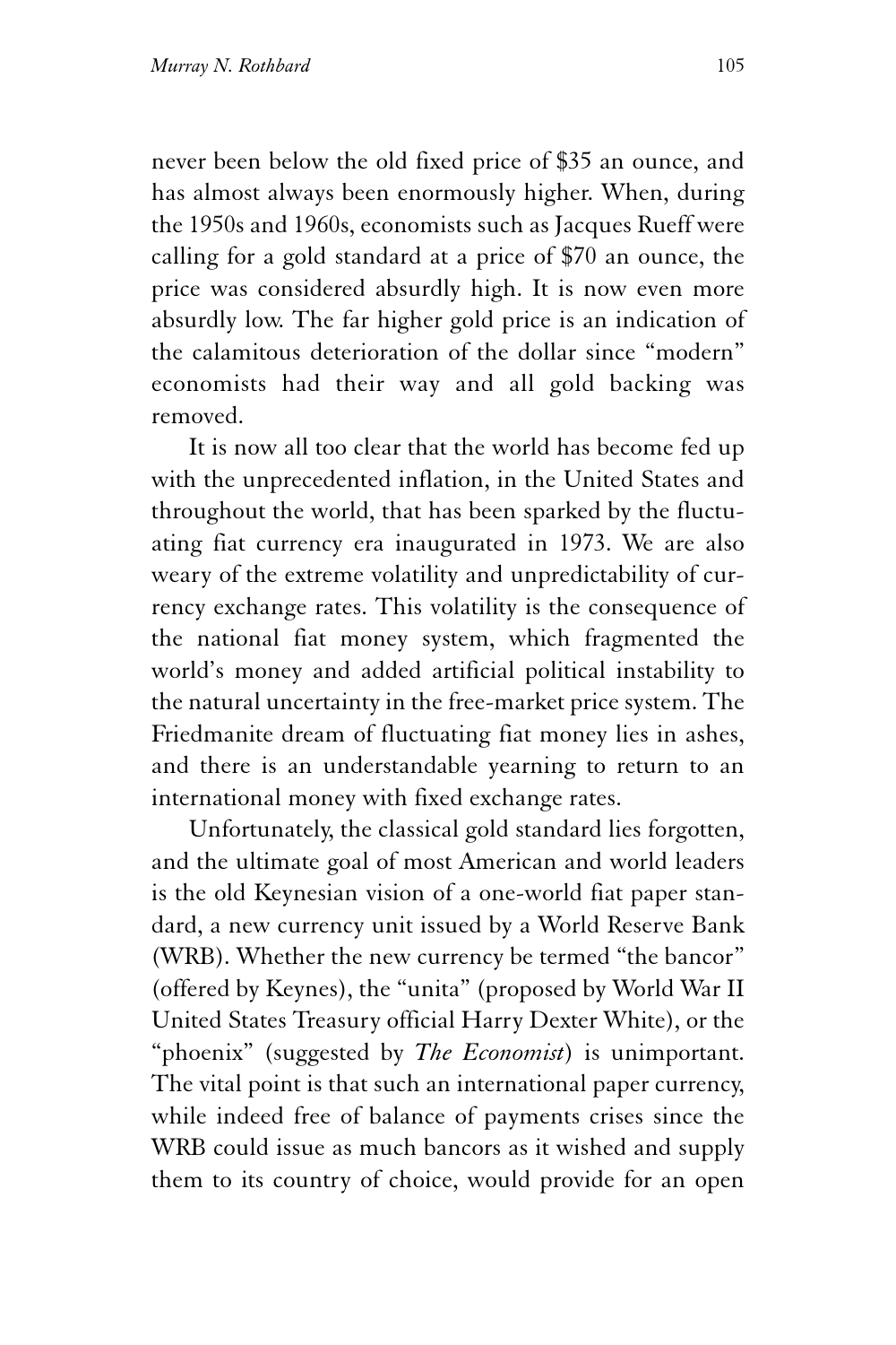never been below the old fixed price of $35 an ounce, and has almost always been enormously higher. When, during the 1950s and 1960s, economists such as Jacques Rueff were calling for a gold standard at a price of $70 an ounce, the price was considered absurdly high. It is now even more absurdly low. The far higher gold price is an indication of the calamitous deterioration of the dollar since "modern" economists had their way and all gold backing was removed.

It is now all too clear that the world has become fed up with the unprecedented inflation, in the United States and throughout the world, that has been sparked by the fluctuating fiat currency era inaugurated in 1973. We are also weary of the extreme volatility and unpredictability of currency exchange rates. This volatility is the consequence of the national fiat money system, which fragmented the world's money and added artificial political instability to the natural uncertainty in the free-market price system. The Friedmanite dream of fluctuating fiat money lies in ashes, and there is an understandable yearning to return to an international money with fixed exchange rates.

Unfortunately, the classical gold standard lies forgotten, and the ultimate goal of most American and world leaders is the old Keynesian vision of a one-world fiat paper standard, a new currency unit issued by a World Reserve Bank (WRB). Whether the new currency be termed "the bancor" (offered by Keynes), the "unita" (proposed by World War II United States Treasury official Harry Dexter White), or the "phoenix" (suggested by *The Economist*) is unimportant. The vital point is that such an international paper currency, while indeed free of balance of payments crises since the WRB could issue as much bancors as it wished and supply them to its country of choice, would provide for an open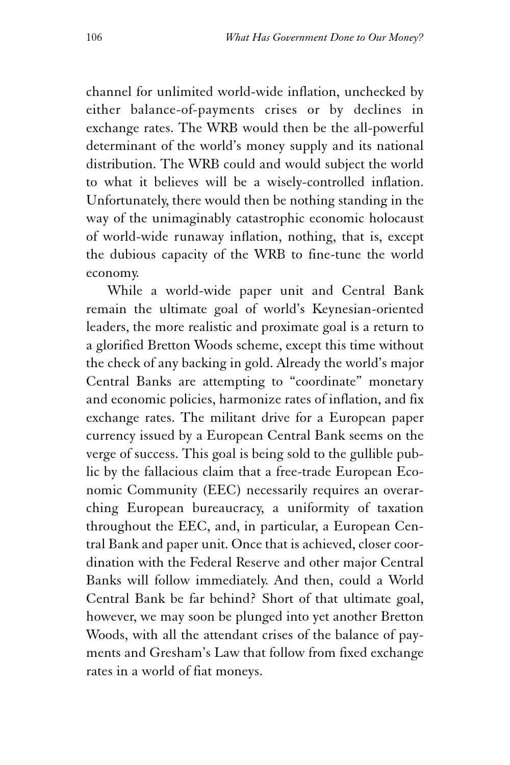channel for unlimited world-wide inflation, unchecked by either balance-of-payments crises or by declines in exchange rates. The WRB would then be the all-powerful determinant of the world's money supply and its national distribution. The WRB could and would subject the world to what it believes will be a wisely-controlled inflation. Unfortunately, there would then be nothing standing in the way of the unimaginably catastrophic economic holocaust of world-wide runaway inflation, nothing, that is, except the dubious capacity of the WRB to fine-tune the world economy.

While a world-wide paper unit and Central Bank remain the ultimate goal of world's Keynesian-oriented leaders, the more realistic and proximate goal is a return to a glorified Bretton Woods scheme, except this time without the check of any backing in gold. Already the world's major Central Banks are attempting to "coordinate" monetary and economic policies, harmonize rates of inflation, and fix exchange rates. The militant drive for a European paper currency issued by a European Central Bank seems on the verge of success. This goal is being sold to the gullible public by the fallacious claim that a free-trade European Economic Community (EEC) necessarily requires an overarching European bureaucracy, a uniformity of taxation throughout the EEC, and, in particular, a European Central Bank and paper unit. Once that is achieved, closer coordination with the Federal Reserve and other major Central Banks will follow immediately. And then, could a World Central Bank be far behind? Short of that ultimate goal, however, we may soon be plunged into yet another Bretton Woods, with all the attendant crises of the balance of payments and Gresham's Law that follow from fixed exchange rates in a world of fiat moneys.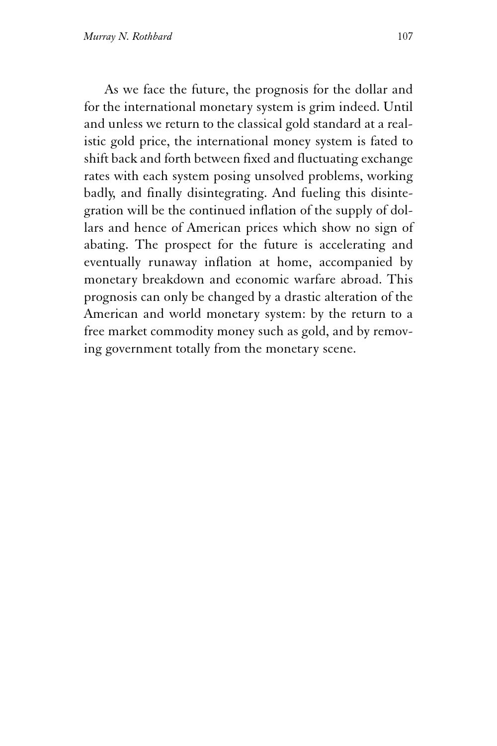As we face the future, the prognosis for the dollar and for the international monetary system is grim indeed. Until and unless we return to the classical gold standard at a realistic gold price, the international money system is fated to shift back and forth between fixed and fluctuating exchange rates with each system posing unsolved problems, working badly, and finally disintegrating. And fueling this disintegration will be the continued inflation of the supply of dollars and hence of American prices which show no sign of abating. The prospect for the future is accelerating and eventually runaway inflation at home, accompanied by monetary breakdown and economic warfare abroad. This prognosis can only be changed by a drastic alteration of the American and world monetary system: by the return to a free market commodity money such as gold, and by removing government totally from the monetary scene.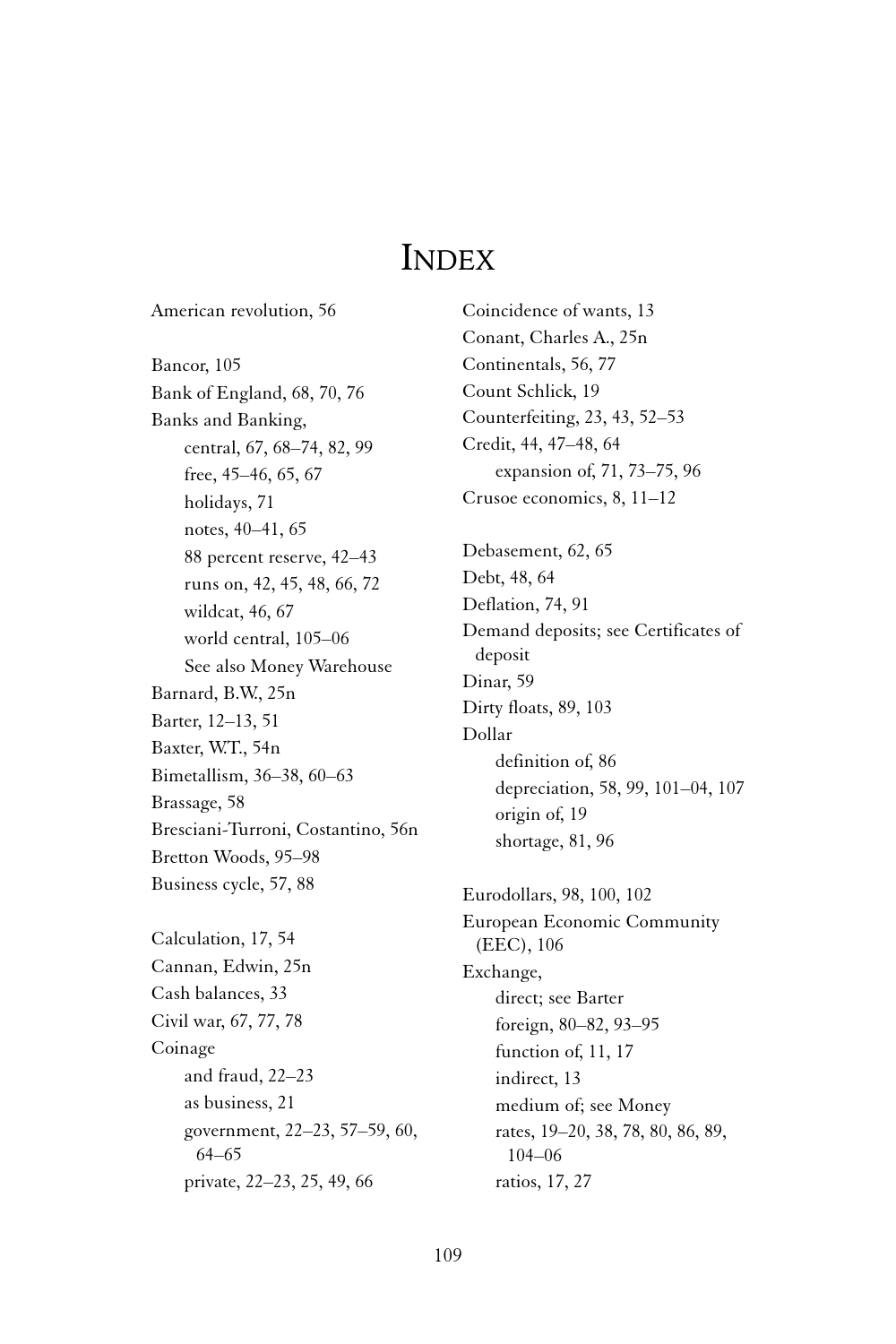# INDEX

American revolution, 56

Bancor, 105
Bank of England, 68, 70, 76
Banks and Banking,
- central, 67, 68–74, 82, 99
- free, 45–46, 65, 67
- holidays, 71
- notes, 40–41, 65
- 88 percent reserve, 42–43
- runs on, 42, 45, 48, 66, 72
- wildcat, 46, 67
- world central, 105–06
- See also Money Warehouse

Barnard, B.W., 25n
Barter, 12–13, 51
Baxter, W.T., 54n
Bimetallism, 36–38, 60–63
Brassage, 58
Bresciani-Turroni, Costantino, 56n
Bretton Woods, 95–98
Business cycle, 57, 88

Calculation, 17, 54
Cannan, Edwin, 25n
Cash balances, 33
Civil war, 67, 77, 78
Coinage
- and fraud, 22–23
- as business, 21
- government, 22–23, 57–59, 60, 64–65
- private, 22–23, 25, 49, 66

Coincidence of wants, 13
Conant, Charles A., 25n
Continentals, 56, 77
Count Schlick, 19
Counterfeiting, 23, 43, 52–53
Credit, 44, 47–48, 64
- expansion of, 71, 73–75, 96

Crusoe economics, 8, 11–12

Debasement, 62, 65
Debt, 48, 64
Deflation, 74, 91
Demand deposits; see Certificates of deposit
Dinar, 59
Dirty floats, 89, 103
Dollar
- definition of, 86
- depreciation, 58, 99, 101–04, 107
- origin of, 19
- shortage, 81, 96

Eurodollars, 98, 100, 102
European Economic Community (EEC), 106
Exchange,
- direct; see Barter
- foreign, 80–82, 93–95
- function of, 11, 17
- indirect, 13
- medium of; see Money
- rates, 19–20, 38, 78, 80, 86, 89, 104–06
- ratios, 17, 27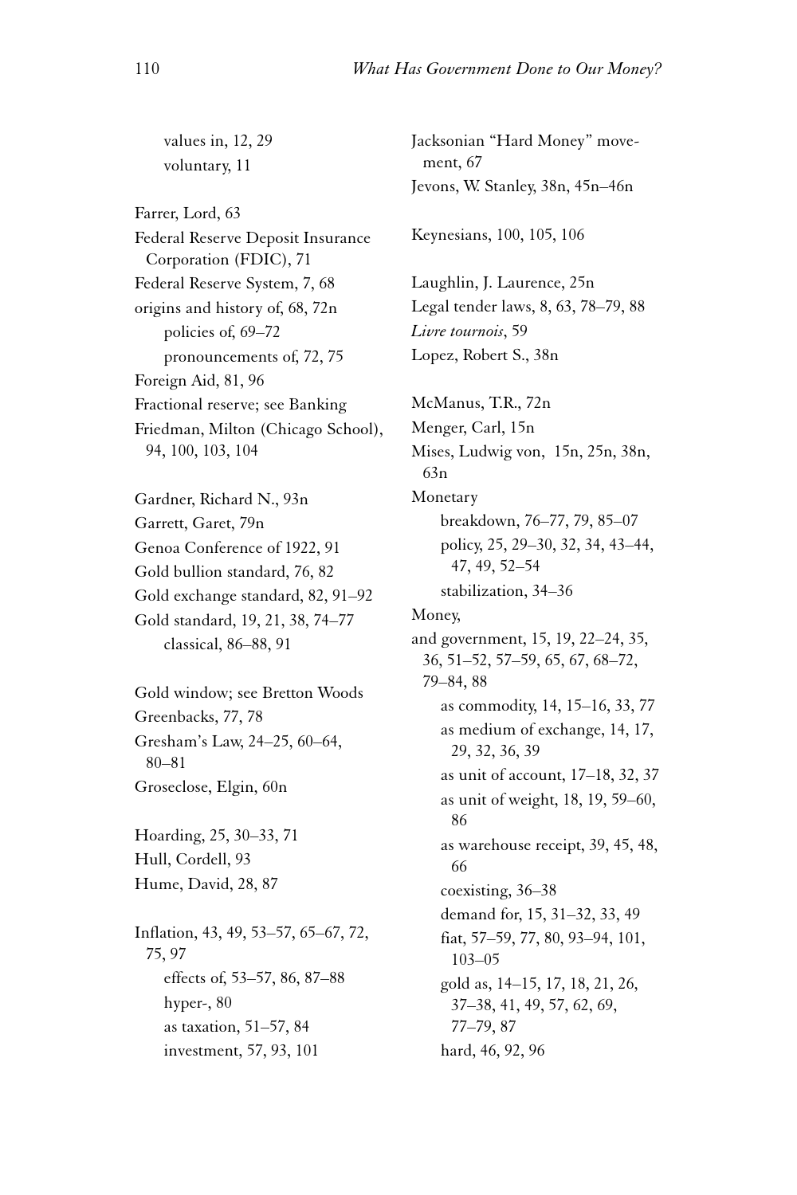values in, 12, 29
voluntary, 11

Farrer, Lord, 63
Federal Reserve Deposit Insurance Corporation (FDIC), 71
Federal Reserve System, 7, 68
origins and history of, 68, 72n
policies of, 69–72
pronouncements of, 72, 75
Foreign Aid, 81, 96
Fractional reserve; see Banking
Friedman, Milton (Chicago School), 94, 100, 103, 104

Gardner, Richard N., 93n
Garrett, Garet, 79n
Genoa Conference of 1922, 91
Gold bullion standard, 76, 82
Gold exchange standard, 82, 91–92
Gold standard, 19, 21, 38, 74–77
classical, 86–88, 91

Gold window; see Bretton Woods
Greenbacks, 77, 78
Gresham's Law, 24–25, 60–64, 80–81
Groseclose, Elgin, 60n

Hoarding, 25, 30–33, 71
Hull, Cordell, 93
Hume, David, 28, 87

Inflation, 43, 49, 53–57, 65–67, 72, 75, 97
effects of, 53–57, 86, 87–88
hyper-, 80
as taxation, 51–57, 84
investment, 57, 93, 101

Jacksonian "Hard Money" movement, 67
Jevons, W. Stanley, 38n, 45n–46n

Keynesians, 100, 105, 106

Laughlin, J. Laurence, 25n
Legal tender laws, 8, 63, 78–79, 88
*Livre tournois*, 59
Lopez, Robert S., 38n

McManus, T.R., 72n
Menger, Carl, 15n
Mises, Ludwig von, 15n, 25n, 38n, 63n
Monetary
breakdown, 76–77, 79, 85–07
policy, 25, 29–30, 32, 34, 43–44, 47, 49, 52–54
stabilization, 34–36
Money,
and government, 15, 19, 22–24, 35, 36, 51–52, 57–59, 65, 67, 68–72, 79–84, 88
as commodity, 14, 15–16, 33, 77
as medium of exchange, 14, 17, 29, 32, 36, 39
as unit of account, 17–18, 32, 37
as unit of weight, 18, 19, 59–60, 86
as warehouse receipt, 39, 45, 48, 66
coexisting, 36–38
demand for, 15, 31–32, 33, 49
fiat, 57–59, 77, 80, 93–94, 101, 103–05
gold as, 14–15, 17, 18, 21, 26, 37–38, 41, 49, 57, 62, 69, 77–79, 87
hard, 46, 92, 96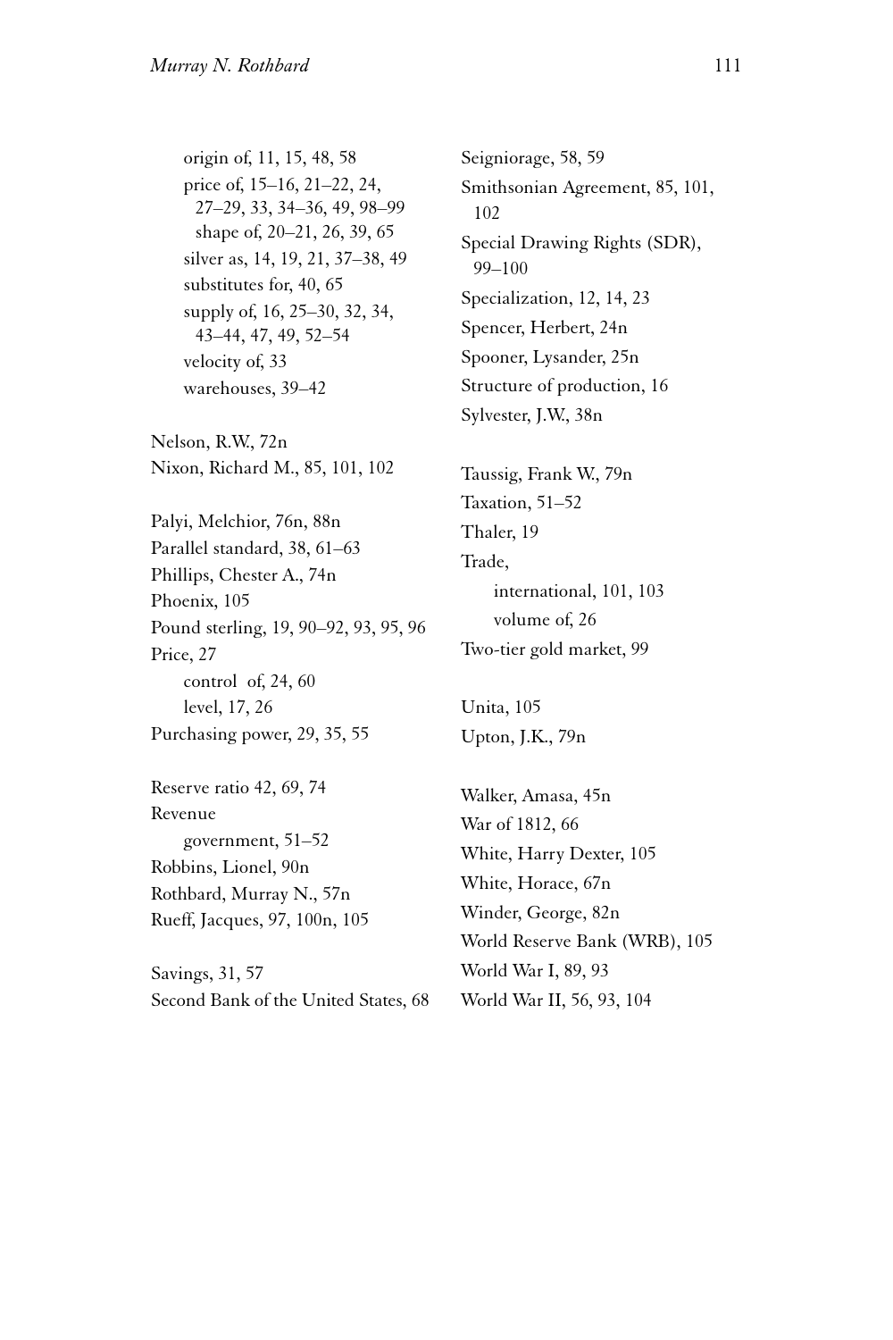- origin of, 11, 15, 48, 58
- price of, 15–16, 21–22, 24, 27–29, 33, 34–36, 49, 98–99
- shape of, 20–21, 26, 39, 65
- silver as, 14, 19, 21, 37–38, 49
- substitutes for, 40, 65
- supply of, 16, 25–30, 32, 34, 43–44, 47, 49, 52–54
- velocity of, 33
- warehouses, 39–42

Nelson, R.W., 72n
Nixon, Richard M., 85, 101, 102

Palyi, Melchior, 76n, 88n
Parallel standard, 38, 61–63
Phillips, Chester A., 74n
Phoenix, 105
Pound sterling, 19, 90–92, 93, 95, 96
Price, 27
- control of, 24, 60
- level, 17, 26

Purchasing power, 29, 35, 55

Reserve ratio 42, 69, 74
Revenue
- government, 51–52

Robbins, Lionel, 90n
Rothbard, Murray N., 57n
Rueff, Jacques, 97, 100n, 105

Savings, 31, 57
Second Bank of the United States, 68
Seigniorage, 58, 59
Smithsonian Agreement, 85, 101, 102
Special Drawing Rights (SDR), 99–100
Specialization, 12, 14, 23
Spencer, Herbert, 24n
Spooner, Lysander, 25n
Structure of production, 16
Sylvester, J.W., 38n

Taussig, Frank W., 79n
Taxation, 51–52
Thaler, 19
Trade,
- international, 101, 103
- volume of, 26

Two-tier gold market, 99

Unita, 105
Upton, J.K., 79n

Walker, Amasa, 45n
War of 1812, 66
White, Harry Dexter, 105
White, Horace, 67n
Winder, George, 82n
World Reserve Bank (WRB), 105
World War I, 89, 93
World War II, 56, 93, 104